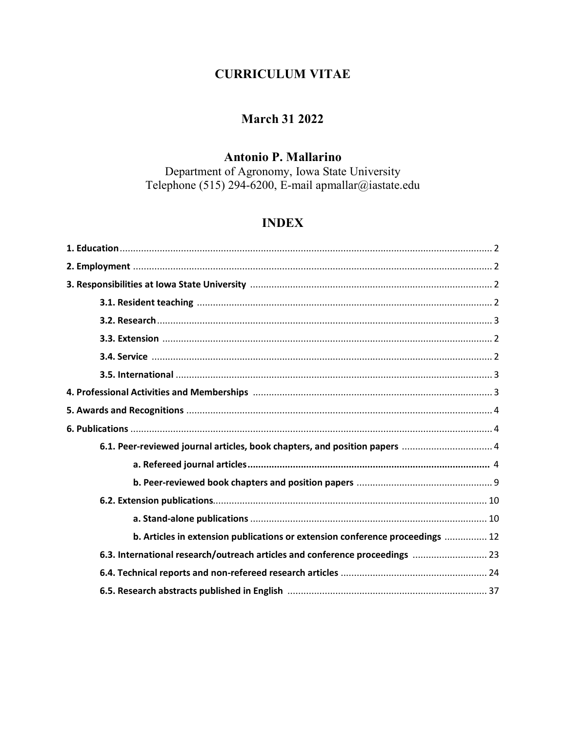# CURRICULUM VITAE

## March 31 2022

## Antonio P. Mallarino

Department of Agronomy, Iowa State University
Telephone (515) 294-6200, E-mail apmallar@iastate.edu

## INDEX

**1. Education** ........ 2

**2. Employment** ........ 2

**3. Responsibilities at Iowa State University** ........ 2

- **3.1. Resident teaching** ........ 2
- **3.2. Research** ........ 3
- **3.3. Extension** ........ 2
- **3.4. Service** ........ 2
- **3.5. International** ........ 3

**4. Professional Activities and Memberships** ........ 3

**5. Awards and Recognitions** ........ 4

**6. Publications** ........ 4

- **6.1. Peer-reviewed journal articles, book chapters, and position papers** ........ 4
  - **a. Refereed journal articles** ........ 4
  - **b. Peer-reviewed book chapters and position papers** ........ 9
- **6.2. Extension publications** ........ 10
  - **a. Stand-alone publications** ........ 10
  - **b. Articles in extension publications or extension conference proceedings** ........ 12
- **6.3. International research/outreach articles and conference proceedings** ........ 23
- **6.4. Technical reports and non-refereed research articles** ........ 24
- **6.5. Research abstracts published in English** ........ 37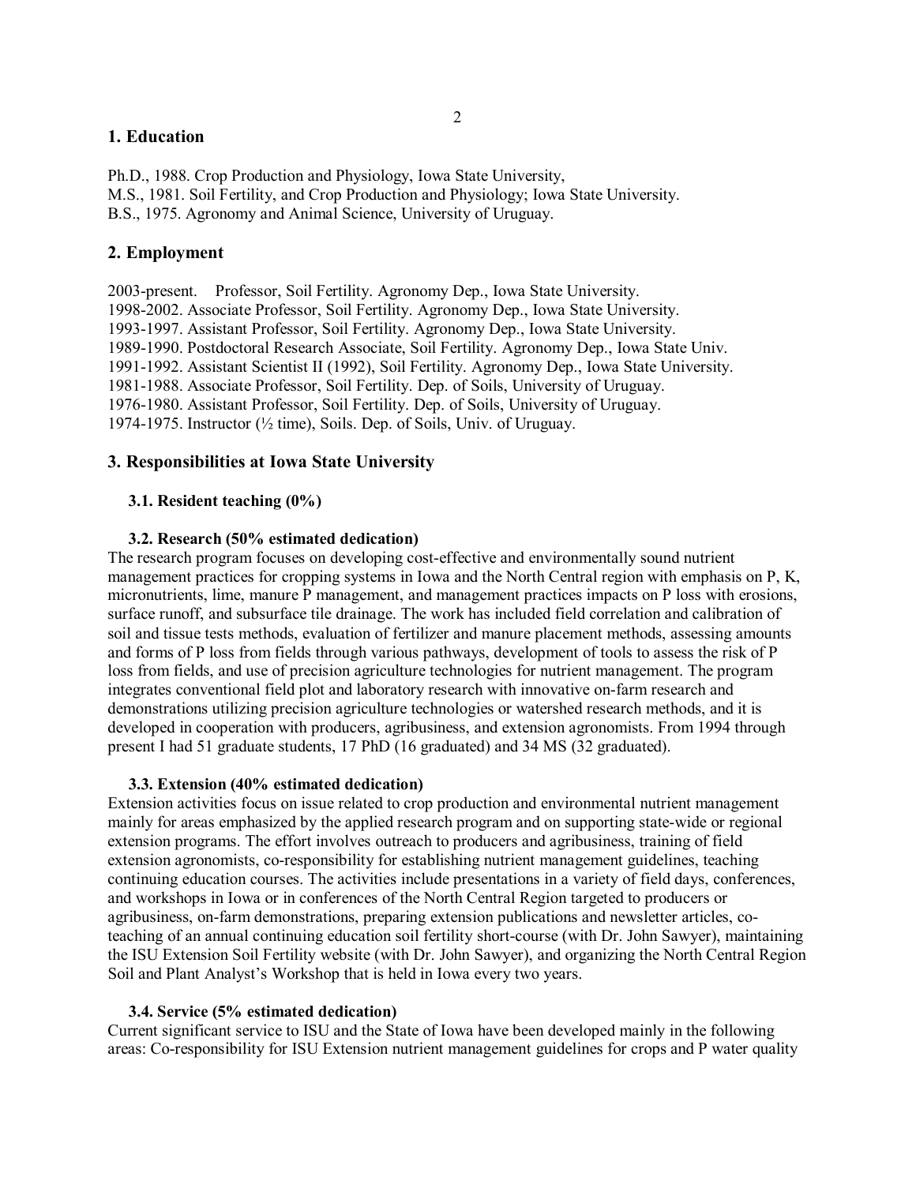## 1. Education

Ph.D., 1988. Crop Production and Physiology, Iowa State University,
M.S., 1981. Soil Fertility, and Crop Production and Physiology; Iowa State University.
B.S., 1975. Agronomy and Animal Science, University of Uruguay.

## 2. Employment

2003-present. Professor, Soil Fertility. Agronomy Dep., Iowa State University.
1998-2002. Associate Professor, Soil Fertility. Agronomy Dep., Iowa State University.
1993-1997. Assistant Professor, Soil Fertility. Agronomy Dep., Iowa State University.
1989-1990. Postdoctoral Research Associate, Soil Fertility. Agronomy Dep., Iowa State Univ.
1991-1992. Assistant Scientist II (1992), Soil Fertility. Agronomy Dep., Iowa State University.
1981-1988. Associate Professor, Soil Fertility. Dep. of Soils, University of Uruguay.
1976-1980. Assistant Professor, Soil Fertility. Dep. of Soils, University of Uruguay.
1974-1975. Instructor (½ time), Soils. Dep. of Soils, Univ. of Uruguay.

## 3. Responsibilities at Iowa State University

### 3.1. Resident teaching (0%)

### 3.2. Research (50% estimated dedication)

The research program focuses on developing cost-effective and environmentally sound nutrient management practices for cropping systems in Iowa and the North Central region with emphasis on P, K, micronutrients, lime, manure P management, and management practices impacts on P loss with erosions, surface runoff, and subsurface tile drainage. The work has included field correlation and calibration of soil and tissue tests methods, evaluation of fertilizer and manure placement methods, assessing amounts and forms of P loss from fields through various pathways, development of tools to assess the risk of P loss from fields, and use of precision agriculture technologies for nutrient management. The program integrates conventional field plot and laboratory research with innovative on-farm research and demonstrations utilizing precision agriculture technologies or watershed research methods, and it is developed in cooperation with producers, agribusiness, and extension agronomists. From 1994 through present I had 51 graduate students, 17 PhD (16 graduated) and 34 MS (32 graduated).

### 3.3. Extension (40% estimated dedication)

Extension activities focus on issue related to crop production and environmental nutrient management mainly for areas emphasized by the applied research program and on supporting state-wide or regional extension programs. The effort involves outreach to producers and agribusiness, training of field extension agronomists, co-responsibility for establishing nutrient management guidelines, teaching continuing education courses. The activities include presentations in a variety of field days, conferences, and workshops in Iowa or in conferences of the North Central Region targeted to producers or agribusiness, on-farm demonstrations, preparing extension publications and newsletter articles, co-teaching of an annual continuing education soil fertility short-course (with Dr. John Sawyer), maintaining the ISU Extension Soil Fertility website (with Dr. John Sawyer), and organizing the North Central Region Soil and Plant Analyst's Workshop that is held in Iowa every two years.

### 3.4. Service (5% estimated dedication)

Current significant service to ISU and the State of Iowa have been developed mainly in the following areas: Co-responsibility for ISU Extension nutrient management guidelines for crops and P water quality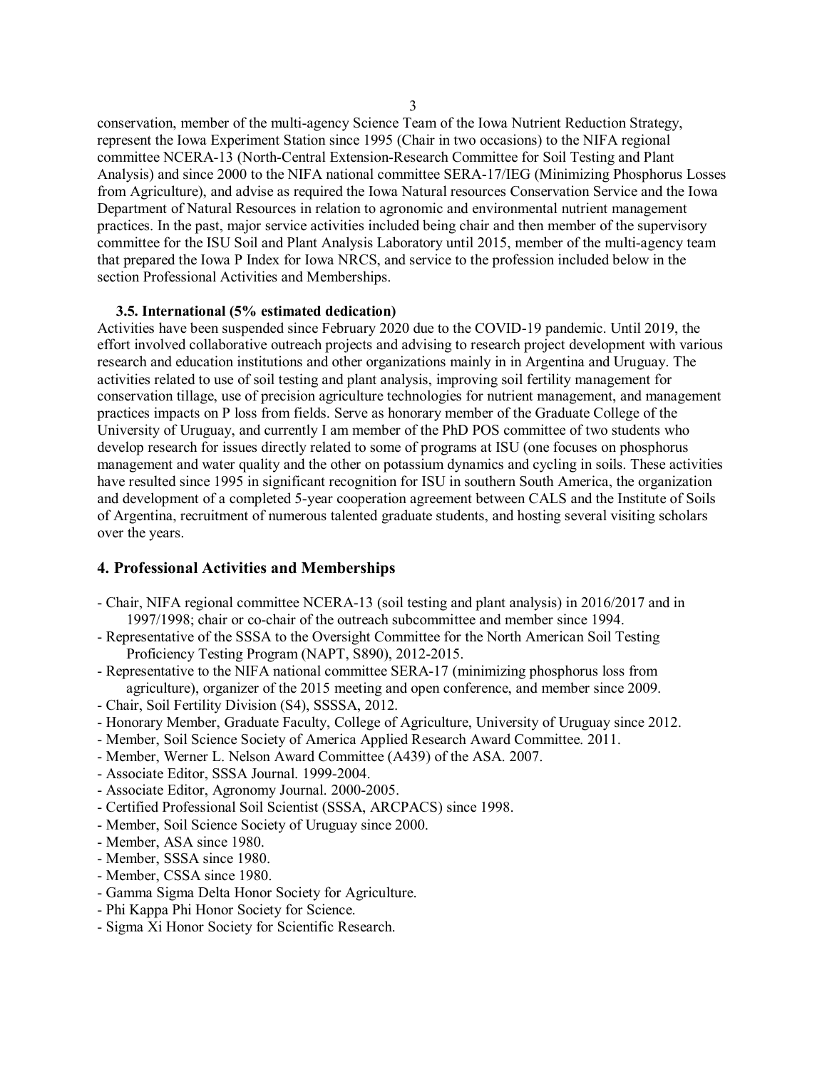conservation, member of the multi-agency Science Team of the Iowa Nutrient Reduction Strategy, represent the Iowa Experiment Station since 1995 (Chair in two occasions) to the NIFA regional committee NCERA-13 (North-Central Extension-Research Committee for Soil Testing and Plant Analysis) and since 2000 to the NIFA national committee SERA-17/IEG (Minimizing Phosphorus Losses from Agriculture), and advise as required the Iowa Natural resources Conservation Service and the Iowa Department of Natural Resources in relation to agronomic and environmental nutrient management practices. In the past, major service activities included being chair and then member of the supervisory committee for the ISU Soil and Plant Analysis Laboratory until 2015, member of the multi-agency team that prepared the Iowa P Index for Iowa NRCS, and service to the profession included below in the section Professional Activities and Memberships.

### 3.5. International (5% estimated dedication)

Activities have been suspended since February 2020 due to the COVID-19 pandemic. Until 2019, the effort involved collaborative outreach projects and advising to research project development with various research and education institutions and other organizations mainly in in Argentina and Uruguay. The activities related to use of soil testing and plant analysis, improving soil fertility management for conservation tillage, use of precision agriculture technologies for nutrient management, and management practices impacts on P loss from fields. Serve as honorary member of the Graduate College of the University of Uruguay, and currently I am member of the PhD POS committee of two students who develop research for issues directly related to some of programs at ISU (one focuses on phosphorus management and water quality and the other on potassium dynamics and cycling in soils. These activities have resulted since 1995 in significant recognition for ISU in southern South America, the organization and development of a completed 5-year cooperation agreement between CALS and the Institute of Soils of Argentina, recruitment of numerous talented graduate students, and hosting several visiting scholars over the years.

## 4. Professional Activities and Memberships

- Chair, NIFA regional committee NCERA-13 (soil testing and plant analysis) in 2016/2017 and in 1997/1998; chair or co-chair of the outreach subcommittee and member since 1994.
- Representative of the SSSA to the Oversight Committee for the North American Soil Testing Proficiency Testing Program (NAPT, S890), 2012-2015.
- Representative to the NIFA national committee SERA-17 (minimizing phosphorus loss from agriculture), organizer of the 2015 meeting and open conference, and member since 2009.
- Chair, Soil Fertility Division (S4), SSSSA, 2012.
- Honorary Member, Graduate Faculty, College of Agriculture, University of Uruguay since 2012.
- Member, Soil Science Society of America Applied Research Award Committee. 2011.
- Member, Werner L. Nelson Award Committee (A439) of the ASA. 2007.
- Associate Editor, SSSA Journal. 1999-2004.
- Associate Editor, Agronomy Journal. 2000-2005.
- Certified Professional Soil Scientist (SSSA, ARCPACS) since 1998.
- Member, Soil Science Society of Uruguay since 2000.
- Member, ASA since 1980.
- Member, SSSA since 1980.
- Member, CSSA since 1980.
- Gamma Sigma Delta Honor Society for Agriculture.
- Phi Kappa Phi Honor Society for Science.
- Sigma Xi Honor Society for Scientific Research.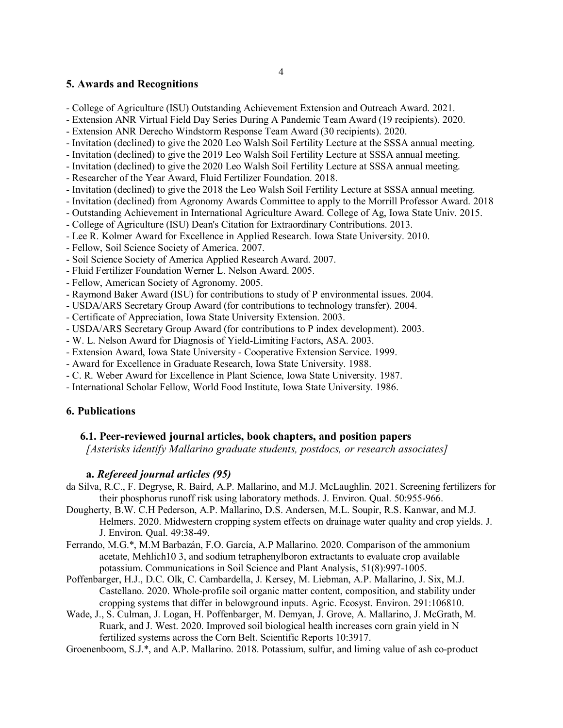## 5. Awards and Recognitions

- College of Agriculture (ISU) Outstanding Achievement Extension and Outreach Award. 2021.
- Extension ANR Virtual Field Day Series During A Pandemic Team Award (19 recipients). 2020.
- Extension ANR Derecho Windstorm Response Team Award (30 recipients). 2020.
- Invitation (declined) to give the 2020 Leo Walsh Soil Fertility Lecture at the SSSA annual meeting.
- Invitation (declined) to give the 2019 Leo Walsh Soil Fertility Lecture at SSSA annual meeting.
- Invitation (declined) to give the 2020 Leo Walsh Soil Fertility Lecture at SSSA annual meeting.
- Researcher of the Year Award, Fluid Fertilizer Foundation. 2018.
- Invitation (declined) to give the 2018 the Leo Walsh Soil Fertility Lecture at SSSA annual meeting.
- Invitation (declined) from Agronomy Awards Committee to apply to the Morrill Professor Award. 2018
- Outstanding Achievement in International Agriculture Award. College of Ag, Iowa State Univ. 2015.
- College of Agriculture (ISU) Dean's Citation for Extraordinary Contributions. 2013.
- Lee R. Kolmer Award for Excellence in Applied Research. Iowa State University. 2010.
- Fellow, Soil Science Society of America. 2007.
- Soil Science Society of America Applied Research Award. 2007.
- Fluid Fertilizer Foundation Werner L. Nelson Award. 2005.
- Fellow, American Society of Agronomy. 2005.
- Raymond Baker Award (ISU) for contributions to study of P environmental issues. 2004.
- USDA/ARS Secretary Group Award (for contributions to technology transfer). 2004.
- Certificate of Appreciation, Iowa State University Extension. 2003.
- USDA/ARS Secretary Group Award (for contributions to P index development). 2003.
- W. L. Nelson Award for Diagnosis of Yield-Limiting Factors, ASA. 2003.
- Extension Award, Iowa State University - Cooperative Extension Service. 1999.
- Award for Excellence in Graduate Research, Iowa State University. 1988.
- C. R. Weber Award for Excellence in Plant Science, Iowa State University. 1987.
- International Scholar Fellow, World Food Institute, Iowa State University. 1986.

## 6. Publications

### 6.1. Peer-reviewed journal articles, book chapters, and position papers

*[Asterisks identify Mallarino graduate students, postdocs, or research associates]*

#### a. *Refereed journal articles (95)*

da Silva, R.C., F. Degryse, R. Baird, A.P. Mallarino, and M.J. McLaughlin. 2021. Screening fertilizers for their phosphorus runoff risk using laboratory methods. J. Environ. Qual. 50:955-966.

Dougherty, B.W. C.H Pederson, A.P. Mallarino, D.S. Andersen, M.L. Soupir, R.S. Kanwar, and M.J. Helmers. 2020. Midwestern cropping system effects on drainage water quality and crop yields. J. J. Environ. Qual. 49:38-49.

Ferrando, M.G.*, M.M Barbazán, F.O. García, A.P Mallarino. 2020. Comparison of the ammonium acetate, Mehlich10 3, and sodium tetraphenylboron extractants to evaluate crop available potassium. Communications in Soil Science and Plant Analysis, 51(8):997-1005.

Poffenbarger, H.J., D.C. Olk, C. Cambardella, J. Kersey, M. Liebman, A.P. Mallarino, J. Six, M.J. Castellano. 2020. Whole-profile soil organic matter content, composition, and stability under cropping systems that differ in belowground inputs. Agric. Ecosyst. Environ. 291:106810.

Wade, J., S. Culman, J. Logan, H. Poffenbarger, M. Demyan, J. Grove, A. Mallarino, J. McGrath, M. Ruark, and J. West. 2020. Improved soil biological health increases corn grain yield in N fertilized systems across the Corn Belt. Scientific Reports 10:3917.

Groenenboom, S.J.*, and A.P. Mallarino. 2018. Potassium, sulfur, and liming value of ash co-product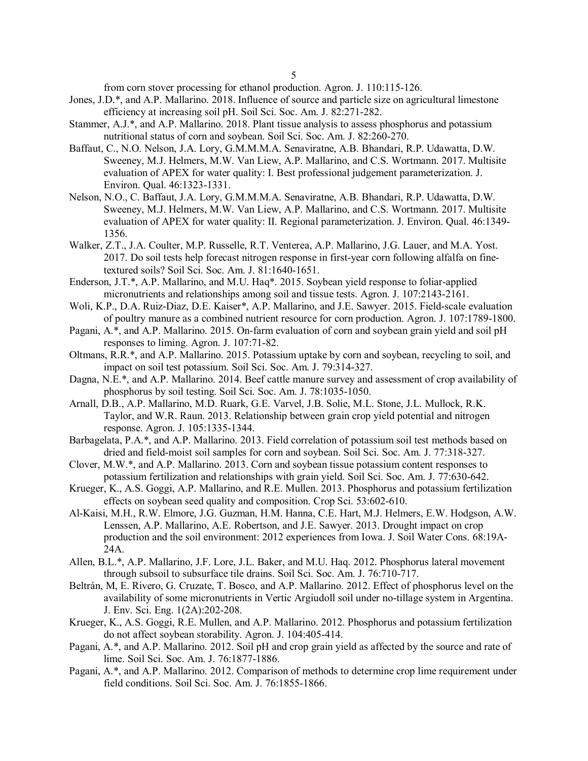from corn stover processing for ethanol production. Agron. J. 110:115-126.

Jones, J.D.*, and A.P. Mallarino. 2018. Influence of source and particle size on agricultural limestone efficiency at increasing soil pH. Soil Sci. Soc. Am. J. 82:271-282.

Stammer, A.J.*, and A.P. Mallarino. 2018. Plant tissue analysis to assess phosphorus and potassium nutritional status of corn and soybean. Soil Sci. Soc. Am. J. 82:260-270.

Baffaut, C., N.O. Nelson, J.A. Lory, G.M.M.M.A. Senaviratne, A.B. Bhandari, R.P. Udawatta, D.W. Sweeney, M.J. Helmers, M.W. Van Liew, A.P. Mallarino, and C.S. Wortmann. 2017. Multisite evaluation of APEX for water quality: I. Best professional judgement parameterization. J. Environ. Qual. 46:1323-1331.

Nelson, N.O., C. Baffaut, J.A. Lory, G.M.M.M.A. Senaviratne, A.B. Bhandari, R.P. Udawatta, D.W. Sweeney, M.J. Helmers, M.W. Van Liew, A.P. Mallarino, and C.S. Wortmann. 2017. Multisite evaluation of APEX for water quality: II. Regional parameterization. J. Environ. Qual. 46:1349-1356.

Walker, Z.T., J.A. Coulter, M.P. Russelle, R.T. Venterea, A.P. Mallarino, J.G. Lauer, and M.A. Yost. 2017. Do soil tests help forecast nitrogen response in first-year corn following alfalfa on fine-textured soils? Soil Sci. Soc. Am. J. 81:1640-1651.

Enderson, J.T.*, A.P. Mallarino, and M.U. Haq*. 2015. Soybean yield response to foliar-applied micronutrients and relationships among soil and tissue tests. Agron. J. 107:2143-2161.

Woli, K.P., D.A. Ruiz-Diaz, D.E. Kaiser*, A.P. Mallarino, and J.E. Sawyer. 2015. Field-scale evaluation of poultry manure as a combined nutrient resource for corn production. Agron. J. 107:1789-1800.

Pagani, A.*, and A.P. Mallarino. 2015. On-farm evaluation of corn and soybean grain yield and soil pH responses to liming. Agron. J. 107:71-82.

Oltmans, R.R.*, and A.P. Mallarino. 2015. Potassium uptake by corn and soybean, recycling to soil, and impact on soil test potassium. Soil Sci. Soc. Am. J. 79:314-327.

Dagna, N.E.*, and A.P. Mallarino. 2014. Beef cattle manure survey and assessment of crop availability of phosphorus by soil testing. Soil Sci. Soc. Am. J. 78:1035-1050.

Arnall, D.B., A.P. Mallarino, M.D. Ruark, G.E. Varvel, J.B. Solie, M.L. Stone, J.L. Mullock, R.K. Taylor, and W.R. Raun. 2013. Relationship between grain crop yield potential and nitrogen response. Agron. J. 105:1335-1344.

Barbagelata, P.A.*, and A.P. Mallarino. 2013. Field correlation of potassium soil test methods based on dried and field-moist soil samples for corn and soybean. Soil Sci. Soc. Am. J. 77:318-327.

Clover, M.W.*, and A.P. Mallarino. 2013. Corn and soybean tissue potassium content responses to potassium fertilization and relationships with grain yield. Soil Sci. Soc. Am. J. 77:630-642.

Krueger, K., A.S. Goggi, A.P. Mallarino, and R.E. Mullen. 2013. Phosphorus and potassium fertilization effects on soybean seed quality and composition. Crop Sci. 53:602-610.

Al-Kaisi, M.H., R.W. Elmore, J.G. Guzman, H.M. Hanna, C.E. Hart, M.J. Helmers, E.W. Hodgson, A.W. Lenssen, A.P. Mallarino, A.E. Robertson, and J.E. Sawyer. 2013. Drought impact on crop production and the soil environment: 2012 experiences from Iowa. J. Soil Water Cons. 68:19A-24A.

Allen, B.L.*, A.P. Mallarino, J.F. Lore, J.L. Baker, and M.U. Haq. 2012. Phosphorus lateral movement through subsoil to subsurface tile drains. Soil Sci. Soc. Am. J. 76:710-717.

Beltrán, M, E. Rivero, G. Cruzate, T. Bosco, and A.P. Mallarino. 2012. Effect of phosphorus level on the availability of some micronutrients in Vertic Argiudoll soil under no-tillage system in Argentina. J. Env. Sci. Eng. 1(2A):202-208.

Krueger, K., A.S. Goggi, R.E. Mullen, and A.P. Mallarino. 2012. Phosphorus and potassium fertilization do not affect soybean storability. Agron. J. 104:405-414.

Pagani, A.*, and A.P. Mallarino. 2012. Soil pH and crop grain yield as affected by the source and rate of lime. Soil Sci. Soc. Am. J. 76:1877-1886.

Pagani, A.*, and A.P. Mallarino. 2012. Comparison of methods to determine crop lime requirement under field conditions. Soil Sci. Soc. Am. J. 76:1855-1866.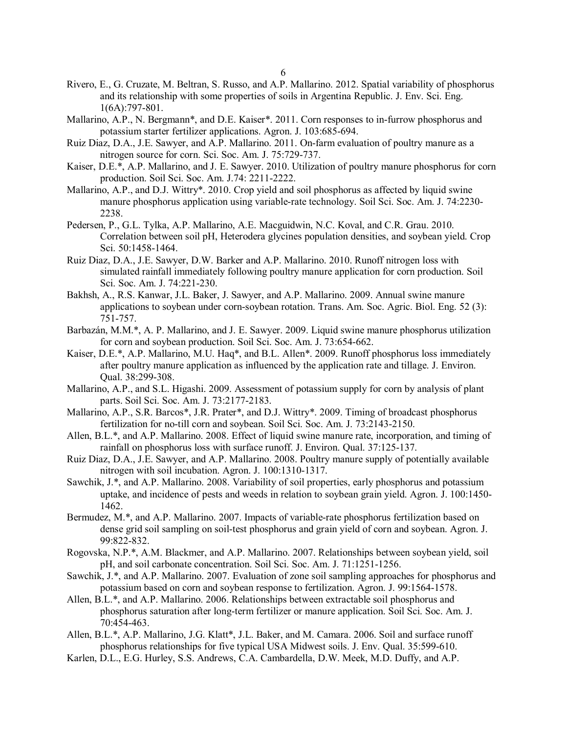Rivero, E., G. Cruzate, M. Beltran, S. Russo, and A.P. Mallarino. 2012. Spatial variability of phosphorus and its relationship with some properties of soils in Argentina Republic. J. Env. Sci. Eng. 1(6A):797-801.

Mallarino, A.P., N. Bergmann*, and D.E. Kaiser*. 2011. Corn responses to in-furrow phosphorus and potassium starter fertilizer applications. Agron. J. 103:685-694.

Ruiz Diaz, D.A., J.E. Sawyer, and A.P. Mallarino. 2011. On-farm evaluation of poultry manure as a nitrogen source for corn. Sci. Soc. Am. J. 75:729-737.

Kaiser, D.E.*, A.P. Mallarino, and J. E. Sawyer. 2010. Utilization of poultry manure phosphorus for corn production. Soil Sci. Soc. Am. J.74: 2211-2222.

Mallarino, A.P., and D.J. Wittry*. 2010. Crop yield and soil phosphorus as affected by liquid swine manure phosphorus application using variable-rate technology. Soil Sci. Soc. Am. J. 74:2230-2238.

Pedersen, P., G.L. Tylka, A.P. Mallarino, A.E. Macguidwin, N.C. Koval, and C.R. Grau. 2010. Correlation between soil pH, Heterodera glycines population densities, and soybean yield. Crop Sci. 50:1458-1464.

Ruiz Diaz, D.A., J.E. Sawyer, D.W. Barker and A.P. Mallarino. 2010. Runoff nitrogen loss with simulated rainfall immediately following poultry manure application for corn production. Soil Sci. Soc. Am. J. 74:221-230.

Bakhsh, A., R.S. Kanwar, J.L. Baker, J. Sawyer, and A.P. Mallarino. 2009. Annual swine manure applications to soybean under corn-soybean rotation. Trans. Am. Soc. Agric. Biol. Eng. 52 (3): 751-757.

Barbazán, M.M.*, A. P. Mallarino, and J. E. Sawyer. 2009. Liquid swine manure phosphorus utilization for corn and soybean production. Soil Sci. Soc. Am. J. 73:654-662.

Kaiser, D.E.*, A.P. Mallarino, M.U. Haq*, and B.L. Allen*. 2009. Runoff phosphorus loss immediately after poultry manure application as influenced by the application rate and tillage. J. Environ. Qual. 38:299-308.

Mallarino, A.P., and S.L. Higashi. 2009. Assessment of potassium supply for corn by analysis of plant parts. Soil Sci. Soc. Am. J. 73:2177-2183.

Mallarino, A.P., S.R. Barcos*, J.R. Prater*, and D.J. Wittry*. 2009. Timing of broadcast phosphorus fertilization for no-till corn and soybean. Soil Sci. Soc. Am. J. 73:2143-2150.

Allen, B.L.*, and A.P. Mallarino. 2008. Effect of liquid swine manure rate, incorporation, and timing of rainfall on phosphorus loss with surface runoff. J. Environ. Qual. 37:125-137.

Ruiz Diaz, D.A., J.E. Sawyer, and A.P. Mallarino. 2008. Poultry manure supply of potentially available nitrogen with soil incubation. Agron. J. 100:1310-1317.

Sawchik, J.*, and A.P. Mallarino. 2008. Variability of soil properties, early phosphorus and potassium uptake, and incidence of pests and weeds in relation to soybean grain yield. Agron. J. 100:1450-1462.

Bermudez, M.*, and A.P. Mallarino. 2007. Impacts of variable-rate phosphorus fertilization based on dense grid soil sampling on soil-test phosphorus and grain yield of corn and soybean. Agron. J. 99:822-832.

Rogovska, N.P.*, A.M. Blackmer, and A.P. Mallarino. 2007. Relationships between soybean yield, soil pH, and soil carbonate concentration. Soil Sci. Soc. Am. J. 71:1251-1256.

Sawchik, J.*, and A.P. Mallarino. 2007. Evaluation of zone soil sampling approaches for phosphorus and potassium based on corn and soybean response to fertilization. Agron. J. 99:1564-1578.

Allen, B.L.*, and A.P. Mallarino. 2006. Relationships between extractable soil phosphorus and phosphorus saturation after long-term fertilizer or manure application. Soil Sci. Soc. Am. J. 70:454-463.

Allen, B.L.*, A.P. Mallarino, J.G. Klatt*, J.L. Baker, and M. Camara. 2006. Soil and surface runoff phosphorus relationships for five typical USA Midwest soils. J. Env. Qual. 35:599-610.

Karlen, D.L., E.G. Hurley, S.S. Andrews, C.A. Cambardella, D.W. Meek, M.D. Duffy, and A.P.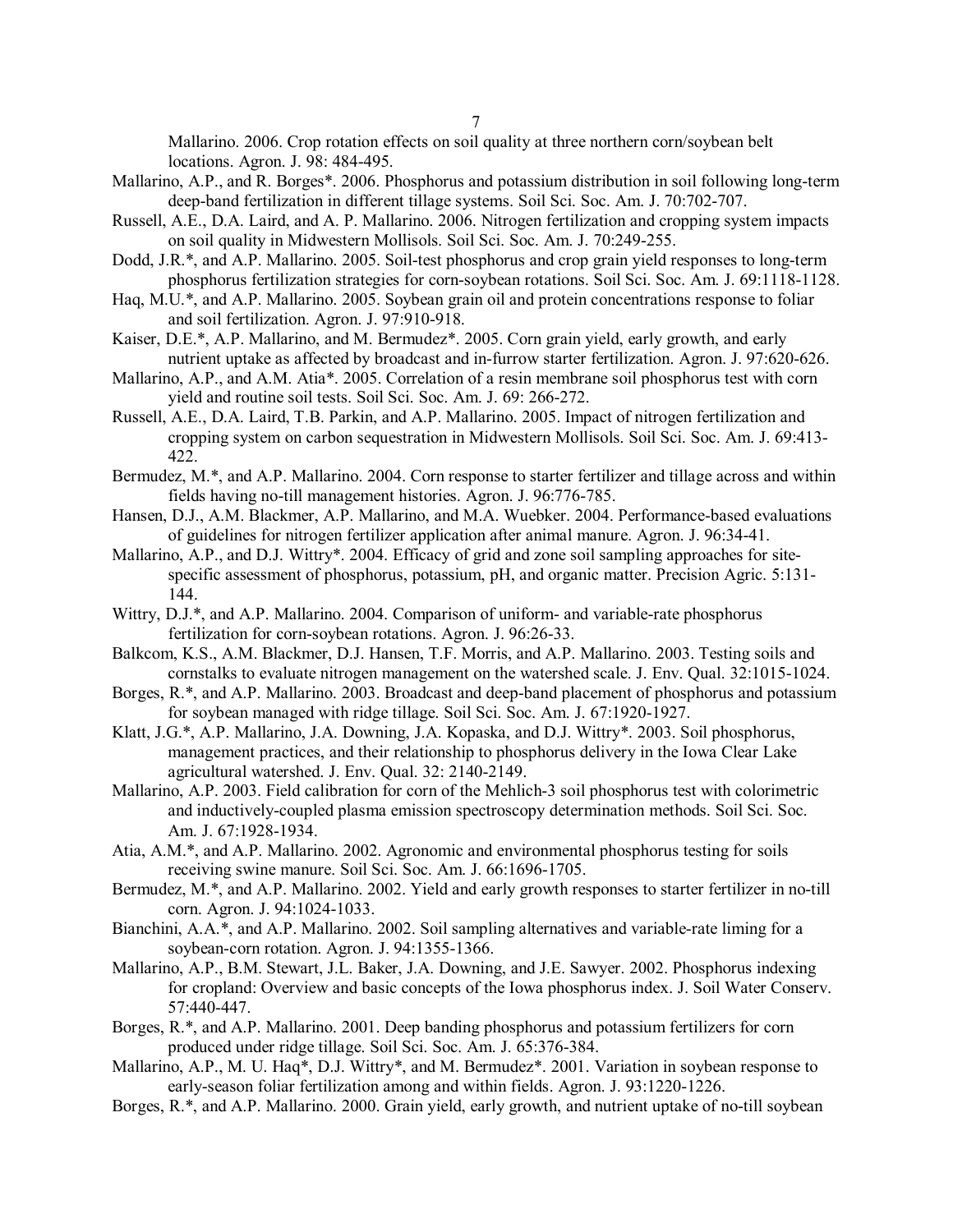Mallarino. 2006. Crop rotation effects on soil quality at three northern corn/soybean belt locations. Agron. J. 98: 484-495.

Mallarino, A.P., and R. Borges*. 2006. Phosphorus and potassium distribution in soil following long-term deep-band fertilization in different tillage systems. Soil Sci. Soc. Am. J. 70:702-707.

Russell, A.E., D.A. Laird, and A. P. Mallarino. 2006. Nitrogen fertilization and cropping system impacts on soil quality in Midwestern Mollisols. Soil Sci. Soc. Am. J. 70:249-255.

Dodd, J.R.*, and A.P. Mallarino. 2005. Soil-test phosphorus and crop grain yield responses to long-term phosphorus fertilization strategies for corn-soybean rotations. Soil Sci. Soc. Am. J. 69:1118-1128.

Haq, M.U.*, and A.P. Mallarino. 2005. Soybean grain oil and protein concentrations response to foliar and soil fertilization. Agron. J. 97:910-918.

Kaiser, D.E.*, A.P. Mallarino, and M. Bermudez*. 2005. Corn grain yield, early growth, and early nutrient uptake as affected by broadcast and in-furrow starter fertilization. Agron. J. 97:620-626.

Mallarino, A.P., and A.M. Atia*. 2005. Correlation of a resin membrane soil phosphorus test with corn yield and routine soil tests. Soil Sci. Soc. Am. J. 69: 266-272.

Russell, A.E., D.A. Laird, T.B. Parkin, and A.P. Mallarino. 2005. Impact of nitrogen fertilization and cropping system on carbon sequestration in Midwestern Mollisols. Soil Sci. Soc. Am. J. 69:413-422.

Bermudez, M.*, and A.P. Mallarino. 2004. Corn response to starter fertilizer and tillage across and within fields having no-till management histories. Agron. J. 96:776-785.

Hansen, D.J., A.M. Blackmer, A.P. Mallarino, and M.A. Wuebker. 2004. Performance-based evaluations of guidelines for nitrogen fertilizer application after animal manure. Agron. J. 96:34-41.

Mallarino, A.P., and D.J. Wittry*. 2004. Efficacy of grid and zone soil sampling approaches for site-specific assessment of phosphorus, potassium, pH, and organic matter. Precision Agric. 5:131-144.

Wittry, D.J.*, and A.P. Mallarino. 2004. Comparison of uniform- and variable-rate phosphorus fertilization for corn-soybean rotations. Agron. J. 96:26-33.

Balkcom, K.S., A.M. Blackmer, D.J. Hansen, T.F. Morris, and A.P. Mallarino. 2003. Testing soils and cornstalks to evaluate nitrogen management on the watershed scale. J. Env. Qual. 32:1015-1024.

Borges, R.*, and A.P. Mallarino. 2003. Broadcast and deep-band placement of phosphorus and potassium for soybean managed with ridge tillage. Soil Sci. Soc. Am. J. 67:1920-1927.

Klatt, J.G.*, A.P. Mallarino, J.A. Downing, J.A. Kopaska, and D.J. Wittry*. 2003. Soil phosphorus, management practices, and their relationship to phosphorus delivery in the Iowa Clear Lake agricultural watershed. J. Env. Qual. 32: 2140-2149.

Mallarino, A.P. 2003. Field calibration for corn of the Mehlich-3 soil phosphorus test with colorimetric and inductively-coupled plasma emission spectroscopy determination methods. Soil Sci. Soc. Am. J. 67:1928-1934.

Atia, A.M.*, and A.P. Mallarino. 2002. Agronomic and environmental phosphorus testing for soils receiving swine manure. Soil Sci. Soc. Am. J. 66:1696-1705.

Bermudez, M.*, and A.P. Mallarino. 2002. Yield and early growth responses to starter fertilizer in no-till corn. Agron. J. 94:1024-1033.

Bianchini, A.A.*, and A.P. Mallarino. 2002. Soil sampling alternatives and variable-rate liming for a soybean-corn rotation. Agron. J. 94:1355-1366.

Mallarino, A.P., B.M. Stewart, J.L. Baker, J.A. Downing, and J.E. Sawyer. 2002. Phosphorus indexing for cropland: Overview and basic concepts of the Iowa phosphorus index. J. Soil Water Conserv. 57:440-447.

Borges, R.*, and A.P. Mallarino. 2001. Deep banding phosphorus and potassium fertilizers for corn produced under ridge tillage. Soil Sci. Soc. Am. J. 65:376-384.

Mallarino, A.P., M. U. Haq*, D.J. Wittry*, and M. Bermudez*. 2001. Variation in soybean response to early-season foliar fertilization among and within fields. Agron. J. 93:1220-1226.

Borges, R.*, and A.P. Mallarino. 2000. Grain yield, early growth, and nutrient uptake of no-till soybean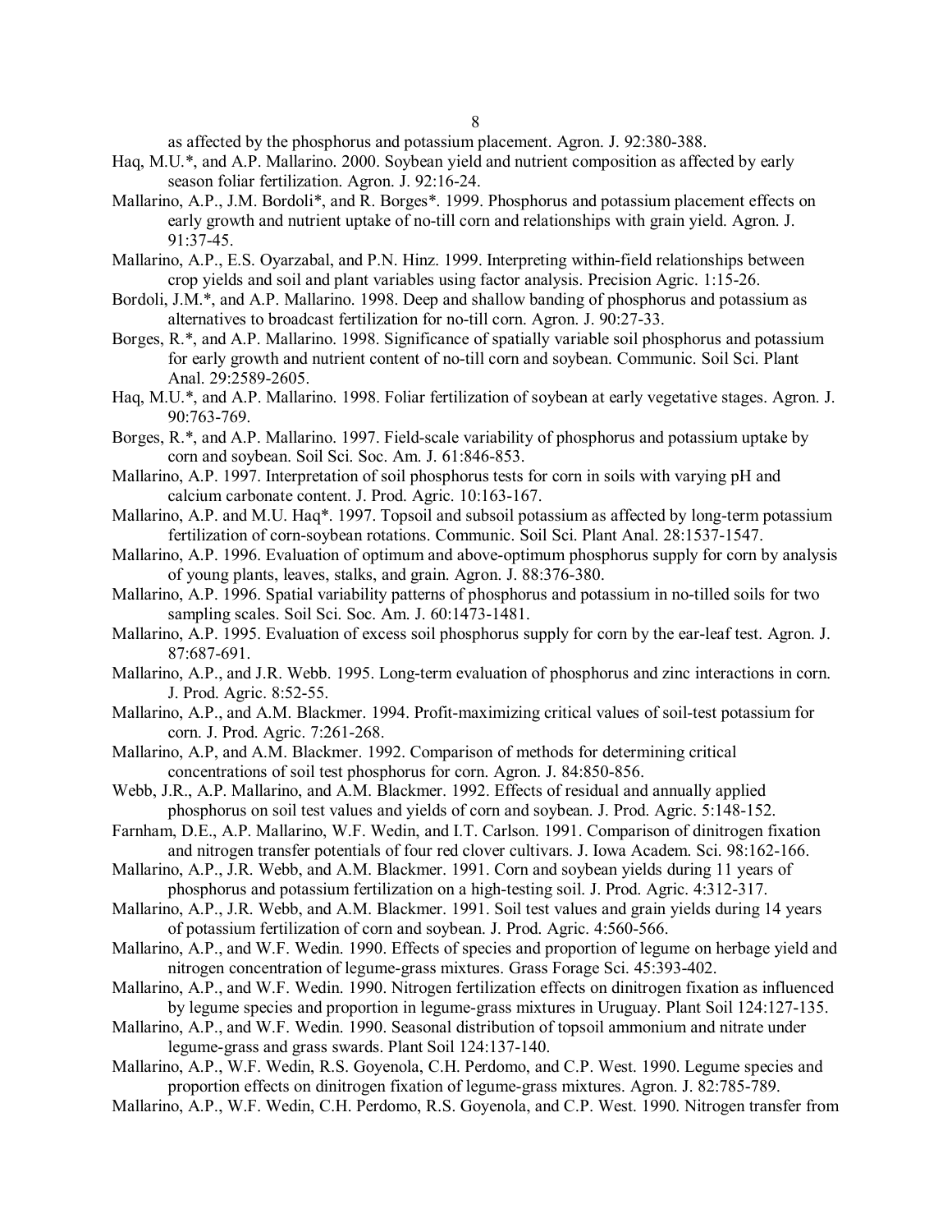as affected by the phosphorus and potassium placement. Agron. J. 92:380-388.

Haq, M.U.*, and A.P. Mallarino. 2000. Soybean yield and nutrient composition as affected by early season foliar fertilization. Agron. J. 92:16-24.

Mallarino, A.P., J.M. Bordoli*, and R. Borges*. 1999. Phosphorus and potassium placement effects on early growth and nutrient uptake of no-till corn and relationships with grain yield. Agron. J. 91:37-45.

Mallarino, A.P., E.S. Oyarzabal, and P.N. Hinz. 1999. Interpreting within-field relationships between crop yields and soil and plant variables using factor analysis. Precision Agric. 1:15-26.

Bordoli, J.M.*, and A.P. Mallarino. 1998. Deep and shallow banding of phosphorus and potassium as alternatives to broadcast fertilization for no-till corn. Agron. J. 90:27-33.

Borges, R.*, and A.P. Mallarino. 1998. Significance of spatially variable soil phosphorus and potassium for early growth and nutrient content of no-till corn and soybean. Communic. Soil Sci. Plant Anal. 29:2589-2605.

Haq, M.U.*, and A.P. Mallarino. 1998. Foliar fertilization of soybean at early vegetative stages. Agron. J. 90:763-769.

Borges, R.*, and A.P. Mallarino. 1997. Field-scale variability of phosphorus and potassium uptake by corn and soybean. Soil Sci. Soc. Am. J. 61:846-853.

Mallarino, A.P. 1997. Interpretation of soil phosphorus tests for corn in soils with varying pH and calcium carbonate content. J. Prod. Agric. 10:163-167.

Mallarino, A.P. and M.U. Haq*. 1997. Topsoil and subsoil potassium as affected by long-term potassium fertilization of corn-soybean rotations. Communic. Soil Sci. Plant Anal. 28:1537-1547.

Mallarino, A.P. 1996. Evaluation of optimum and above-optimum phosphorus supply for corn by analysis of young plants, leaves, stalks, and grain. Agron. J. 88:376-380.

Mallarino, A.P. 1996. Spatial variability patterns of phosphorus and potassium in no-tilled soils for two sampling scales. Soil Sci. Soc. Am. J. 60:1473-1481.

Mallarino, A.P. 1995. Evaluation of excess soil phosphorus supply for corn by the ear-leaf test. Agron. J. 87:687-691.

Mallarino, A.P., and J.R. Webb. 1995. Long-term evaluation of phosphorus and zinc interactions in corn. J. Prod. Agric. 8:52-55.

Mallarino, A.P., and A.M. Blackmer. 1994. Profit-maximizing critical values of soil-test potassium for corn. J. Prod. Agric. 7:261-268.

Mallarino, A.P, and A.M. Blackmer. 1992. Comparison of methods for determining critical concentrations of soil test phosphorus for corn. Agron. J. 84:850-856.

Webb, J.R., A.P. Mallarino, and A.M. Blackmer. 1992. Effects of residual and annually applied phosphorus on soil test values and yields of corn and soybean. J. Prod. Agric. 5:148-152.

Farnham, D.E., A.P. Mallarino, W.F. Wedin, and I.T. Carlson. 1991. Comparison of dinitrogen fixation and nitrogen transfer potentials of four red clover cultivars. J. Iowa Academ. Sci. 98:162-166.

Mallarino, A.P., J.R. Webb, and A.M. Blackmer. 1991. Corn and soybean yields during 11 years of phosphorus and potassium fertilization on a high-testing soil. J. Prod. Agric. 4:312-317.

Mallarino, A.P., J.R. Webb, and A.M. Blackmer. 1991. Soil test values and grain yields during 14 years of potassium fertilization of corn and soybean. J. Prod. Agric. 4:560-566.

Mallarino, A.P., and W.F. Wedin. 1990. Effects of species and proportion of legume on herbage yield and nitrogen concentration of legume-grass mixtures. Grass Forage Sci. 45:393-402.

Mallarino, A.P., and W.F. Wedin. 1990. Nitrogen fertilization effects on dinitrogen fixation as influenced by legume species and proportion in legume-grass mixtures in Uruguay. Plant Soil 124:127-135.

Mallarino, A.P., and W.F. Wedin. 1990. Seasonal distribution of topsoil ammonium and nitrate under legume-grass and grass swards. Plant Soil 124:137-140.

Mallarino, A.P., W.F. Wedin, R.S. Goyenola, C.H. Perdomo, and C.P. West. 1990. Legume species and proportion effects on dinitrogen fixation of legume-grass mixtures. Agron. J. 82:785-789.

Mallarino, A.P., W.F. Wedin, C.H. Perdomo, R.S. Goyenola, and C.P. West. 1990. Nitrogen transfer from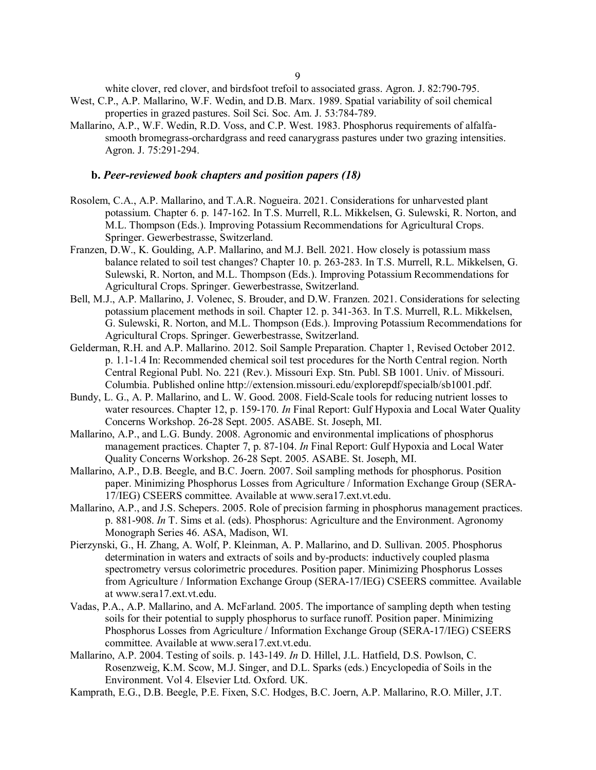white clover, red clover, and birdsfoot trefoil to associated grass. Agron. J. 82:790-795.

West, C.P., A.P. Mallarino, W.F. Wedin, and D.B. Marx. 1989. Spatial variability of soil chemical properties in grazed pastures. Soil Sci. Soc. Am. J. 53:784-789.

Mallarino, A.P., W.F. Wedin, R.D. Voss, and C.P. West. 1983. Phosphorus requirements of alfalfa-smooth bromegrass-orchardgrass and reed canarygrass pastures under two grazing intensities. Agron. J. 75:291-294.

### b. *Peer-reviewed book chapters and position papers (18)*

Rosolem, C.A., A.P. Mallarino, and T.A.R. Nogueira. 2021. Considerations for unharvested plant potassium. Chapter 6. p. 147-162. In T.S. Murrell, R.L. Mikkelsen, G. Sulewski, R. Norton, and M.L. Thompson (Eds.). Improving Potassium Recommendations for Agricultural Crops. Springer. Gewerbestrasse, Switzerland.

Franzen, D.W., K. Goulding, A.P. Mallarino, and M.J. Bell. 2021. How closely is potassium mass balance related to soil test changes? Chapter 10. p. 263-283. In T.S. Murrell, R.L. Mikkelsen, G. Sulewski, R. Norton, and M.L. Thompson (Eds.). Improving Potassium Recommendations for Agricultural Crops. Springer. Gewerbestrasse, Switzerland.

Bell, M.J., A.P. Mallarino, J. Volenec, S. Brouder, and D.W. Franzen. 2021. Considerations for selecting potassium placement methods in soil. Chapter 12. p. 341-363. In T.S. Murrell, R.L. Mikkelsen, G. Sulewski, R. Norton, and M.L. Thompson (Eds.). Improving Potassium Recommendations for Agricultural Crops. Springer. Gewerbestrasse, Switzerland.

Gelderman, R.H. and A.P. Mallarino. 2012. Soil Sample Preparation. Chapter 1, Revised October 2012. p. 1.1-1.4 In: Recommended chemical soil test procedures for the North Central region. North Central Regional Publ. No. 221 (Rev.). Missouri Exp. Stn. Publ. SB 1001. Univ. of Missouri. Columbia. Published online http://extension.missouri.edu/explorepdf/specialb/sb1001.pdf.

Bundy, L. G., A. P. Mallarino, and L. W. Good. 2008. Field-Scale tools for reducing nutrient losses to water resources. Chapter 12, p. 159-170. *In* Final Report: Gulf Hypoxia and Local Water Quality Concerns Workshop. 26-28 Sept. 2005. ASABE. St. Joseph, MI.

Mallarino, A.P., and L.G. Bundy. 2008. Agronomic and environmental implications of phosphorus management practices. Chapter 7, p. 87-104. *In* Final Report: Gulf Hypoxia and Local Water Quality Concerns Workshop. 26-28 Sept. 2005. ASABE. St. Joseph, MI.

Mallarino, A.P., D.B. Beegle, and B.C. Joern. 2007. Soil sampling methods for phosphorus. Position paper. Minimizing Phosphorus Losses from Agriculture / Information Exchange Group (SERA-17/IEG) CSEERS committee. Available at www.sera17.ext.vt.edu.

Mallarino, A.P., and J.S. Schepers. 2005. Role of precision farming in phosphorus management practices. p. 881-908. *In* T. Sims et al. (eds). Phosphorus: Agriculture and the Environment. Agronomy Monograph Series 46. ASA, Madison, WI.

Pierzynski, G., H. Zhang, A. Wolf, P. Kleinman, A. P. Mallarino, and D. Sullivan. 2005. Phosphorus determination in waters and extracts of soils and by-products: inductively coupled plasma spectrometry versus colorimetric procedures. Position paper. Minimizing Phosphorus Losses from Agriculture / Information Exchange Group (SERA-17/IEG) CSEERS committee. Available at www.sera17.ext.vt.edu.

Vadas, P.A., A.P. Mallarino, and A. McFarland. 2005. The importance of sampling depth when testing soils for their potential to supply phosphorus to surface runoff. Position paper. Minimizing Phosphorus Losses from Agriculture / Information Exchange Group (SERA-17/IEG) CSEERS committee. Available at www.sera17.ext.vt.edu.

Mallarino, A.P. 2004. Testing of soils. p. 143-149. *In* D. Hillel, J.L. Hatfield, D.S. Powlson, C. Rosenzweig, K.M. Scow, M.J. Singer, and D.L. Sparks (eds.) Encyclopedia of Soils in the Environment. Vol 4. Elsevier Ltd. Oxford. UK.

Kamprath, E.G., D.B. Beegle, P.E. Fixen, S.C. Hodges, B.C. Joern, A.P. Mallarino, R.O. Miller, J.T.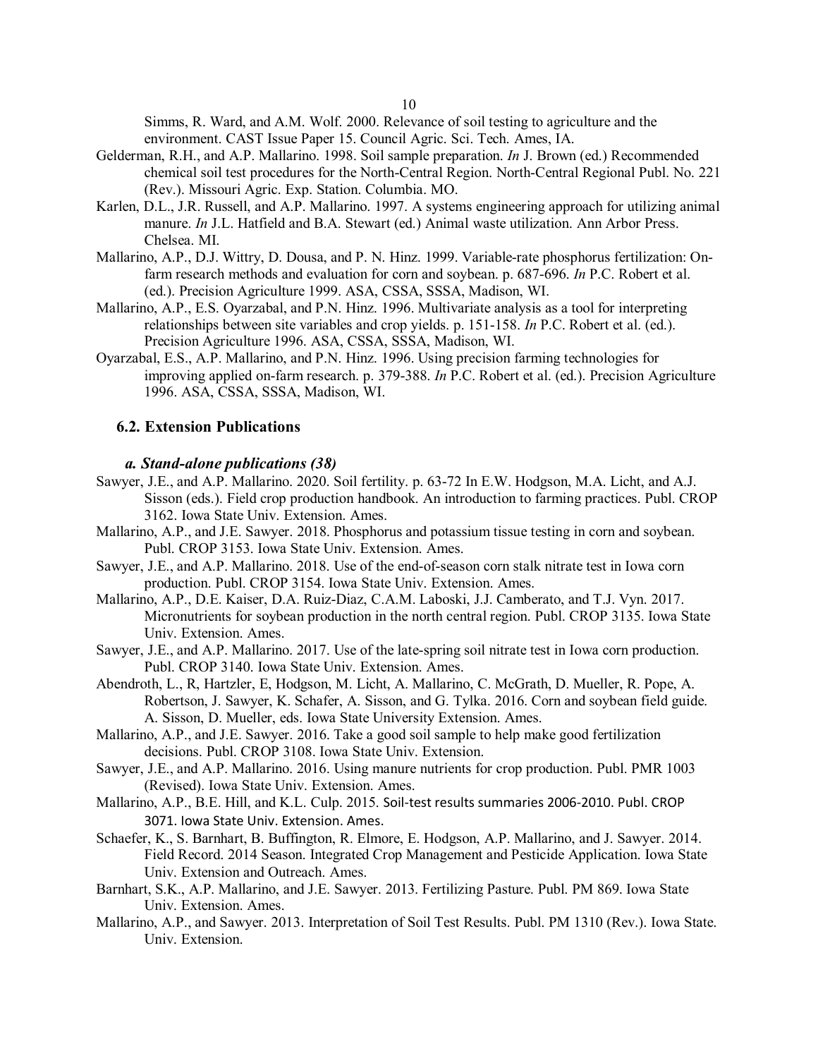Simms, R. Ward, and A.M. Wolf. 2000. Relevance of soil testing to agriculture and the environment. CAST Issue Paper 15. Council Agric. Sci. Tech. Ames, IA.

Gelderman, R.H., and A.P. Mallarino. 1998. Soil sample preparation. *In* J. Brown (ed.) Recommended chemical soil test procedures for the North-Central Region. North-Central Regional Publ. No. 221 (Rev.). Missouri Agric. Exp. Station. Columbia. MO.

Karlen, D.L., J.R. Russell, and A.P. Mallarino. 1997. A systems engineering approach for utilizing animal manure. *In* J.L. Hatfield and B.A. Stewart (ed.) Animal waste utilization. Ann Arbor Press. Chelsea. MI.

Mallarino, A.P., D.J. Wittry, D. Dousa, and P. N. Hinz. 1999. Variable-rate phosphorus fertilization: On-farm research methods and evaluation for corn and soybean. p. 687-696. *In* P.C. Robert et al. (ed.). Precision Agriculture 1999. ASA, CSSA, SSSA, Madison, WI.

Mallarino, A.P., E.S. Oyarzabal, and P.N. Hinz. 1996. Multivariate analysis as a tool for interpreting relationships between site variables and crop yields. p. 151-158. *In* P.C. Robert et al. (ed.). Precision Agriculture 1996. ASA, CSSA, SSSA, Madison, WI.

Oyarzabal, E.S., A.P. Mallarino, and P.N. Hinz. 1996. Using precision farming technologies for improving applied on-farm research. p. 379-388. *In* P.C. Robert et al. (ed.). Precision Agriculture 1996. ASA, CSSA, SSSA, Madison, WI.

### 6.2. Extension Publications

#### *a. Stand-alone publications (38)*

Sawyer, J.E., and A.P. Mallarino. 2020. Soil fertility. p. 63-72 In E.W. Hodgson, M.A. Licht, and A.J. Sisson (eds.). Field crop production handbook. An introduction to farming practices. Publ. CROP 3162. Iowa State Univ. Extension. Ames.

Mallarino, A.P., and J.E. Sawyer. 2018. Phosphorus and potassium tissue testing in corn and soybean. Publ. CROP 3153. Iowa State Univ. Extension. Ames.

Sawyer, J.E., and A.P. Mallarino. 2018. Use of the end-of-season corn stalk nitrate test in Iowa corn production. Publ. CROP 3154. Iowa State Univ. Extension. Ames.

Mallarino, A.P., D.E. Kaiser, D.A. Ruiz-Diaz, C.A.M. Laboski, J.J. Camberato, and T.J. Vyn. 2017. Micronutrients for soybean production in the north central region. Publ. CROP 3135. Iowa State Univ. Extension. Ames.

Sawyer, J.E., and A.P. Mallarino. 2017. Use of the late-spring soil nitrate test in Iowa corn production. Publ. CROP 3140. Iowa State Univ. Extension. Ames.

Abendroth, L., R, Hartzler, E, Hodgson, M. Licht, A. Mallarino, C. McGrath, D. Mueller, R. Pope, A. Robertson, J. Sawyer, K. Schafer, A. Sisson, and G. Tylka. 2016. Corn and soybean field guide. A. Sisson, D. Mueller, eds. Iowa State University Extension. Ames.

Mallarino, A.P., and J.E. Sawyer. 2016. Take a good soil sample to help make good fertilization decisions. Publ. CROP 3108. Iowa State Univ. Extension.

Sawyer, J.E., and A.P. Mallarino. 2016. Using manure nutrients for crop production. Publ. PMR 1003 (Revised). Iowa State Univ. Extension. Ames.

Mallarino, A.P., B.E. Hill, and K.L. Culp. 2015. Soil-test results summaries 2006-2010. Publ. CROP 3071. Iowa State Univ. Extension. Ames.

Schaefer, K., S. Barnhart, B. Buffington, R. Elmore, E. Hodgson, A.P. Mallarino, and J. Sawyer. 2014. Field Record. 2014 Season. Integrated Crop Management and Pesticide Application. Iowa State Univ. Extension and Outreach. Ames.

Barnhart, S.K., A.P. Mallarino, and J.E. Sawyer. 2013. Fertilizing Pasture. Publ. PM 869. Iowa State Univ. Extension. Ames.

Mallarino, A.P., and Sawyer. 2013. Interpretation of Soil Test Results. Publ. PM 1310 (Rev.). Iowa State. Univ. Extension.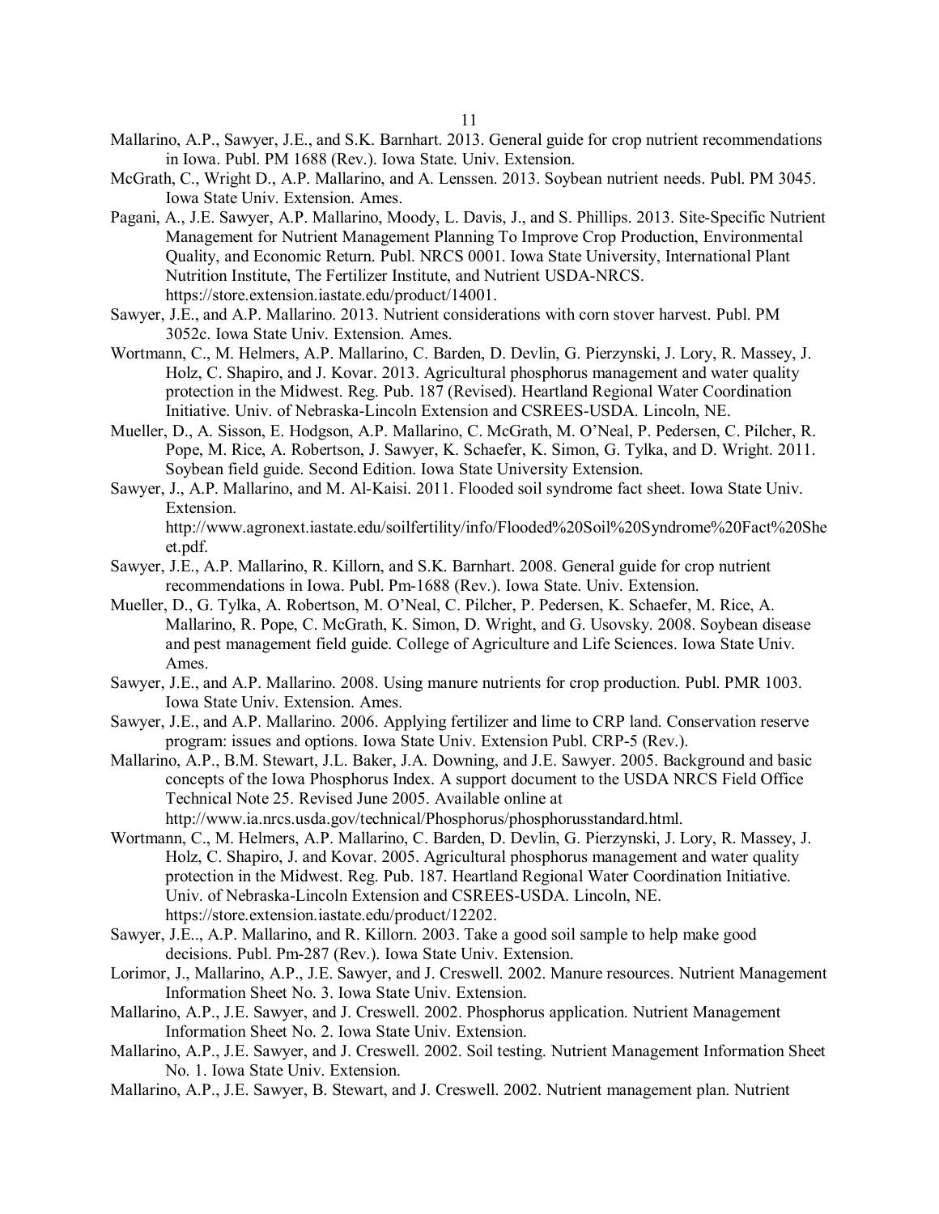Mallarino, A.P., Sawyer, J.E., and S.K. Barnhart. 2013. General guide for crop nutrient recommendations in Iowa. Publ. PM 1688 (Rev.). Iowa State. Univ. Extension.

McGrath, C., Wright D., A.P. Mallarino, and A. Lenssen. 2013. Soybean nutrient needs. Publ. PM 3045. Iowa State Univ. Extension. Ames.

Pagani, A., J.E. Sawyer, A.P. Mallarino, Moody, L. Davis, J., and S. Phillips. 2013. Site-Specific Nutrient Management for Nutrient Management Planning To Improve Crop Production, Environmental Quality, and Economic Return. Publ. NRCS 0001. Iowa State University, International Plant Nutrition Institute, The Fertilizer Institute, and Nutrient USDA-NRCS. https://store.extension.iastate.edu/product/14001.

Sawyer, J.E., and A.P. Mallarino. 2013. Nutrient considerations with corn stover harvest. Publ. PM 3052c. Iowa State Univ. Extension. Ames.

Wortmann, C., M. Helmers, A.P. Mallarino, C. Barden, D. Devlin, G. Pierzynski, J. Lory, R. Massey, J. Holz, C. Shapiro, and J. Kovar. 2013. Agricultural phosphorus management and water quality protection in the Midwest. Reg. Pub. 187 (Revised). Heartland Regional Water Coordination Initiative. Univ. of Nebraska-Lincoln Extension and CSREES-USDA. Lincoln, NE.

Mueller, D., A. Sisson, E. Hodgson, A.P. Mallarino, C. McGrath, M. O'Neal, P. Pedersen, C. Pilcher, R. Pope, M. Rice, A. Robertson, J. Sawyer, K. Schaefer, K. Simon, G. Tylka, and D. Wright. 2011. Soybean field guide. Second Edition. Iowa State University Extension.

Sawyer, J., A.P. Mallarino, and M. Al-Kaisi. 2011. Flooded soil syndrome fact sheet. Iowa State Univ. Extension. http://www.agronext.iastate.edu/soilfertility/info/Flooded%20Soil%20Syndrome%20Fact%20Sheet.pdf.

Sawyer, J.E., A.P. Mallarino, R. Killorn, and S.K. Barnhart. 2008. General guide for crop nutrient recommendations in Iowa. Publ. Pm-1688 (Rev.). Iowa State. Univ. Extension.

Mueller, D., G. Tylka, A. Robertson, M. O'Neal, C. Pilcher, P. Pedersen, K. Schaefer, M. Rice, A. Mallarino, R. Pope, C. McGrath, K. Simon, D. Wright, and G. Usovsky. 2008. Soybean disease and pest management field guide. College of Agriculture and Life Sciences. Iowa State Univ. Ames.

Sawyer, J.E., and A.P. Mallarino. 2008. Using manure nutrients for crop production. Publ. PMR 1003. Iowa State Univ. Extension. Ames.

Sawyer, J.E., and A.P. Mallarino. 2006. Applying fertilizer and lime to CRP land. Conservation reserve program: issues and options. Iowa State Univ. Extension Publ. CRP-5 (Rev.).

Mallarino, A.P., B.M. Stewart, J.L. Baker, J.A. Downing, and J.E. Sawyer. 2005. Background and basic concepts of the Iowa Phosphorus Index. A support document to the USDA NRCS Field Office Technical Note 25. Revised June 2005. Available online at http://www.ia.nrcs.usda.gov/technical/Phosphorus/phosphorusstandard.html.

Wortmann, C., M. Helmers, A.P. Mallarino, C. Barden, D. Devlin, G. Pierzynski, J. Lory, R. Massey, J. Holz, C. Shapiro, J. and Kovar. 2005. Agricultural phosphorus management and water quality protection in the Midwest. Reg. Pub. 187. Heartland Regional Water Coordination Initiative. Univ. of Nebraska-Lincoln Extension and CSREES-USDA. Lincoln, NE. https://store.extension.iastate.edu/product/12202.

Sawyer, J.E.., A.P. Mallarino, and R. Killorn. 2003. Take a good soil sample to help make good decisions. Publ. Pm-287 (Rev.). Iowa State Univ. Extension.

Lorimor, J., Mallarino, A.P., J.E. Sawyer, and J. Creswell. 2002. Manure resources. Nutrient Management Information Sheet No. 3. Iowa State Univ. Extension.

Mallarino, A.P., J.E. Sawyer, and J. Creswell. 2002. Phosphorus application. Nutrient Management Information Sheet No. 2. Iowa State Univ. Extension.

Mallarino, A.P., J.E. Sawyer, and J. Creswell. 2002. Soil testing. Nutrient Management Information Sheet No. 1. Iowa State Univ. Extension.

Mallarino, A.P., J.E. Sawyer, B. Stewart, and J. Creswell. 2002. Nutrient management plan. Nutrient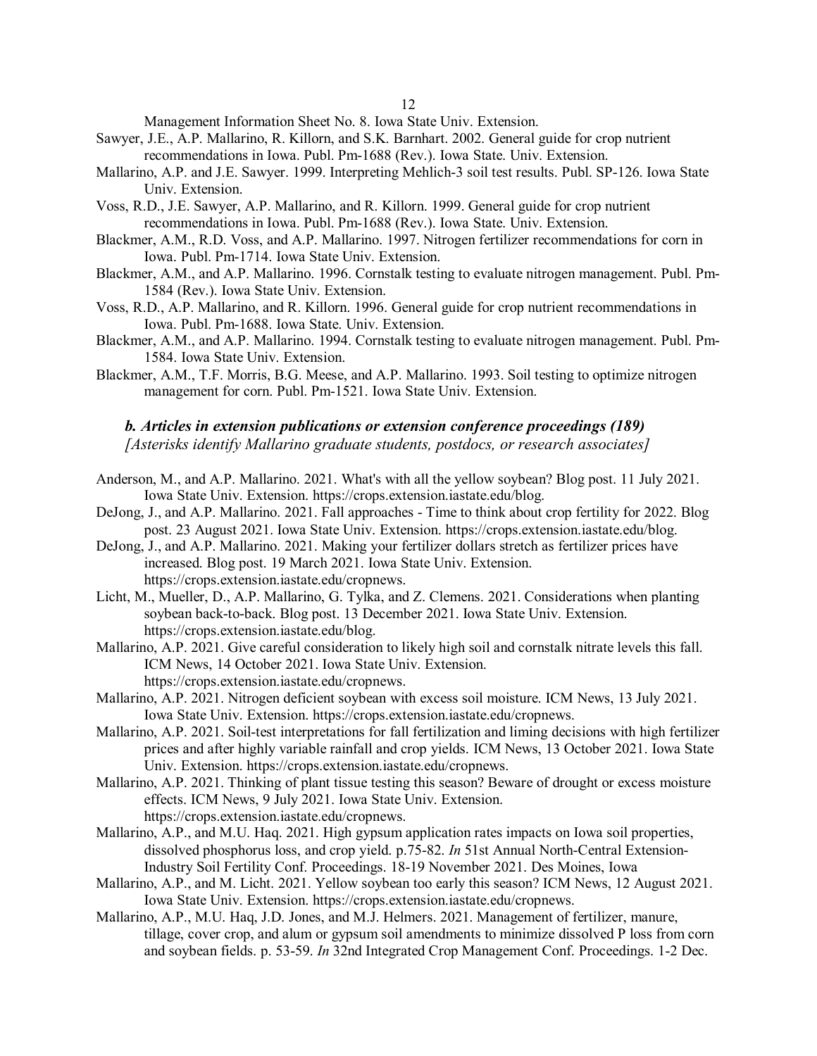Management Information Sheet No. 8. Iowa State Univ. Extension.

Sawyer, J.E., A.P. Mallarino, R. Killorn, and S.K. Barnhart. 2002. General guide for crop nutrient recommendations in Iowa. Publ. Pm-1688 (Rev.). Iowa State. Univ. Extension.

Mallarino, A.P. and J.E. Sawyer. 1999. Interpreting Mehlich-3 soil test results. Publ. SP-126. Iowa State Univ. Extension.

Voss, R.D., J.E. Sawyer, A.P. Mallarino, and R. Killorn. 1999. General guide for crop nutrient recommendations in Iowa. Publ. Pm-1688 (Rev.). Iowa State. Univ. Extension.

Blackmer, A.M., R.D. Voss, and A.P. Mallarino. 1997. Nitrogen fertilizer recommendations for corn in Iowa. Publ. Pm-1714. Iowa State Univ. Extension.

Blackmer, A.M., and A.P. Mallarino. 1996. Cornstalk testing to evaluate nitrogen management. Publ. Pm-1584 (Rev.). Iowa State Univ. Extension.

Voss, R.D., A.P. Mallarino, and R. Killorn. 1996. General guide for crop nutrient recommendations in Iowa. Publ. Pm-1688. Iowa State. Univ. Extension.

Blackmer, A.M., and A.P. Mallarino. 1994. Cornstalk testing to evaluate nitrogen management. Publ. Pm-1584. Iowa State Univ. Extension.

Blackmer, A.M., T.F. Morris, B.G. Meese, and A.P. Mallarino. 1993. Soil testing to optimize nitrogen management for corn. Publ. Pm-1521. Iowa State Univ. Extension.

### *b. Articles in extension publications or extension conference proceedings (189)*

*[Asterisks identify Mallarino graduate students, postdocs, or research associates]*

Anderson, M., and A.P. Mallarino. 2021. What's with all the yellow soybean? Blog post. 11 July 2021. Iowa State Univ. Extension. https://crops.extension.iastate.edu/blog.

DeJong, J., and A.P. Mallarino. 2021. Fall approaches - Time to think about crop fertility for 2022. Blog post. 23 August 2021. Iowa State Univ. Extension. https://crops.extension.iastate.edu/blog.

DeJong, J., and A.P. Mallarino. 2021. Making your fertilizer dollars stretch as fertilizer prices have increased. Blog post. 19 March 2021. Iowa State Univ. Extension. https://crops.extension.iastate.edu/cropnews.

Licht, M., Mueller, D., A.P. Mallarino, G. Tylka, and Z. Clemens. 2021. Considerations when planting soybean back-to-back. Blog post. 13 December 2021. Iowa State Univ. Extension. https://crops.extension.iastate.edu/blog.

Mallarino, A.P. 2021. Give careful consideration to likely high soil and cornstalk nitrate levels this fall. ICM News, 14 October 2021. Iowa State Univ. Extension. https://crops.extension.iastate.edu/cropnews.

Mallarino, A.P. 2021. Nitrogen deficient soybean with excess soil moisture. ICM News, 13 July 2021. Iowa State Univ. Extension. https://crops.extension.iastate.edu/cropnews.

Mallarino, A.P. 2021. Soil-test interpretations for fall fertilization and liming decisions with high fertilizer prices and after highly variable rainfall and crop yields. ICM News, 13 October 2021. Iowa State Univ. Extension. https://crops.extension.iastate.edu/cropnews.

Mallarino, A.P. 2021. Thinking of plant tissue testing this season? Beware of drought or excess moisture effects. ICM News, 9 July 2021. Iowa State Univ. Extension. https://crops.extension.iastate.edu/cropnews.

Mallarino, A.P., and M.U. Haq. 2021. High gypsum application rates impacts on Iowa soil properties, dissolved phosphorus loss, and crop yield. p.75-82. *In* 51st Annual North-Central Extension-Industry Soil Fertility Conf. Proceedings. 18-19 November 2021. Des Moines, Iowa

Mallarino, A.P., and M. Licht. 2021. Yellow soybean too early this season? ICM News, 12 August 2021. Iowa State Univ. Extension. https://crops.extension.iastate.edu/cropnews.

Mallarino, A.P., M.U. Haq, J.D. Jones, and M.J. Helmers. 2021. Management of fertilizer, manure, tillage, cover crop, and alum or gypsum soil amendments to minimize dissolved P loss from corn and soybean fields. p. 53-59. *In* 32nd Integrated Crop Management Conf. Proceedings. 1-2 Dec.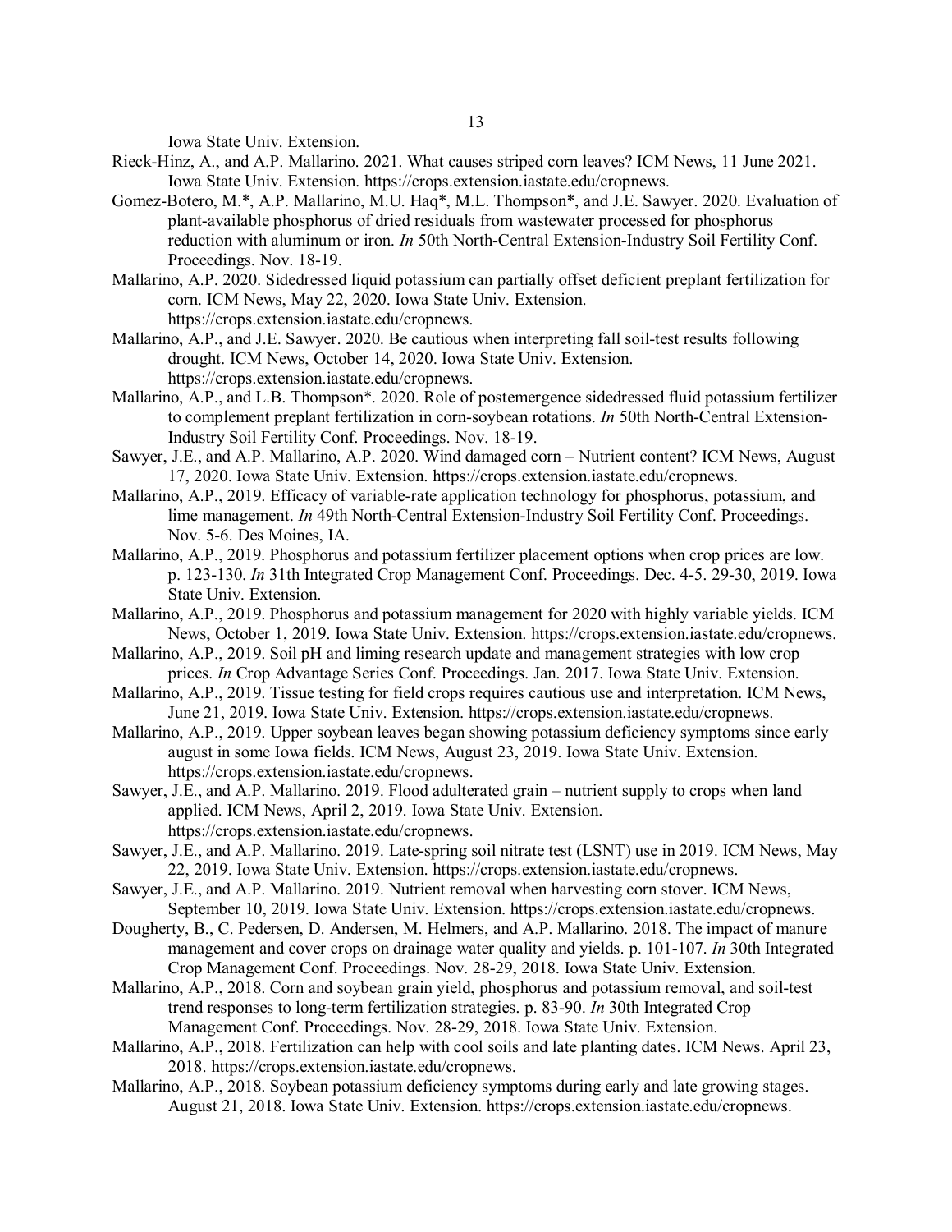Iowa State Univ. Extension.

Rieck-Hinz, A., and A.P. Mallarino. 2021. What causes striped corn leaves? ICM News, 11 June 2021. Iowa State Univ. Extension. https://crops.extension.iastate.edu/cropnews.

Gomez-Botero, M.*, A.P. Mallarino, M.U. Haq*, M.L. Thompson*, and J.E. Sawyer. 2020. Evaluation of plant-available phosphorus of dried residuals from wastewater processed for phosphorus reduction with aluminum or iron. *In* 50th North-Central Extension-Industry Soil Fertility Conf. Proceedings. Nov. 18-19.

Mallarino, A.P. 2020. Sidedressed liquid potassium can partially offset deficient preplant fertilization for corn. ICM News, May 22, 2020. Iowa State Univ. Extension. https://crops.extension.iastate.edu/cropnews.

Mallarino, A.P., and J.E. Sawyer. 2020. Be cautious when interpreting fall soil-test results following drought. ICM News, October 14, 2020. Iowa State Univ. Extension. https://crops.extension.iastate.edu/cropnews.

Mallarino, A.P., and L.B. Thompson*. 2020. Role of postemergence sidedressed fluid potassium fertilizer to complement preplant fertilization in corn-soybean rotations. *In* 50th North-Central Extension-Industry Soil Fertility Conf. Proceedings. Nov. 18-19.

Sawyer, J.E., and A.P. Mallarino, A.P. 2020. Wind damaged corn – Nutrient content? ICM News, August 17, 2020. Iowa State Univ. Extension. https://crops.extension.iastate.edu/cropnews.

Mallarino, A.P., 2019. Efficacy of variable-rate application technology for phosphorus, potassium, and lime management. *In* 49th North-Central Extension-Industry Soil Fertility Conf. Proceedings. Nov. 5-6. Des Moines, IA.

Mallarino, A.P., 2019. Phosphorus and potassium fertilizer placement options when crop prices are low. p. 123-130. *In* 31th Integrated Crop Management Conf. Proceedings. Dec. 4-5. 29-30, 2019. Iowa State Univ. Extension.

Mallarino, A.P., 2019. Phosphorus and potassium management for 2020 with highly variable yields. ICM News, October 1, 2019. Iowa State Univ. Extension. https://crops.extension.iastate.edu/cropnews.

Mallarino, A.P., 2019. Soil pH and liming research update and management strategies with low crop prices. *In* Crop Advantage Series Conf. Proceedings. Jan. 2017. Iowa State Univ. Extension.

Mallarino, A.P., 2019. Tissue testing for field crops requires cautious use and interpretation. ICM News, June 21, 2019. Iowa State Univ. Extension. https://crops.extension.iastate.edu/cropnews.

Mallarino, A.P., 2019. Upper soybean leaves began showing potassium deficiency symptoms since early august in some Iowa fields. ICM News, August 23, 2019. Iowa State Univ. Extension. https://crops.extension.iastate.edu/cropnews.

Sawyer, J.E., and A.P. Mallarino. 2019. Flood adulterated grain – nutrient supply to crops when land applied. ICM News, April 2, 2019. Iowa State Univ. Extension. https://crops.extension.iastate.edu/cropnews.

Sawyer, J.E., and A.P. Mallarino. 2019. Late-spring soil nitrate test (LSNT) use in 2019. ICM News, May 22, 2019. Iowa State Univ. Extension. https://crops.extension.iastate.edu/cropnews.

Sawyer, J.E., and A.P. Mallarino. 2019. Nutrient removal when harvesting corn stover. ICM News, September 10, 2019. Iowa State Univ. Extension. https://crops.extension.iastate.edu/cropnews.

Dougherty, B., C. Pedersen, D. Andersen, M. Helmers, and A.P. Mallarino. 2018. The impact of manure management and cover crops on drainage water quality and yields. p. 101-107. *In* 30th Integrated Crop Management Conf. Proceedings. Nov. 28-29, 2018. Iowa State Univ. Extension.

Mallarino, A.P., 2018. Corn and soybean grain yield, phosphorus and potassium removal, and soil-test trend responses to long-term fertilization strategies. p. 83-90. *In* 30th Integrated Crop Management Conf. Proceedings. Nov. 28-29, 2018. Iowa State Univ. Extension.

Mallarino, A.P., 2018. Fertilization can help with cool soils and late planting dates. ICM News. April 23, 2018. https://crops.extension.iastate.edu/cropnews.

Mallarino, A.P., 2018. Soybean potassium deficiency symptoms during early and late growing stages. August 21, 2018. Iowa State Univ. Extension. https://crops.extension.iastate.edu/cropnews.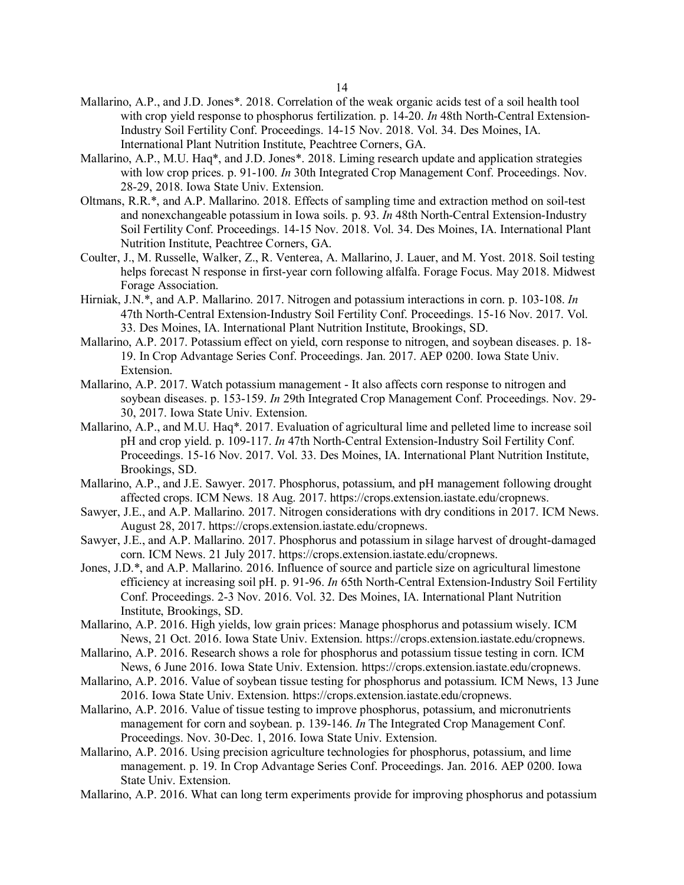Mallarino, A.P., and J.D. Jones*. 2018. Correlation of the weak organic acids test of a soil health tool with crop yield response to phosphorus fertilization. p. 14-20. *In* 48th North-Central Extension-Industry Soil Fertility Conf. Proceedings. 14-15 Nov. 2018. Vol. 34. Des Moines, IA. International Plant Nutrition Institute, Peachtree Corners, GA.

Mallarino, A.P., M.U. Haq*, and J.D. Jones*. 2018. Liming research update and application strategies with low crop prices. p. 91-100. *In* 30th Integrated Crop Management Conf. Proceedings. Nov. 28-29, 2018. Iowa State Univ. Extension.

Oltmans, R.R.*, and A.P. Mallarino. 2018. Effects of sampling time and extraction method on soil-test and nonexchangeable potassium in Iowa soils. p. 93. *In* 48th North-Central Extension-Industry Soil Fertility Conf. Proceedings. 14-15 Nov. 2018. Vol. 34. Des Moines, IA. International Plant Nutrition Institute, Peachtree Corners, GA.

Coulter, J., M. Russelle, Walker, Z., R. Venterea, A. Mallarino, J. Lauer, and M. Yost. 2018. Soil testing helps forecast N response in first-year corn following alfalfa. Forage Focus. May 2018. Midwest Forage Association.

Hirniak, J.N.*, and A.P. Mallarino. 2017. Nitrogen and potassium interactions in corn. p. 103-108. *In* 47th North-Central Extension-Industry Soil Fertility Conf. Proceedings. 15-16 Nov. 2017. Vol. 33. Des Moines, IA. International Plant Nutrition Institute, Brookings, SD.

Mallarino, A.P. 2017. Potassium effect on yield, corn response to nitrogen, and soybean diseases. p. 18-19. In Crop Advantage Series Conf. Proceedings. Jan. 2017. AEP 0200. Iowa State Univ. Extension.

Mallarino, A.P. 2017. Watch potassium management - It also affects corn response to nitrogen and soybean diseases. p. 153-159. *In* 29th Integrated Crop Management Conf. Proceedings. Nov. 29-30, 2017. Iowa State Univ. Extension.

Mallarino, A.P., and M.U. Haq*. 2017. Evaluation of agricultural lime and pelleted lime to increase soil pH and crop yield. p. 109-117. *In* 47th North-Central Extension-Industry Soil Fertility Conf. Proceedings. 15-16 Nov. 2017. Vol. 33. Des Moines, IA. International Plant Nutrition Institute, Brookings, SD.

Mallarino, A.P., and J.E. Sawyer. 2017. Phosphorus, potassium, and pH management following drought affected crops. ICM News. 18 Aug. 2017. https://crops.extension.iastate.edu/cropnews.

Sawyer, J.E., and A.P. Mallarino. 2017. Nitrogen considerations with dry conditions in 2017. ICM News. August 28, 2017. https://crops.extension.iastate.edu/cropnews.

Sawyer, J.E., and A.P. Mallarino. 2017. Phosphorus and potassium in silage harvest of drought-damaged corn. ICM News. 21 July 2017. https://crops.extension.iastate.edu/cropnews.

Jones, J.D.*, and A.P. Mallarino. 2016. Influence of source and particle size on agricultural limestone efficiency at increasing soil pH. p. 91-96. *In* 65th North-Central Extension-Industry Soil Fertility Conf. Proceedings. 2-3 Nov. 2016. Vol. 32. Des Moines, IA. International Plant Nutrition Institute, Brookings, SD.

Mallarino, A.P. 2016. High yields, low grain prices: Manage phosphorus and potassium wisely. ICM News, 21 Oct. 2016. Iowa State Univ. Extension. https://crops.extension.iastate.edu/cropnews.

Mallarino, A.P. 2016. Research shows a role for phosphorus and potassium tissue testing in corn. ICM News, 6 June 2016. Iowa State Univ. Extension. https://crops.extension.iastate.edu/cropnews.

Mallarino, A.P. 2016. Value of soybean tissue testing for phosphorus and potassium. ICM News, 13 June 2016. Iowa State Univ. Extension. https://crops.extension.iastate.edu/cropnews.

Mallarino, A.P. 2016. Value of tissue testing to improve phosphorus, potassium, and micronutrients management for corn and soybean. p. 139-146. *In* The Integrated Crop Management Conf. Proceedings. Nov. 30-Dec. 1, 2016. Iowa State Univ. Extension.

Mallarino, A.P. 2016. Using precision agriculture technologies for phosphorus, potassium, and lime management. p. 19. In Crop Advantage Series Conf. Proceedings. Jan. 2016. AEP 0200. Iowa State Univ. Extension.

Mallarino, A.P. 2016. What can long term experiments provide for improving phosphorus and potassium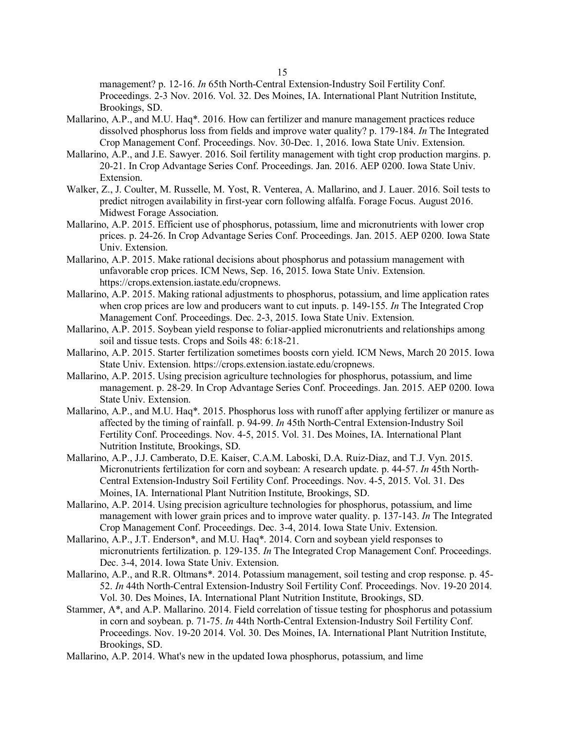management? p. 12-16. *In* 65th North-Central Extension-Industry Soil Fertility Conf. Proceedings. 2-3 Nov. 2016. Vol. 32. Des Moines, IA. International Plant Nutrition Institute, Brookings, SD.

Mallarino, A.P., and M.U. Haq*. 2016. How can fertilizer and manure management practices reduce dissolved phosphorus loss from fields and improve water quality? p. 179-184. *In* The Integrated Crop Management Conf. Proceedings. Nov. 30-Dec. 1, 2016. Iowa State Univ. Extension.

Mallarino, A.P., and J.E. Sawyer. 2016. Soil fertility management with tight crop production margins. p. 20-21. In Crop Advantage Series Conf. Proceedings. Jan. 2016. AEP 0200. Iowa State Univ. Extension.

Walker, Z., J. Coulter, M. Russelle, M. Yost, R. Venterea, A. Mallarino, and J. Lauer. 2016. Soil tests to predict nitrogen availability in first-year corn following alfalfa. Forage Focus. August 2016. Midwest Forage Association.

Mallarino, A.P. 2015. Efficient use of phosphorus, potassium, lime and micronutrients with lower crop prices. p. 24-26. In Crop Advantage Series Conf. Proceedings. Jan. 2015. AEP 0200. Iowa State Univ. Extension.

Mallarino, A.P. 2015. Make rational decisions about phosphorus and potassium management with unfavorable crop prices. ICM News, Sep. 16, 2015. Iowa State Univ. Extension. https://crops.extension.iastate.edu/cropnews.

Mallarino, A.P. 2015. Making rational adjustments to phosphorus, potassium, and lime application rates when crop prices are low and producers want to cut inputs. p. 149-155. *In* The Integrated Crop Management Conf. Proceedings. Dec. 2-3, 2015. Iowa State Univ. Extension.

Mallarino, A.P. 2015. Soybean yield response to foliar-applied micronutrients and relationships among soil and tissue tests. Crops and Soils 48: 6:18-21.

Mallarino, A.P. 2015. Starter fertilization sometimes boosts corn yield. ICM News, March 20 2015. Iowa State Univ. Extension. https://crops.extension.iastate.edu/cropnews.

Mallarino, A.P. 2015. Using precision agriculture technologies for phosphorus, potassium, and lime management. p. 28-29. In Crop Advantage Series Conf. Proceedings. Jan. 2015. AEP 0200. Iowa State Univ. Extension.

Mallarino, A.P., and M.U. Haq*. 2015. Phosphorus loss with runoff after applying fertilizer or manure as affected by the timing of rainfall. p. 94-99. *In* 45th North-Central Extension-Industry Soil Fertility Conf. Proceedings. Nov. 4-5, 2015. Vol. 31. Des Moines, IA. International Plant Nutrition Institute, Brookings, SD.

Mallarino, A.P., J.J. Camberato, D.E. Kaiser, C.A.M. Laboski, D.A. Ruiz-Diaz, and T.J. Vyn. 2015. Micronutrients fertilization for corn and soybean: A research update. p. 44-57. *In* 45th North-Central Extension-Industry Soil Fertility Conf. Proceedings. Nov. 4-5, 2015. Vol. 31. Des Moines, IA. International Plant Nutrition Institute, Brookings, SD.

Mallarino, A.P. 2014. Using precision agriculture technologies for phosphorus, potassium, and lime management with lower grain prices and to improve water quality. p. 137-143. *In* The Integrated Crop Management Conf. Proceedings. Dec. 3-4, 2014. Iowa State Univ. Extension.

Mallarino, A.P., J.T. Enderson*, and M.U. Haq*. 2014. Corn and soybean yield responses to micronutrients fertilization. p. 129-135. *In* The Integrated Crop Management Conf. Proceedings. Dec. 3-4, 2014. Iowa State Univ. Extension.

Mallarino, A.P., and R.R. Oltmans*. 2014. Potassium management, soil testing and crop response. p. 45-52. *In* 44th North-Central Extension-Industry Soil Fertility Conf. Proceedings. Nov. 19-20 2014. Vol. 30. Des Moines, IA. International Plant Nutrition Institute, Brookings, SD.

Stammer, A*, and A.P. Mallarino. 2014. Field correlation of tissue testing for phosphorus and potassium in corn and soybean. p. 71-75. *In* 44th North-Central Extension-Industry Soil Fertility Conf. Proceedings. Nov. 19-20 2014. Vol. 30. Des Moines, IA. International Plant Nutrition Institute, Brookings, SD.

Mallarino, A.P. 2014. What's new in the updated Iowa phosphorus, potassium, and lime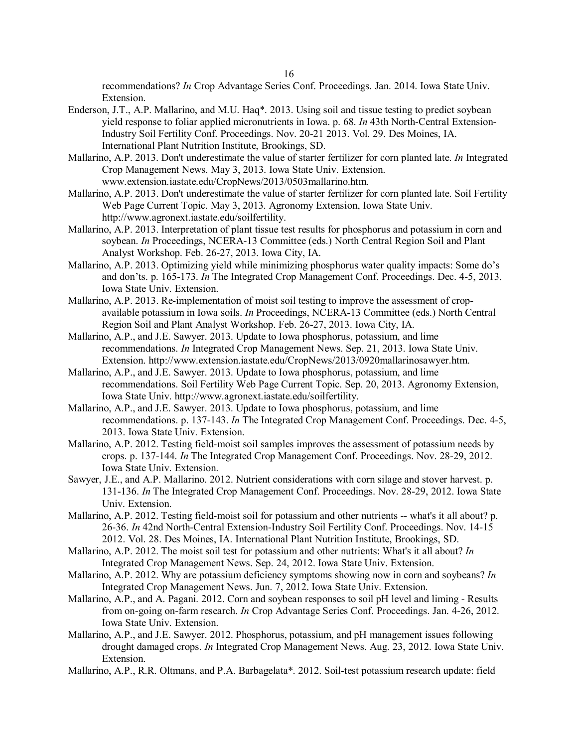recommendations? *In* Crop Advantage Series Conf. Proceedings. Jan. 2014. Iowa State Univ. Extension.

Enderson, J.T., A.P. Mallarino, and M.U. Haq*. 2013. Using soil and tissue testing to predict soybean yield response to foliar applied micronutrients in Iowa. p. 68. *In* 43th North-Central Extension-Industry Soil Fertility Conf. Proceedings. Nov. 20-21 2013. Vol. 29. Des Moines, IA. International Plant Nutrition Institute, Brookings, SD.

Mallarino, A.P. 2013. Don't underestimate the value of starter fertilizer for corn planted late. *In* Integrated Crop Management News. May 3, 2013. Iowa State Univ. Extension. www.extension.iastate.edu/CropNews/2013/0503mallarino.htm.

Mallarino, A.P. 2013. Don't underestimate the value of starter fertilizer for corn planted late. Soil Fertility Web Page Current Topic. May 3, 2013. Agronomy Extension, Iowa State Univ. http://www.agronext.iastate.edu/soilfertility.

Mallarino, A.P. 2013. Interpretation of plant tissue test results for phosphorus and potassium in corn and soybean. *In* Proceedings, NCERA-13 Committee (eds.) North Central Region Soil and Plant Analyst Workshop. Feb. 26-27, 2013. Iowa City, IA.

Mallarino, A.P. 2013. Optimizing yield while minimizing phosphorus water quality impacts: Some do's and don'ts. p. 165-173. *In* The Integrated Crop Management Conf. Proceedings. Dec. 4-5, 2013. Iowa State Univ. Extension.

Mallarino, A.P. 2013. Re-implementation of moist soil testing to improve the assessment of crop-available potassium in Iowa soils. *In* Proceedings, NCERA-13 Committee (eds.) North Central Region Soil and Plant Analyst Workshop. Feb. 26-27, 2013. Iowa City, IA.

Mallarino, A.P., and J.E. Sawyer. 2013. Update to Iowa phosphorus, potassium, and lime recommendations. *In* Integrated Crop Management News. Sep. 21, 2013. Iowa State Univ. Extension. http://www.extension.iastate.edu/CropNews/2013/0920mallarinosawyer.htm.

Mallarino, A.P., and J.E. Sawyer. 2013. Update to Iowa phosphorus, potassium, and lime recommendations. Soil Fertility Web Page Current Topic. Sep. 20, 2013. Agronomy Extension, Iowa State Univ. http://www.agronext.iastate.edu/soilfertility.

Mallarino, A.P., and J.E. Sawyer. 2013. Update to Iowa phosphorus, potassium, and lime recommendations. p. 137-143. *In* The Integrated Crop Management Conf. Proceedings. Dec. 4-5, 2013. Iowa State Univ. Extension.

Mallarino, A.P. 2012. Testing field-moist soil samples improves the assessment of potassium needs by crops. p. 137-144. *In* The Integrated Crop Management Conf. Proceedings. Nov. 28-29, 2012. Iowa State Univ. Extension.

Sawyer, J.E., and A.P. Mallarino. 2012. Nutrient considerations with corn silage and stover harvest. p. 131-136. *In* The Integrated Crop Management Conf. Proceedings. Nov. 28-29, 2012. Iowa State Univ. Extension.

Mallarino, A.P. 2012. Testing field-moist soil for potassium and other nutrients -- what's it all about? p. 26-36. *In* 42nd North-Central Extension-Industry Soil Fertility Conf. Proceedings. Nov. 14-15 2012. Vol. 28. Des Moines, IA. International Plant Nutrition Institute, Brookings, SD.

Mallarino, A.P. 2012. The moist soil test for potassium and other nutrients: What's it all about? *In* Integrated Crop Management News. Sep. 24, 2012. Iowa State Univ. Extension.

Mallarino, A.P. 2012. Why are potassium deficiency symptoms showing now in corn and soybeans? *In* Integrated Crop Management News. Jun. 7, 2012. Iowa State Univ. Extension.

Mallarino, A.P., and A. Pagani. 2012. Corn and soybean responses to soil pH level and liming - Results from on-going on-farm research. *In* Crop Advantage Series Conf. Proceedings. Jan. 4-26, 2012. Iowa State Univ. Extension.

Mallarino, A.P., and J.E. Sawyer. 2012. Phosphorus, potassium, and pH management issues following drought damaged crops. *In* Integrated Crop Management News. Aug. 23, 2012. Iowa State Univ. Extension.

Mallarino, A.P., R.R. Oltmans, and P.A. Barbagelata*. 2012. Soil-test potassium research update: field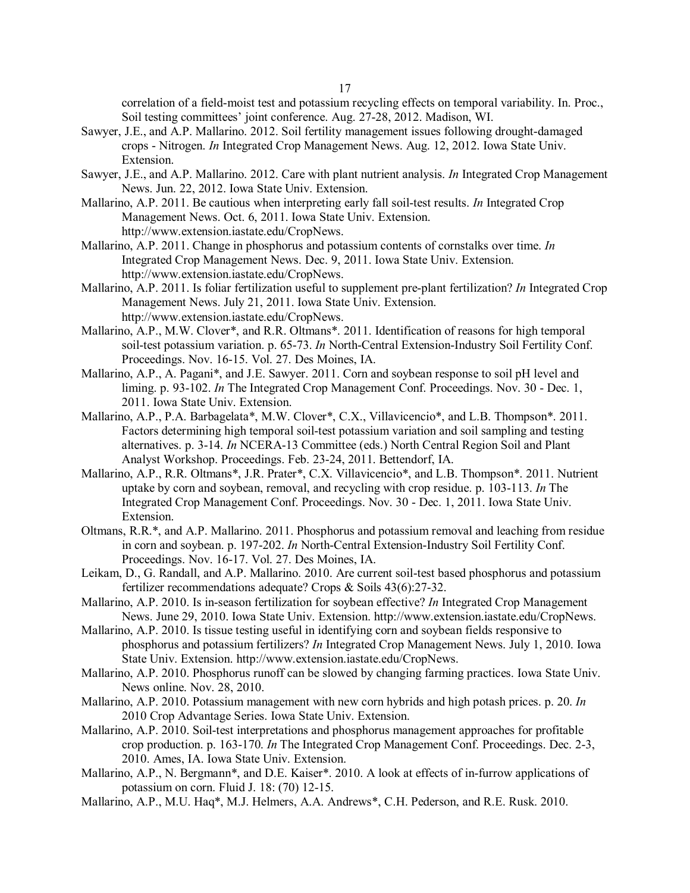correlation of a field-moist test and potassium recycling effects on temporal variability. In. Proc., Soil testing committees' joint conference. Aug. 27-28, 2012. Madison, WI.

Sawyer, J.E., and A.P. Mallarino. 2012. Soil fertility management issues following drought-damaged crops - Nitrogen. *In* Integrated Crop Management News. Aug. 12, 2012. Iowa State Univ. Extension.

Sawyer, J.E., and A.P. Mallarino. 2012. Care with plant nutrient analysis. *In* Integrated Crop Management News. Jun. 22, 2012. Iowa State Univ. Extension.

Mallarino, A.P. 2011. Be cautious when interpreting early fall soil-test results. *In* Integrated Crop Management News. Oct. 6, 2011. Iowa State Univ. Extension. http://www.extension.iastate.edu/CropNews.

Mallarino, A.P. 2011. Change in phosphorus and potassium contents of cornstalks over time. *In* Integrated Crop Management News. Dec. 9, 2011. Iowa State Univ. Extension. http://www.extension.iastate.edu/CropNews.

Mallarino, A.P. 2011. Is foliar fertilization useful to supplement pre-plant fertilization? *In* Integrated Crop Management News. July 21, 2011. Iowa State Univ. Extension. http://www.extension.iastate.edu/CropNews.

Mallarino, A.P., M.W. Clover*, and R.R. Oltmans*. 2011. Identification of reasons for high temporal soil-test potassium variation. p. 65-73. *In* North-Central Extension-Industry Soil Fertility Conf. Proceedings. Nov. 16-15. Vol. 27. Des Moines, IA.

Mallarino, A.P., A. Pagani*, and J.E. Sawyer. 2011. Corn and soybean response to soil pH level and liming. p. 93-102. *In* The Integrated Crop Management Conf. Proceedings. Nov. 30 - Dec. 1, 2011. Iowa State Univ. Extension.

Mallarino, A.P., P.A. Barbagelata*, M.W. Clover*, C.X., Villavicencio*, and L.B. Thompson*. 2011. Factors determining high temporal soil-test potassium variation and soil sampling and testing alternatives. p. 3-14. *In* NCERA-13 Committee (eds.) North Central Region Soil and Plant Analyst Workshop. Proceedings. Feb. 23-24, 2011. Bettendorf, IA.

Mallarino, A.P., R.R. Oltmans*, J.R. Prater*, C.X. Villavicencio*, and L.B. Thompson*. 2011. Nutrient uptake by corn and soybean, removal, and recycling with crop residue. p. 103-113. *In* The Integrated Crop Management Conf. Proceedings. Nov. 30 - Dec. 1, 2011. Iowa State Univ. Extension.

Oltmans, R.R.*, and A.P. Mallarino. 2011. Phosphorus and potassium removal and leaching from residue in corn and soybean. p. 197-202. *In* North-Central Extension-Industry Soil Fertility Conf. Proceedings. Nov. 16-17. Vol. 27. Des Moines, IA.

Leikam, D., G. Randall, and A.P. Mallarino. 2010. Are current soil-test based phosphorus and potassium fertilizer recommendations adequate? Crops & Soils 43(6):27-32.

Mallarino, A.P. 2010. Is in-season fertilization for soybean effective? *In* Integrated Crop Management News. June 29, 2010. Iowa State Univ. Extension. http://www.extension.iastate.edu/CropNews.

Mallarino, A.P. 2010. Is tissue testing useful in identifying corn and soybean fields responsive to phosphorus and potassium fertilizers? *In* Integrated Crop Management News. July 1, 2010. Iowa State Univ. Extension. http://www.extension.iastate.edu/CropNews.

Mallarino, A.P. 2010. Phosphorus runoff can be slowed by changing farming practices. Iowa State Univ. News online. Nov. 28, 2010.

Mallarino, A.P. 2010. Potassium management with new corn hybrids and high potash prices. p. 20. *In* 2010 Crop Advantage Series. Iowa State Univ. Extension.

Mallarino, A.P. 2010. Soil-test interpretations and phosphorus management approaches for profitable crop production. p. 163-170. *In* The Integrated Crop Management Conf. Proceedings. Dec. 2-3, 2010. Ames, IA. Iowa State Univ. Extension.

Mallarino, A.P., N. Bergmann*, and D.E. Kaiser*. 2010. A look at effects of in-furrow applications of potassium on corn. Fluid J. 18: (70) 12-15.

Mallarino, A.P., M.U. Haq*, M.J. Helmers, A.A. Andrews*, C.H. Pederson, and R.E. Rusk. 2010.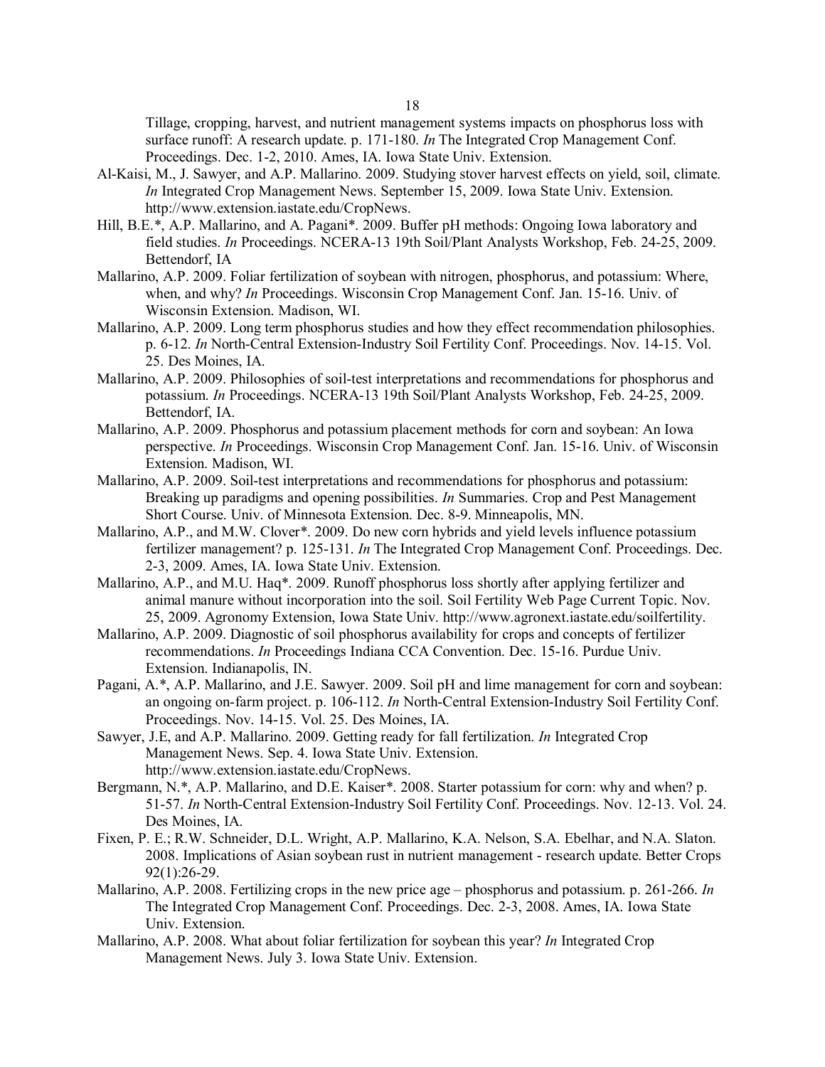Tillage, cropping, harvest, and nutrient management systems impacts on phosphorus loss with surface runoff: A research update. p. 171-180. *In* The Integrated Crop Management Conf. Proceedings. Dec. 1-2, 2010. Ames, IA. Iowa State Univ. Extension.

Al-Kaisi, M., J. Sawyer, and A.P. Mallarino. 2009. Studying stover harvest effects on yield, soil, climate. *In* Integrated Crop Management News. September 15, 2009. Iowa State Univ. Extension. http://www.extension.iastate.edu/CropNews.

Hill, B.E.*, A.P. Mallarino, and A. Pagani*. 2009. Buffer pH methods: Ongoing Iowa laboratory and field studies. *In* Proceedings. NCERA-13 19th Soil/Plant Analysts Workshop, Feb. 24-25, 2009. Bettendorf, IA

Mallarino, A.P. 2009. Foliar fertilization of soybean with nitrogen, phosphorus, and potassium: Where, when, and why? *In* Proceedings. Wisconsin Crop Management Conf. Jan. 15-16. Univ. of Wisconsin Extension. Madison, WI.

Mallarino, A.P. 2009. Long term phosphorus studies and how they effect recommendation philosophies. p. 6-12. *In* North-Central Extension-Industry Soil Fertility Conf. Proceedings. Nov. 14-15. Vol. 25. Des Moines, IA.

Mallarino, A.P. 2009. Philosophies of soil-test interpretations and recommendations for phosphorus and potassium. *In* Proceedings. NCERA-13 19th Soil/Plant Analysts Workshop, Feb. 24-25, 2009. Bettendorf, IA.

Mallarino, A.P. 2009. Phosphorus and potassium placement methods for corn and soybean: An Iowa perspective. *In* Proceedings. Wisconsin Crop Management Conf. Jan. 15-16. Univ. of Wisconsin Extension. Madison, WI.

Mallarino, A.P. 2009. Soil-test interpretations and recommendations for phosphorus and potassium: Breaking up paradigms and opening possibilities. *In* Summaries. Crop and Pest Management Short Course. Univ. of Minnesota Extension. Dec. 8-9. Minneapolis, MN.

Mallarino, A.P., and M.W. Clover*. 2009. Do new corn hybrids and yield levels influence potassium fertilizer management? p. 125-131. *In* The Integrated Crop Management Conf. Proceedings. Dec. 2-3, 2009. Ames, IA. Iowa State Univ. Extension.

Mallarino, A.P., and M.U. Haq*. 2009. Runoff phosphorus loss shortly after applying fertilizer and animal manure without incorporation into the soil. Soil Fertility Web Page Current Topic. Nov. 25, 2009. Agronomy Extension, Iowa State Univ. http://www.agronext.iastate.edu/soilfertility.

Mallarino, A.P. 2009. Diagnostic of soil phosphorus availability for crops and concepts of fertilizer recommendations. *In* Proceedings Indiana CCA Convention. Dec. 15-16. Purdue Univ. Extension. Indianapolis, IN.

Pagani, A.*, A.P. Mallarino, and J.E. Sawyer. 2009. Soil pH and lime management for corn and soybean: an ongoing on-farm project. p. 106-112. *In* North-Central Extension-Industry Soil Fertility Conf. Proceedings. Nov. 14-15. Vol. 25. Des Moines, IA.

Sawyer, J.E, and A.P. Mallarino. 2009. Getting ready for fall fertilization. *In* Integrated Crop Management News. Sep. 4. Iowa State Univ. Extension. http://www.extension.iastate.edu/CropNews.

Bergmann, N.*, A.P. Mallarino, and D.E. Kaiser*. 2008. Starter potassium for corn: why and when? p. 51-57. *In* North-Central Extension-Industry Soil Fertility Conf. Proceedings. Nov. 12-13. Vol. 24. Des Moines, IA.

Fixen, P. E.; R.W. Schneider, D.L. Wright, A.P. Mallarino, K.A. Nelson, S.A. Ebelhar, and N.A. Slaton. 2008. Implications of Asian soybean rust in nutrient management - research update. Better Crops 92(1):26-29.

Mallarino, A.P. 2008. Fertilizing crops in the new price age – phosphorus and potassium. p. 261-266. *In* The Integrated Crop Management Conf. Proceedings. Dec. 2-3, 2008. Ames, IA. Iowa State Univ. Extension.

Mallarino, A.P. 2008. What about foliar fertilization for soybean this year? *In* Integrated Crop Management News. July 3. Iowa State Univ. Extension.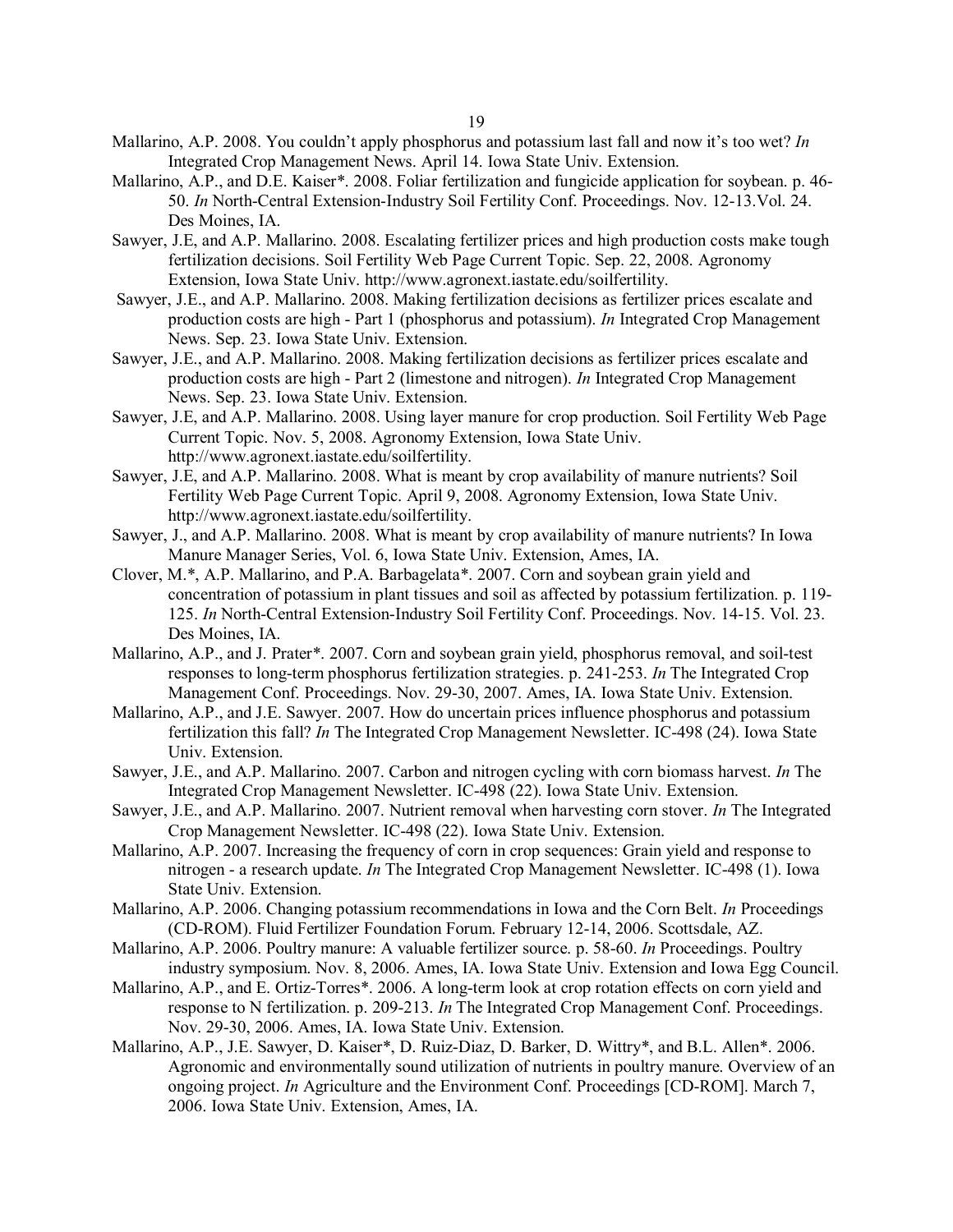Mallarino, A.P. 2008. You couldn't apply phosphorus and potassium last fall and now it's too wet? *In* Integrated Crop Management News. April 14. Iowa State Univ. Extension.

Mallarino, A.P., and D.E. Kaiser*. 2008. Foliar fertilization and fungicide application for soybean. p. 46-50. *In* North-Central Extension-Industry Soil Fertility Conf. Proceedings. Nov. 12-13.Vol. 24. Des Moines, IA.

Sawyer, J.E, and A.P. Mallarino. 2008. Escalating fertilizer prices and high production costs make tough fertilization decisions. Soil Fertility Web Page Current Topic. Sep. 22, 2008. Agronomy Extension, Iowa State Univ. http://www.agronext.iastate.edu/soilfertility.

Sawyer, J.E., and A.P. Mallarino. 2008. Making fertilization decisions as fertilizer prices escalate and production costs are high - Part 1 (phosphorus and potassium). *In* Integrated Crop Management News. Sep. 23. Iowa State Univ. Extension.

Sawyer, J.E., and A.P. Mallarino. 2008. Making fertilization decisions as fertilizer prices escalate and production costs are high - Part 2 (limestone and nitrogen). *In* Integrated Crop Management News. Sep. 23. Iowa State Univ. Extension.

Sawyer, J.E, and A.P. Mallarino. 2008. Using layer manure for crop production. Soil Fertility Web Page Current Topic. Nov. 5, 2008. Agronomy Extension, Iowa State Univ. http://www.agronext.iastate.edu/soilfertility.

Sawyer, J.E, and A.P. Mallarino. 2008. What is meant by crop availability of manure nutrients? Soil Fertility Web Page Current Topic. April 9, 2008. Agronomy Extension, Iowa State Univ. http://www.agronext.iastate.edu/soilfertility.

Sawyer, J., and A.P. Mallarino. 2008. What is meant by crop availability of manure nutrients? In Iowa Manure Manager Series, Vol. 6, Iowa State Univ. Extension, Ames, IA.

Clover, M.*, A.P. Mallarino, and P.A. Barbagelata*. 2007. Corn and soybean grain yield and concentration of potassium in plant tissues and soil as affected by potassium fertilization. p. 119-125. *In* North-Central Extension-Industry Soil Fertility Conf. Proceedings. Nov. 14-15. Vol. 23. Des Moines, IA.

Mallarino, A.P., and J. Prater*. 2007. Corn and soybean grain yield, phosphorus removal, and soil-test responses to long-term phosphorus fertilization strategies. p. 241-253. *In* The Integrated Crop Management Conf. Proceedings. Nov. 29-30, 2007. Ames, IA. Iowa State Univ. Extension.

Mallarino, A.P., and J.E. Sawyer. 2007. How do uncertain prices influence phosphorus and potassium fertilization this fall? *In* The Integrated Crop Management Newsletter. IC-498 (24). Iowa State Univ. Extension.

Sawyer, J.E., and A.P. Mallarino. 2007. Carbon and nitrogen cycling with corn biomass harvest. *In* The Integrated Crop Management Newsletter. IC-498 (22). Iowa State Univ. Extension.

Sawyer, J.E., and A.P. Mallarino. 2007. Nutrient removal when harvesting corn stover. *In* The Integrated Crop Management Newsletter. IC-498 (22). Iowa State Univ. Extension.

Mallarino, A.P. 2007. Increasing the frequency of corn in crop sequences: Grain yield and response to nitrogen - a research update. *In* The Integrated Crop Management Newsletter. IC-498 (1). Iowa State Univ. Extension.

Mallarino, A.P. 2006. Changing potassium recommendations in Iowa and the Corn Belt. *In* Proceedings (CD-ROM). Fluid Fertilizer Foundation Forum. February 12-14, 2006. Scottsdale, AZ.

Mallarino, A.P. 2006. Poultry manure: A valuable fertilizer source. p. 58-60. *In* Proceedings. Poultry industry symposium. Nov. 8, 2006. Ames, IA. Iowa State Univ. Extension and Iowa Egg Council.

Mallarino, A.P., and E. Ortiz-Torres*. 2006. A long-term look at crop rotation effects on corn yield and response to N fertilization. p. 209-213. *In* The Integrated Crop Management Conf. Proceedings. Nov. 29-30, 2006. Ames, IA. Iowa State Univ. Extension.

Mallarino, A.P., J.E. Sawyer, D. Kaiser*, D. Ruiz-Diaz, D. Barker, D. Wittry*, and B.L. Allen*. 2006. Agronomic and environmentally sound utilization of nutrients in poultry manure. Overview of an ongoing project. *In* Agriculture and the Environment Conf. Proceedings [CD-ROM]. March 7, 2006. Iowa State Univ. Extension, Ames, IA.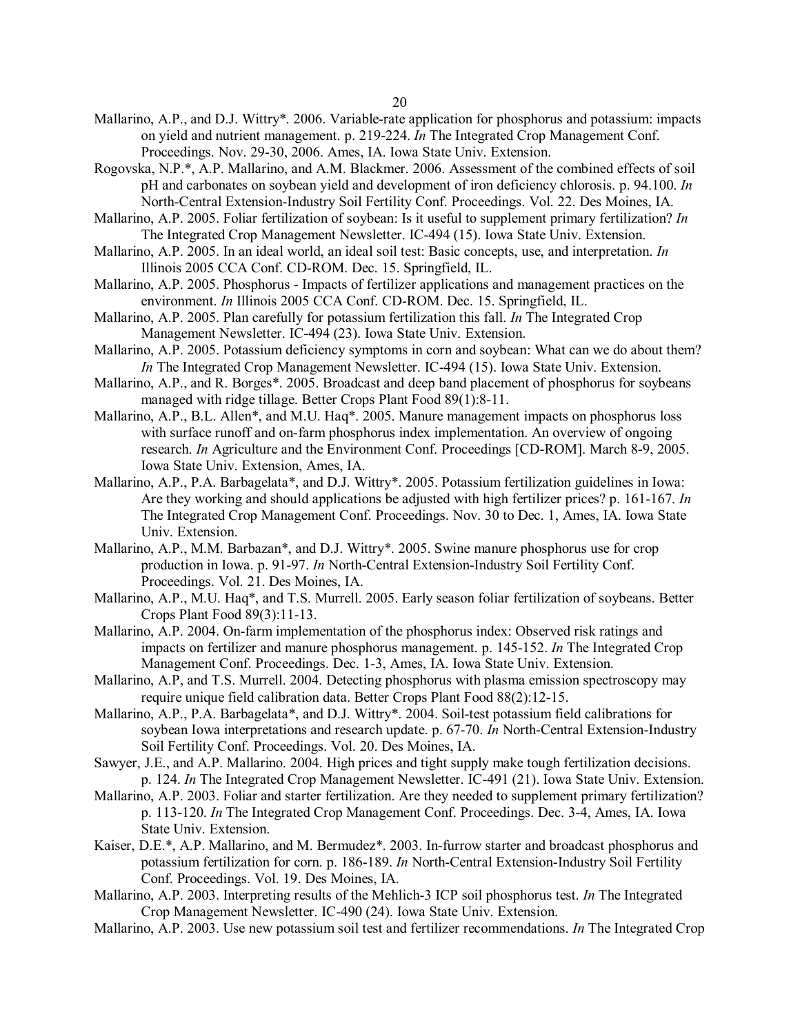Mallarino, A.P., and D.J. Wittry*. 2006. Variable-rate application for phosphorus and potassium: impacts on yield and nutrient management. p. 219-224. *In* The Integrated Crop Management Conf. Proceedings. Nov. 29-30, 2006. Ames, IA. Iowa State Univ. Extension.

Rogovska, N.P.*, A.P. Mallarino, and A.M. Blackmer. 2006. Assessment of the combined effects of soil pH and carbonates on soybean yield and development of iron deficiency chlorosis. p. 94.100. *In* North-Central Extension-Industry Soil Fertility Conf. Proceedings. Vol. 22. Des Moines, IA.

Mallarino, A.P. 2005. Foliar fertilization of soybean: Is it useful to supplement primary fertilization? *In* The Integrated Crop Management Newsletter. IC-494 (15). Iowa State Univ. Extension.

Mallarino, A.P. 2005. In an ideal world, an ideal soil test: Basic concepts, use, and interpretation. *In* Illinois 2005 CCA Conf. CD-ROM. Dec. 15. Springfield, IL.

Mallarino, A.P. 2005. Phosphorus - Impacts of fertilizer applications and management practices on the environment. *In* Illinois 2005 CCA Conf. CD-ROM. Dec. 15. Springfield, IL.

Mallarino, A.P. 2005. Plan carefully for potassium fertilization this fall. *In* The Integrated Crop Management Newsletter. IC-494 (23). Iowa State Univ. Extension.

Mallarino, A.P. 2005. Potassium deficiency symptoms in corn and soybean: What can we do about them? *In* The Integrated Crop Management Newsletter. IC-494 (15). Iowa State Univ. Extension.

Mallarino, A.P., and R. Borges*. 2005. Broadcast and deep band placement of phosphorus for soybeans managed with ridge tillage. Better Crops Plant Food 89(1):8-11.

Mallarino, A.P., B.L. Allen*, and M.U. Haq*. 2005. Manure management impacts on phosphorus loss with surface runoff and on-farm phosphorus index implementation. An overview of ongoing research. *In* Agriculture and the Environment Conf. Proceedings [CD-ROM]. March 8-9, 2005. Iowa State Univ. Extension, Ames, IA.

Mallarino, A.P., P.A. Barbagelata*, and D.J. Wittry*. 2005. Potassium fertilization guidelines in Iowa: Are they working and should applications be adjusted with high fertilizer prices? p. 161-167. *In* The Integrated Crop Management Conf. Proceedings. Nov. 30 to Dec. 1, Ames, IA. Iowa State Univ. Extension.

Mallarino, A.P., M.M. Barbazan*, and D.J. Wittry*. 2005. Swine manure phosphorus use for crop production in Iowa. p. 91-97. *In* North-Central Extension-Industry Soil Fertility Conf. Proceedings. Vol. 21. Des Moines, IA.

Mallarino, A.P., M.U. Haq*, and T.S. Murrell. 2005. Early season foliar fertilization of soybeans. Better Crops Plant Food 89(3):11-13.

Mallarino, A.P. 2004. On-farm implementation of the phosphorus index: Observed risk ratings and impacts on fertilizer and manure phosphorus management. p. 145-152. *In* The Integrated Crop Management Conf. Proceedings. Dec. 1-3, Ames, IA. Iowa State Univ. Extension.

Mallarino, A.P, and T.S. Murrell. 2004. Detecting phosphorus with plasma emission spectroscopy may require unique field calibration data. Better Crops Plant Food 88(2):12-15.

Mallarino, A.P., P.A. Barbagelata*, and D.J. Wittry*. 2004. Soil-test potassium field calibrations for soybean Iowa interpretations and research update. p. 67-70. *In* North-Central Extension-Industry Soil Fertility Conf. Proceedings. Vol. 20. Des Moines, IA.

Sawyer, J.E., and A.P. Mallarino. 2004. High prices and tight supply make tough fertilization decisions. p. 124. *In* The Integrated Crop Management Newsletter. IC-491 (21). Iowa State Univ. Extension.

Mallarino, A.P. 2003. Foliar and starter fertilization. Are they needed to supplement primary fertilization? p. 113-120. *In* The Integrated Crop Management Conf. Proceedings. Dec. 3-4, Ames, IA. Iowa State Univ. Extension.

Kaiser, D.E.*, A.P. Mallarino, and M. Bermudez*. 2003. In-furrow starter and broadcast phosphorus and potassium fertilization for corn. p. 186-189. *In* North-Central Extension-Industry Soil Fertility Conf. Proceedings. Vol. 19. Des Moines, IA.

Mallarino, A.P. 2003. Interpreting results of the Mehlich-3 ICP soil phosphorus test. *In* The Integrated Crop Management Newsletter. IC-490 (24). Iowa State Univ. Extension.

Mallarino, A.P. 2003. Use new potassium soil test and fertilizer recommendations. *In* The Integrated Crop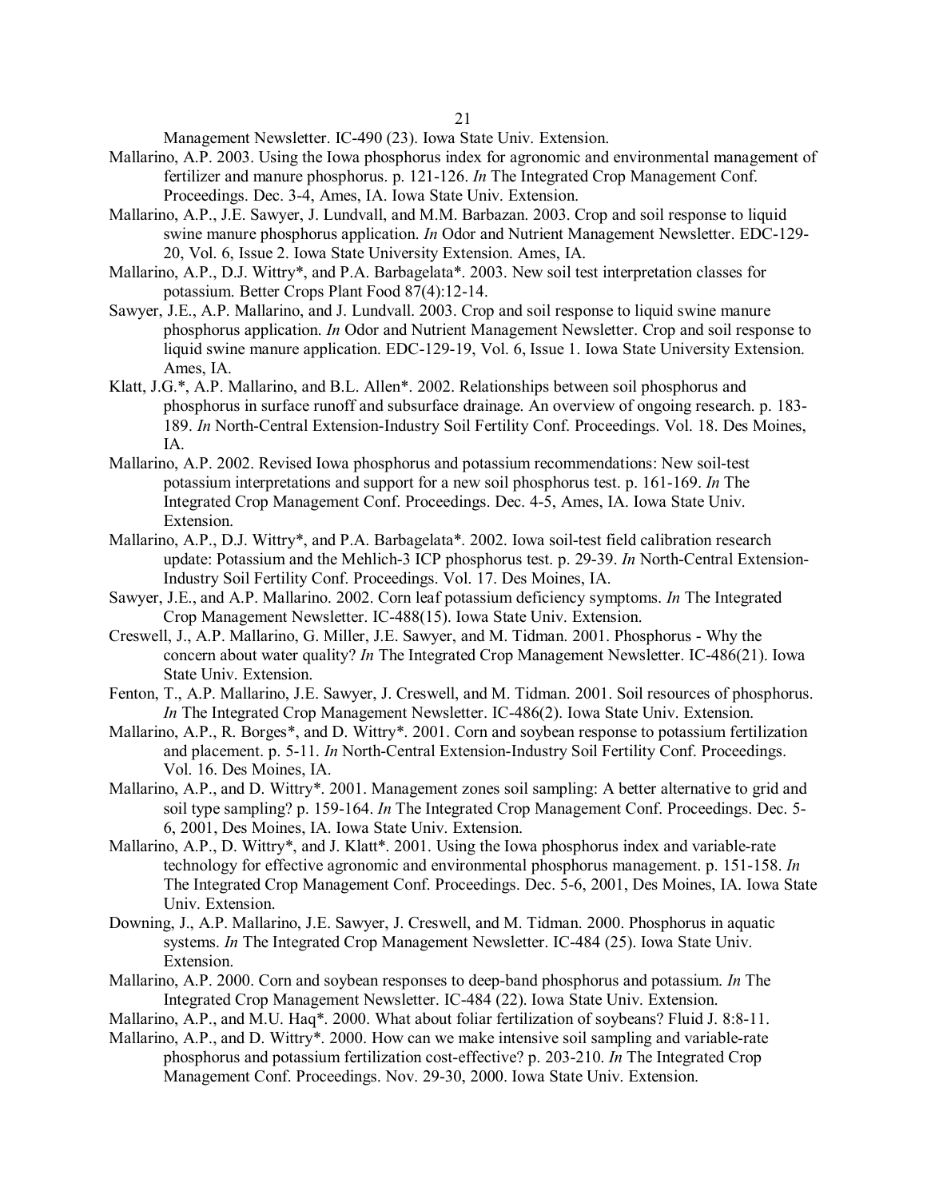Management Newsletter. IC-490 (23). Iowa State Univ. Extension.

Mallarino, A.P. 2003. Using the Iowa phosphorus index for agronomic and environmental management of fertilizer and manure phosphorus. p. 121-126. *In* The Integrated Crop Management Conf. Proceedings. Dec. 3-4, Ames, IA. Iowa State Univ. Extension.

Mallarino, A.P., J.E. Sawyer, J. Lundvall, and M.M. Barbazan. 2003. Crop and soil response to liquid swine manure phosphorus application. *In* Odor and Nutrient Management Newsletter. EDC-129-20, Vol. 6, Issue 2. Iowa State University Extension. Ames, IA.

Mallarino, A.P., D.J. Wittry*, and P.A. Barbagelata*. 2003. New soil test interpretation classes for potassium. Better Crops Plant Food 87(4):12-14.

Sawyer, J.E., A.P. Mallarino, and J. Lundvall. 2003. Crop and soil response to liquid swine manure phosphorus application. *In* Odor and Nutrient Management Newsletter. Crop and soil response to liquid swine manure application. EDC-129-19, Vol. 6, Issue 1. Iowa State University Extension. Ames, IA.

Klatt, J.G.*, A.P. Mallarino, and B.L. Allen*. 2002. Relationships between soil phosphorus and phosphorus in surface runoff and subsurface drainage. An overview of ongoing research. p. 183-189. *In* North-Central Extension-Industry Soil Fertility Conf. Proceedings. Vol. 18. Des Moines, IA.

Mallarino, A.P. 2002. Revised Iowa phosphorus and potassium recommendations: New soil-test potassium interpretations and support for a new soil phosphorus test. p. 161-169. *In* The Integrated Crop Management Conf. Proceedings. Dec. 4-5, Ames, IA. Iowa State Univ. Extension.

Mallarino, A.P., D.J. Wittry*, and P.A. Barbagelata*. 2002. Iowa soil-test field calibration research update: Potassium and the Mehlich-3 ICP phosphorus test. p. 29-39. *In* North-Central Extension-Industry Soil Fertility Conf. Proceedings. Vol. 17. Des Moines, IA.

Sawyer, J.E., and A.P. Mallarino. 2002. Corn leaf potassium deficiency symptoms. *In* The Integrated Crop Management Newsletter. IC-488(15). Iowa State Univ. Extension.

Creswell, J., A.P. Mallarino, G. Miller, J.E. Sawyer, and M. Tidman. 2001. Phosphorus - Why the concern about water quality? *In* The Integrated Crop Management Newsletter. IC-486(21). Iowa State Univ. Extension.

Fenton, T., A.P. Mallarino, J.E. Sawyer, J. Creswell, and M. Tidman. 2001. Soil resources of phosphorus. *In* The Integrated Crop Management Newsletter. IC-486(2). Iowa State Univ. Extension.

Mallarino, A.P., R. Borges*, and D. Wittry*. 2001. Corn and soybean response to potassium fertilization and placement. p. 5-11. *In* North-Central Extension-Industry Soil Fertility Conf. Proceedings. Vol. 16. Des Moines, IA.

Mallarino, A.P., and D. Wittry*. 2001. Management zones soil sampling: A better alternative to grid and soil type sampling? p. 159-164. *In* The Integrated Crop Management Conf. Proceedings. Dec. 5-6, 2001, Des Moines, IA. Iowa State Univ. Extension.

Mallarino, A.P., D. Wittry*, and J. Klatt*. 2001. Using the Iowa phosphorus index and variable-rate technology for effective agronomic and environmental phosphorus management. p. 151-158. *In* The Integrated Crop Management Conf. Proceedings. Dec. 5-6, 2001, Des Moines, IA. Iowa State Univ. Extension.

Downing, J., A.P. Mallarino, J.E. Sawyer, J. Creswell, and M. Tidman. 2000. Phosphorus in aquatic systems. *In* The Integrated Crop Management Newsletter. IC-484 (25). Iowa State Univ. Extension.

Mallarino, A.P. 2000. Corn and soybean responses to deep-band phosphorus and potassium. *In* The Integrated Crop Management Newsletter. IC-484 (22). Iowa State Univ. Extension.

Mallarino, A.P., and M.U. Haq*. 2000. What about foliar fertilization of soybeans? Fluid J. 8:8-11.

Mallarino, A.P., and D. Wittry*. 2000. How can we make intensive soil sampling and variable-rate phosphorus and potassium fertilization cost-effective? p. 203-210. *In* The Integrated Crop Management Conf. Proceedings. Nov. 29-30, 2000. Iowa State Univ. Extension.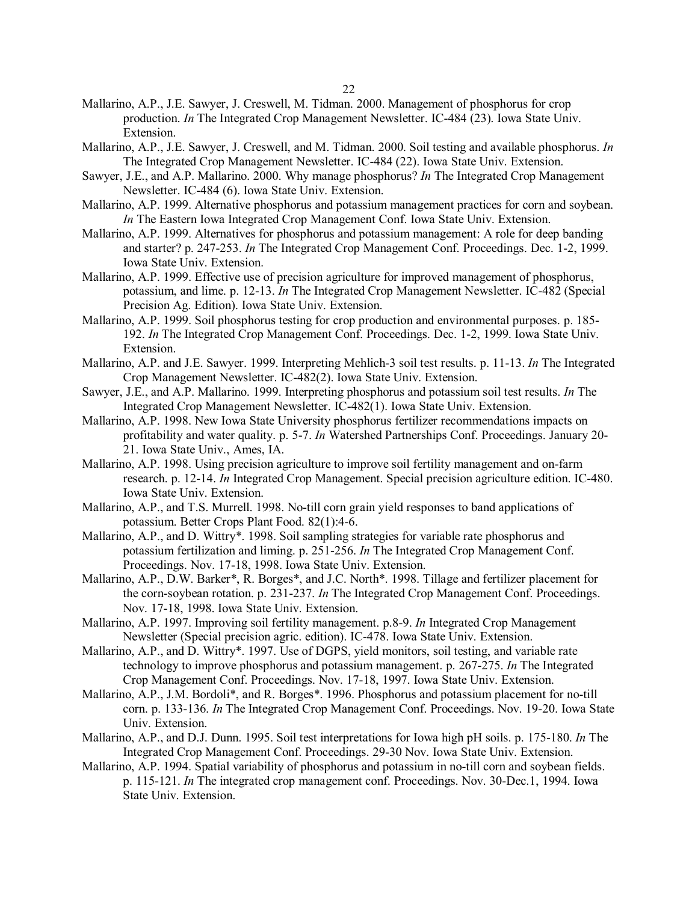Mallarino, A.P., J.E. Sawyer, J. Creswell, M. Tidman. 2000. Management of phosphorus for crop production. *In* The Integrated Crop Management Newsletter. IC-484 (23). Iowa State Univ. Extension.

Mallarino, A.P., J.E. Sawyer, J. Creswell, and M. Tidman. 2000. Soil testing and available phosphorus. *In* The Integrated Crop Management Newsletter. IC-484 (22). Iowa State Univ. Extension.

Sawyer, J.E., and A.P. Mallarino. 2000. Why manage phosphorus? *In* The Integrated Crop Management Newsletter. IC-484 (6). Iowa State Univ. Extension.

Mallarino, A.P. 1999. Alternative phosphorus and potassium management practices for corn and soybean. *In* The Eastern Iowa Integrated Crop Management Conf. Iowa State Univ. Extension.

Mallarino, A.P. 1999. Alternatives for phosphorus and potassium management: A role for deep banding and starter? p. 247-253. *In* The Integrated Crop Management Conf. Proceedings. Dec. 1-2, 1999. Iowa State Univ. Extension.

Mallarino, A.P. 1999. Effective use of precision agriculture for improved management of phosphorus, potassium, and lime. p. 12-13. *In* The Integrated Crop Management Newsletter. IC-482 (Special Precision Ag. Edition). Iowa State Univ. Extension.

Mallarino, A.P. 1999. Soil phosphorus testing for crop production and environmental purposes. p. 185-192. *In* The Integrated Crop Management Conf. Proceedings. Dec. 1-2, 1999. Iowa State Univ. Extension.

Mallarino, A.P. and J.E. Sawyer. 1999. Interpreting Mehlich-3 soil test results. p. 11-13. *In* The Integrated Crop Management Newsletter. IC-482(2). Iowa State Univ. Extension.

Sawyer, J.E., and A.P. Mallarino. 1999. Interpreting phosphorus and potassium soil test results. *In* The Integrated Crop Management Newsletter. IC-482(1). Iowa State Univ. Extension.

Mallarino, A.P. 1998. New Iowa State University phosphorus fertilizer recommendations impacts on profitability and water quality. p. 5-7. *In* Watershed Partnerships Conf. Proceedings. January 20-21. Iowa State Univ., Ames, IA.

Mallarino, A.P. 1998. Using precision agriculture to improve soil fertility management and on-farm research. p. 12-14. *In* Integrated Crop Management. Special precision agriculture edition. IC-480. Iowa State Univ. Extension.

Mallarino, A.P., and T.S. Murrell. 1998. No-till corn grain yield responses to band applications of potassium. Better Crops Plant Food. 82(1):4-6.

Mallarino, A.P., and D. Wittry*. 1998. Soil sampling strategies for variable rate phosphorus and potassium fertilization and liming. p. 251-256. *In* The Integrated Crop Management Conf. Proceedings. Nov. 17-18, 1998. Iowa State Univ. Extension.

Mallarino, A.P., D.W. Barker*, R. Borges*, and J.C. North*. 1998. Tillage and fertilizer placement for the corn-soybean rotation. p. 231-237. *In* The Integrated Crop Management Conf. Proceedings. Nov. 17-18, 1998. Iowa State Univ. Extension.

Mallarino, A.P. 1997. Improving soil fertility management. p.8-9. *In* Integrated Crop Management Newsletter (Special precision agric. edition). IC-478. Iowa State Univ. Extension.

Mallarino, A.P., and D. Wittry*. 1997. Use of DGPS, yield monitors, soil testing, and variable rate technology to improve phosphorus and potassium management. p. 267-275. *In* The Integrated Crop Management Conf. Proceedings. Nov. 17-18, 1997. Iowa State Univ. Extension.

Mallarino, A.P., J.M. Bordoli*, and R. Borges*. 1996. Phosphorus and potassium placement for no-till corn. p. 133-136. *In* The Integrated Crop Management Conf. Proceedings. Nov. 19-20. Iowa State Univ. Extension.

Mallarino, A.P., and D.J. Dunn. 1995. Soil test interpretations for Iowa high pH soils. p. 175-180. *In* The Integrated Crop Management Conf. Proceedings. 29-30 Nov. Iowa State Univ. Extension.

Mallarino, A.P. 1994. Spatial variability of phosphorus and potassium in no-till corn and soybean fields. p. 115-121. *In* The integrated crop management conf. Proceedings. Nov. 30-Dec.1, 1994. Iowa State Univ. Extension.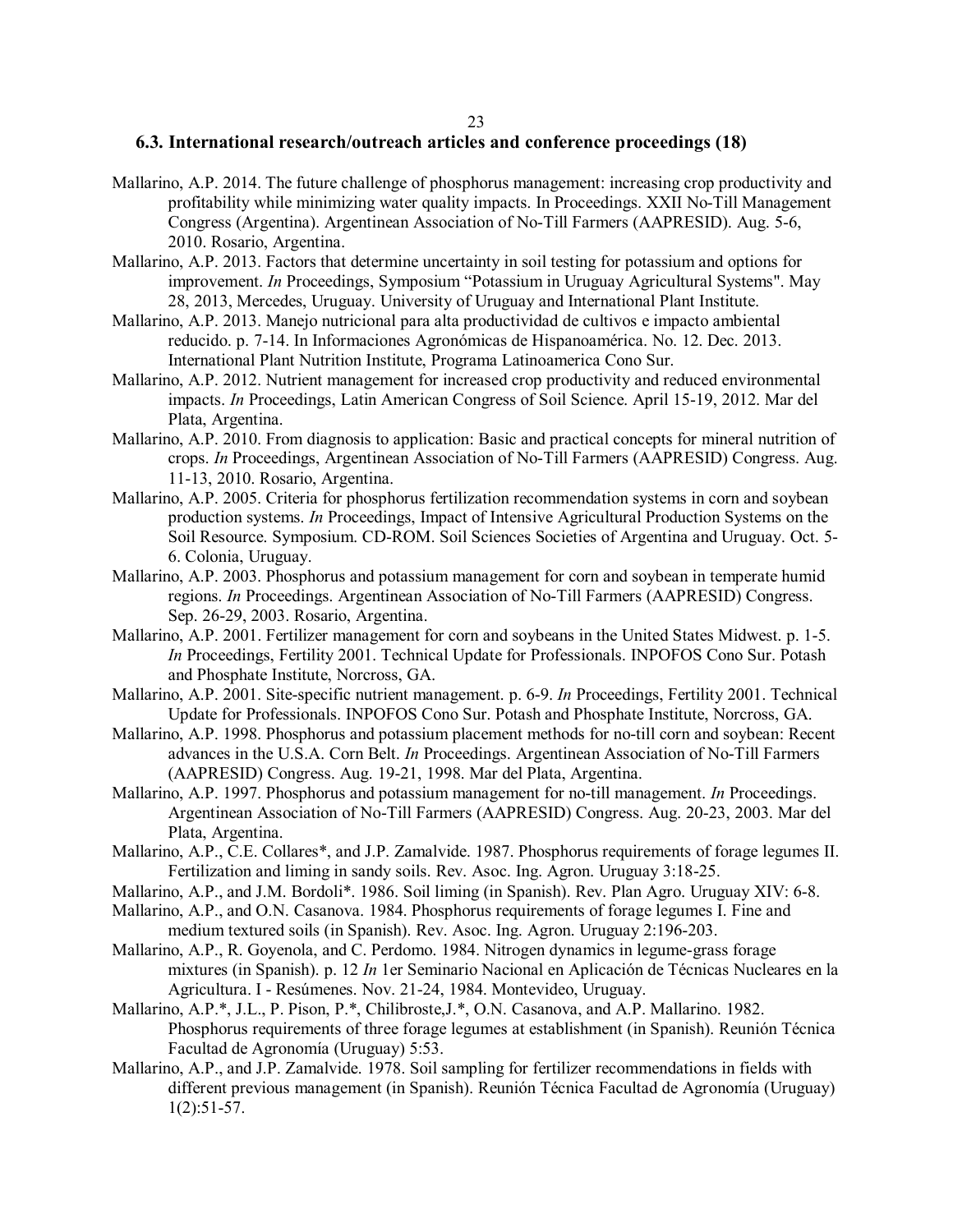### 6.3. International research/outreach articles and conference proceedings (18)

Mallarino, A.P. 2014. The future challenge of phosphorus management: increasing crop productivity and profitability while minimizing water quality impacts. In Proceedings. XXII No-Till Management Congress (Argentina). Argentinean Association of No-Till Farmers (AAPRESID). Aug. 5-6, 2010. Rosario, Argentina.

Mallarino, A.P. 2013. Factors that determine uncertainty in soil testing for potassium and options for improvement. *In* Proceedings, Symposium "Potassium in Uruguay Agricultural Systems". May 28, 2013, Mercedes, Uruguay. University of Uruguay and International Plant Institute.

Mallarino, A.P. 2013. Manejo nutricional para alta productividad de cultivos e impacto ambiental reducido. p. 7-14. In Informaciones Agronómicas de Hispanoamérica. No. 12. Dec. 2013. International Plant Nutrition Institute, Programa Latinoamerica Cono Sur.

Mallarino, A.P. 2012. Nutrient management for increased crop productivity and reduced environmental impacts. *In* Proceedings, Latin American Congress of Soil Science. April 15-19, 2012. Mar del Plata, Argentina.

Mallarino, A.P. 2010. From diagnosis to application: Basic and practical concepts for mineral nutrition of crops. *In* Proceedings, Argentinean Association of No-Till Farmers (AAPRESID) Congress. Aug. 11-13, 2010. Rosario, Argentina.

Mallarino, A.P. 2005. Criteria for phosphorus fertilization recommendation systems in corn and soybean production systems. *In* Proceedings, Impact of Intensive Agricultural Production Systems on the Soil Resource. Symposium. CD-ROM. Soil Sciences Societies of Argentina and Uruguay. Oct. 5-6. Colonia, Uruguay.

Mallarino, A.P. 2003. Phosphorus and potassium management for corn and soybean in temperate humid regions. *In* Proceedings. Argentinean Association of No-Till Farmers (AAPRESID) Congress. Sep. 26-29, 2003. Rosario, Argentina.

Mallarino, A.P. 2001. Fertilizer management for corn and soybeans in the United States Midwest. p. 1-5. *In* Proceedings, Fertility 2001. Technical Update for Professionals. INPOFOS Cono Sur. Potash and Phosphate Institute, Norcross, GA.

Mallarino, A.P. 2001. Site-specific nutrient management. p. 6-9. *In* Proceedings, Fertility 2001. Technical Update for Professionals. INPOFOS Cono Sur. Potash and Phosphate Institute, Norcross, GA.

Mallarino, A.P. 1998. Phosphorus and potassium placement methods for no-till corn and soybean: Recent advances in the U.S.A. Corn Belt. *In* Proceedings. Argentinean Association of No-Till Farmers (AAPRESID) Congress. Aug. 19-21, 1998. Mar del Plata, Argentina.

Mallarino, A.P. 1997. Phosphorus and potassium management for no-till management. *In* Proceedings. Argentinean Association of No-Till Farmers (AAPRESID) Congress. Aug. 20-23, 2003. Mar del Plata, Argentina.

Mallarino, A.P., C.E. Collares*, and J.P. Zamalvide. 1987. Phosphorus requirements of forage legumes II. Fertilization and liming in sandy soils. Rev. Asoc. Ing. Agron. Uruguay 3:18-25.

Mallarino, A.P., and J.M. Bordoli*. 1986. Soil liming (in Spanish). Rev. Plan Agro. Uruguay XIV: 6-8.

Mallarino, A.P., and O.N. Casanova. 1984. Phosphorus requirements of forage legumes I. Fine and medium textured soils (in Spanish). Rev. Asoc. Ing. Agron. Uruguay 2:196-203.

Mallarino, A.P., R. Goyenola, and C. Perdomo. 1984. Nitrogen dynamics in legume-grass forage mixtures (in Spanish). p. 12 *In* 1er Seminario Nacional en Aplicación de Técnicas Nucleares en la Agricultura. I - Resúmenes. Nov. 21-24, 1984. Montevideo, Uruguay.

Mallarino, A.P.*, J.L., P. Pison, P.*, Chilibroste,J.*, O.N. Casanova, and A.P. Mallarino. 1982. Phosphorus requirements of three forage legumes at establishment (in Spanish). Reunión Técnica Facultad de Agronomía (Uruguay) 5:53.

Mallarino, A.P., and J.P. Zamalvide. 1978. Soil sampling for fertilizer recommendations in fields with different previous management (in Spanish). Reunión Técnica Facultad de Agronomía (Uruguay) 1(2):51-57.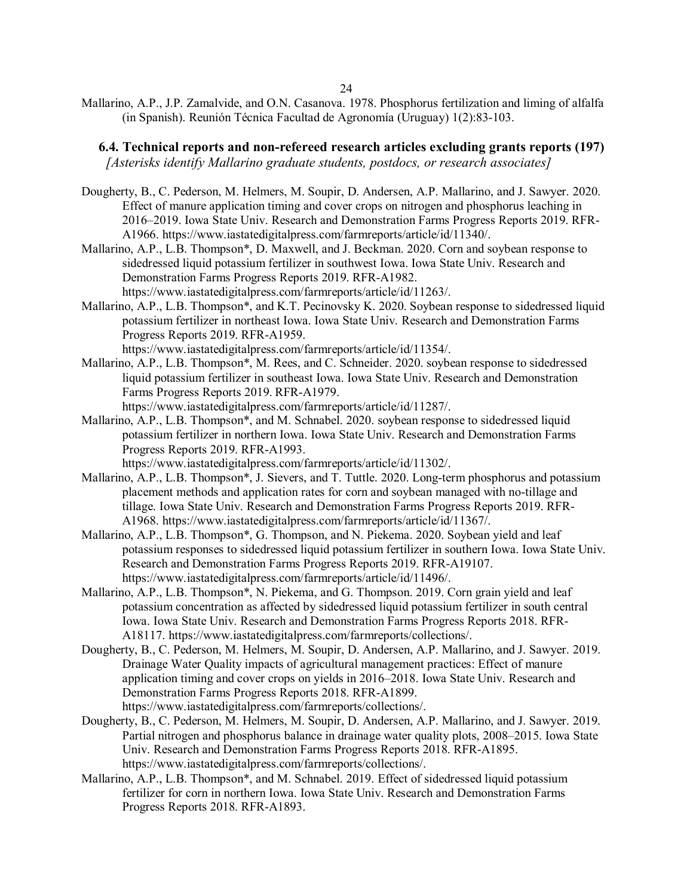Mallarino, A.P., J.P. Zamalvide, and O.N. Casanova. 1978. Phosphorus fertilization and liming of alfalfa (in Spanish). Reunión Técnica Facultad de Agronomía (Uruguay) 1(2):83-103.

### 6.4. Technical reports and non-refereed research articles excluding grants reports (197)

*[Asterisks identify Mallarino graduate students, postdocs, or research associates]*

Dougherty, B., C. Pederson, M. Helmers, M. Soupir, D. Andersen, A.P. Mallarino, and J. Sawyer. 2020. Effect of manure application timing and cover crops on nitrogen and phosphorus leaching in 2016–2019. Iowa State Univ. Research and Demonstration Farms Progress Reports 2019. RFR-A1966. https://www.iastatedigitalpress.com/farmreports/article/id/11340/.

Mallarino, A.P., L.B. Thompson*, D. Maxwell, and J. Beckman. 2020. Corn and soybean response to sidedressed liquid potassium fertilizer in southwest Iowa. Iowa State Univ. Research and Demonstration Farms Progress Reports 2019. RFR-A1982. https://www.iastatedigitalpress.com/farmreports/article/id/11263/.

Mallarino, A.P., L.B. Thompson*, and K.T. Pecinovsky K. 2020. Soybean response to sidedressed liquid potassium fertilizer in northeast Iowa. Iowa State Univ. Research and Demonstration Farms Progress Reports 2019. RFR-A1959. https://www.iastatedigitalpress.com/farmreports/article/id/11354/.

Mallarino, A.P., L.B. Thompson*, M. Rees, and C. Schneider. 2020. soybean response to sidedressed liquid potassium fertilizer in southeast Iowa. Iowa State Univ. Research and Demonstration Farms Progress Reports 2019. RFR-A1979. https://www.iastatedigitalpress.com/farmreports/article/id/11287/.

Mallarino, A.P., L.B. Thompson*, and M. Schnabel. 2020. soybean response to sidedressed liquid potassium fertilizer in northern Iowa. Iowa State Univ. Research and Demonstration Farms Progress Reports 2019. RFR-A1993. https://www.iastatedigitalpress.com/farmreports/article/id/11302/.

Mallarino, A.P., L.B. Thompson*, J. Sievers, and T. Tuttle. 2020. Long-term phosphorus and potassium placement methods and application rates for corn and soybean managed with no-tillage and tillage. Iowa State Univ. Research and Demonstration Farms Progress Reports 2019. RFR-A1968. https://www.iastatedigitalpress.com/farmreports/article/id/11367/.

Mallarino, A.P., L.B. Thompson*, G. Thompson, and N. Piekema. 2020. Soybean yield and leaf potassium responses to sidedressed liquid potassium fertilizer in southern Iowa. Iowa State Univ. Research and Demonstration Farms Progress Reports 2019. RFR-A19107. https://www.iastatedigitalpress.com/farmreports/article/id/11496/.

Mallarino, A.P., L.B. Thompson*, N. Piekema, and G. Thompson. 2019. Corn grain yield and leaf potassium concentration as affected by sidedressed liquid potassium fertilizer in south central Iowa. Iowa State Univ. Research and Demonstration Farms Progress Reports 2018. RFR-A18117. https://www.iastatedigitalpress.com/farmreports/collections/.

Dougherty, B., C. Pederson, M. Helmers, M. Soupir, D. Andersen, A.P. Mallarino, and J. Sawyer. 2019. Drainage Water Quality impacts of agricultural management practices: Effect of manure application timing and cover crops on yields in 2016–2018. Iowa State Univ. Research and Demonstration Farms Progress Reports 2018. RFR-A1899. https://www.iastatedigitalpress.com/farmreports/collections/.

Dougherty, B., C. Pederson, M. Helmers, M. Soupir, D. Andersen, A.P. Mallarino, and J. Sawyer. 2019. Partial nitrogen and phosphorus balance in drainage water quality plots, 2008–2015. Iowa State Univ. Research and Demonstration Farms Progress Reports 2018. RFR-A1895. https://www.iastatedigitalpress.com/farmreports/collections/.

Mallarino, A.P., L.B. Thompson*, and M. Schnabel. 2019. Effect of sidedressed liquid potassium fertilizer for corn in northern Iowa. Iowa State Univ. Research and Demonstration Farms Progress Reports 2018. RFR-A1893.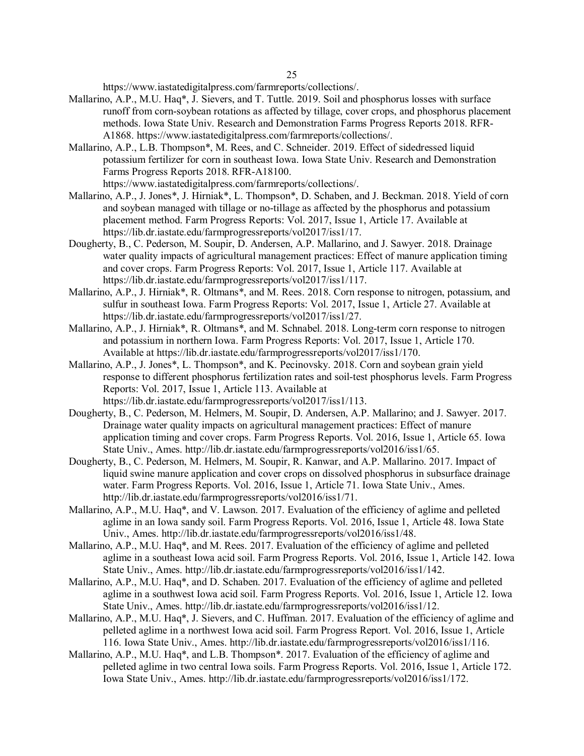https://www.iastatedigitalpress.com/farmreports/collections/.

Mallarino, A.P., M.U. Haq*, J. Sievers, and T. Tuttle. 2019. Soil and phosphorus losses with surface runoff from corn-soybean rotations as affected by tillage, cover crops, and phosphorus placement methods. Iowa State Univ. Research and Demonstration Farms Progress Reports 2018. RFR-A1868. https://www.iastatedigitalpress.com/farmreports/collections/.

Mallarino, A.P., L.B. Thompson*, M. Rees, and C. Schneider. 2019. Effect of sidedressed liquid potassium fertilizer for corn in southeast Iowa. Iowa State Univ. Research and Demonstration Farms Progress Reports 2018. RFR-A18100. https://www.iastatedigitalpress.com/farmreports/collections/.

Mallarino, A.P., J. Jones*, J. Hirniak*, L. Thompson*, D. Schaben, and J. Beckman. 2018. Yield of corn and soybean managed with tillage or no-tillage as affected by the phosphorus and potassium placement method. Farm Progress Reports: Vol. 2017, Issue 1, Article 17. Available at https://lib.dr.iastate.edu/farmprogressreports/vol2017/iss1/17.

Dougherty, B., C. Pederson, M. Soupir, D. Andersen, A.P. Mallarino, and J. Sawyer. 2018. Drainage water quality impacts of agricultural management practices: Effect of manure application timing and cover crops. Farm Progress Reports: Vol. 2017, Issue 1, Article 117. Available at https://lib.dr.iastate.edu/farmprogressreports/vol2017/iss1/117.

Mallarino, A.P., J. Hirniak*, R. Oltmans*, and M. Rees. 2018. Corn response to nitrogen, potassium, and sulfur in southeast Iowa. Farm Progress Reports: Vol. 2017, Issue 1, Article 27. Available at https://lib.dr.iastate.edu/farmprogressreports/vol2017/iss1/27.

Mallarino, A.P., J. Hirniak*, R. Oltmans*, and M. Schnabel. 2018. Long-term corn response to nitrogen and potassium in northern Iowa. Farm Progress Reports: Vol. 2017, Issue 1, Article 170. Available at https://lib.dr.iastate.edu/farmprogressreports/vol2017/iss1/170.

Mallarino, A.P., J. Jones*, L. Thompson*, and K. Pecinovsky. 2018. Corn and soybean grain yield response to different phosphorus fertilization rates and soil-test phosphorus levels. Farm Progress Reports: Vol. 2017, Issue 1, Article 113. Available at https://lib.dr.iastate.edu/farmprogressreports/vol2017/iss1/113.

Dougherty, B., C. Pederson, M. Helmers, M. Soupir, D. Andersen, A.P. Mallarino; and J. Sawyer. 2017. Drainage water quality impacts on agricultural management practices: Effect of manure application timing and cover crops. Farm Progress Reports. Vol. 2016, Issue 1, Article 65. Iowa State Univ., Ames. http://lib.dr.iastate.edu/farmprogressreports/vol2016/iss1/65.

Dougherty, B., C. Pederson, M. Helmers, M. Soupir, R. Kanwar, and A.P. Mallarino. 2017. Impact of liquid swine manure application and cover crops on dissolved phosphorus in subsurface drainage water. Farm Progress Reports. Vol. 2016, Issue 1, Article 71. Iowa State Univ., Ames. http://lib.dr.iastate.edu/farmprogressreports/vol2016/iss1/71.

Mallarino, A.P., M.U. Haq*, and V. Lawson. 2017. Evaluation of the efficiency of aglime and pelleted aglime in an Iowa sandy soil. Farm Progress Reports. Vol. 2016, Issue 1, Article 48. Iowa State Univ., Ames. http://lib.dr.iastate.edu/farmprogressreports/vol2016/iss1/48.

Mallarino, A.P., M.U. Haq*, and M. Rees. 2017. Evaluation of the efficiency of aglime and pelleted aglime in a southeast Iowa acid soil. Farm Progress Reports. Vol. 2016, Issue 1, Article 142. Iowa State Univ., Ames. http://lib.dr.iastate.edu/farmprogressreports/vol2016/iss1/142.

Mallarino, A.P., M.U. Haq*, and D. Schaben. 2017. Evaluation of the efficiency of aglime and pelleted aglime in a southwest Iowa acid soil. Farm Progress Reports. Vol. 2016, Issue 1, Article 12. Iowa State Univ., Ames. http://lib.dr.iastate.edu/farmprogressreports/vol2016/iss1/12.

Mallarino, A.P., M.U. Haq*, J. Sievers, and C. Huffman. 2017. Evaluation of the efficiency of aglime and pelleted aglime in a northwest Iowa acid soil. Farm Progress Report. Vol. 2016, Issue 1, Article 116. Iowa State Univ., Ames. http://lib.dr.iastate.edu/farmprogressreports/vol2016/iss1/116.

Mallarino, A.P., M.U. Haq*, and L.B. Thompson*. 2017. Evaluation of the efficiency of aglime and pelleted aglime in two central Iowa soils. Farm Progress Reports. Vol. 2016, Issue 1, Article 172. Iowa State Univ., Ames. http://lib.dr.iastate.edu/farmprogressreports/vol2016/iss1/172.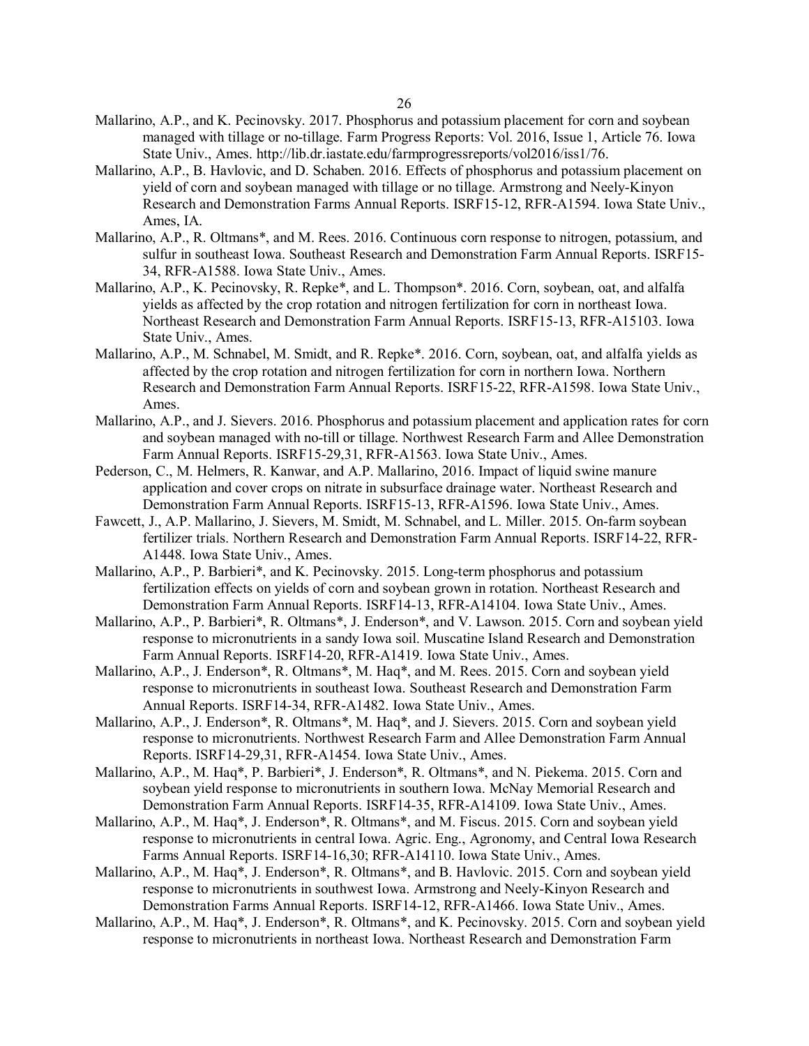Mallarino, A.P., and K. Pecinovsky. 2017. Phosphorus and potassium placement for corn and soybean managed with tillage or no-tillage. Farm Progress Reports: Vol. 2016, Issue 1, Article 76. Iowa State Univ., Ames. http://lib.dr.iastate.edu/farmprogressreports/vol2016/iss1/76.

Mallarino, A.P., B. Havlovic, and D. Schaben. 2016. Effects of phosphorus and potassium placement on yield of corn and soybean managed with tillage or no tillage. Armstrong and Neely-Kinyon Research and Demonstration Farms Annual Reports. ISRF15-12, RFR-A1594. Iowa State Univ., Ames, IA.

Mallarino, A.P., R. Oltmans*, and M. Rees. 2016. Continuous corn response to nitrogen, potassium, and sulfur in southeast Iowa. Southeast Research and Demonstration Farm Annual Reports. ISRF15-34, RFR-A1588. Iowa State Univ., Ames.

Mallarino, A.P., K. Pecinovsky, R. Repke*, and L. Thompson*. 2016. Corn, soybean, oat, and alfalfa yields as affected by the crop rotation and nitrogen fertilization for corn in northeast Iowa. Northeast Research and Demonstration Farm Annual Reports. ISRF15-13, RFR-A15103. Iowa State Univ., Ames.

Mallarino, A.P., M. Schnabel, M. Smidt, and R. Repke*. 2016. Corn, soybean, oat, and alfalfa yields as affected by the crop rotation and nitrogen fertilization for corn in northern Iowa. Northern Research and Demonstration Farm Annual Reports. ISRF15-22, RFR-A1598. Iowa State Univ., Ames.

Mallarino, A.P., and J. Sievers. 2016. Phosphorus and potassium placement and application rates for corn and soybean managed with no-till or tillage. Northwest Research Farm and Allee Demonstration Farm Annual Reports. ISRF15-29,31, RFR-A1563. Iowa State Univ., Ames.

Pederson, C., M. Helmers, R. Kanwar, and A.P. Mallarino, 2016. Impact of liquid swine manure application and cover crops on nitrate in subsurface drainage water. Northeast Research and Demonstration Farm Annual Reports. ISRF15-13, RFR-A1596. Iowa State Univ., Ames.

Fawcett, J., A.P. Mallarino, J. Sievers, M. Smidt, M. Schnabel, and L. Miller. 2015. On-farm soybean fertilizer trials. Northern Research and Demonstration Farm Annual Reports. ISRF14-22, RFR-A1448. Iowa State Univ., Ames.

Mallarino, A.P., P. Barbieri*, and K. Pecinovsky. 2015. Long-term phosphorus and potassium fertilization effects on yields of corn and soybean grown in rotation. Northeast Research and Demonstration Farm Annual Reports. ISRF14-13, RFR-A14104. Iowa State Univ., Ames.

Mallarino, A.P., P. Barbieri*, R. Oltmans*, J. Enderson*, and V. Lawson. 2015. Corn and soybean yield response to micronutrients in a sandy Iowa soil. Muscatine Island Research and Demonstration Farm Annual Reports. ISRF14-20, RFR-A1419. Iowa State Univ., Ames.

Mallarino, A.P., J. Enderson*, R. Oltmans*, M. Haq*, and M. Rees. 2015. Corn and soybean yield response to micronutrients in southeast Iowa. Southeast Research and Demonstration Farm Annual Reports. ISRF14-34, RFR-A1482. Iowa State Univ., Ames.

Mallarino, A.P., J. Enderson*, R. Oltmans*, M. Haq*, and J. Sievers. 2015. Corn and soybean yield response to micronutrients. Northwest Research Farm and Allee Demonstration Farm Annual Reports. ISRF14-29,31, RFR-A1454. Iowa State Univ., Ames.

Mallarino, A.P., M. Haq*, P. Barbieri*, J. Enderson*, R. Oltmans*, and N. Piekema. 2015. Corn and soybean yield response to micronutrients in southern Iowa. McNay Memorial Research and Demonstration Farm Annual Reports. ISRF14-35, RFR-A14109. Iowa State Univ., Ames.

Mallarino, A.P., M. Haq*, J. Enderson*, R. Oltmans*, and M. Fiscus. 2015. Corn and soybean yield response to micronutrients in central Iowa. Agric. Eng., Agronomy, and Central Iowa Research Farms Annual Reports. ISRF14-16,30; RFR-A14110. Iowa State Univ., Ames.

Mallarino, A.P., M. Haq*, J. Enderson*, R. Oltmans*, and B. Havlovic. 2015. Corn and soybean yield response to micronutrients in southwest Iowa. Armstrong and Neely-Kinyon Research and Demonstration Farms Annual Reports. ISRF14-12, RFR-A1466. Iowa State Univ., Ames.

Mallarino, A.P., M. Haq*, J. Enderson*, R. Oltmans*, and K. Pecinovsky. 2015. Corn and soybean yield response to micronutrients in northeast Iowa. Northeast Research and Demonstration Farm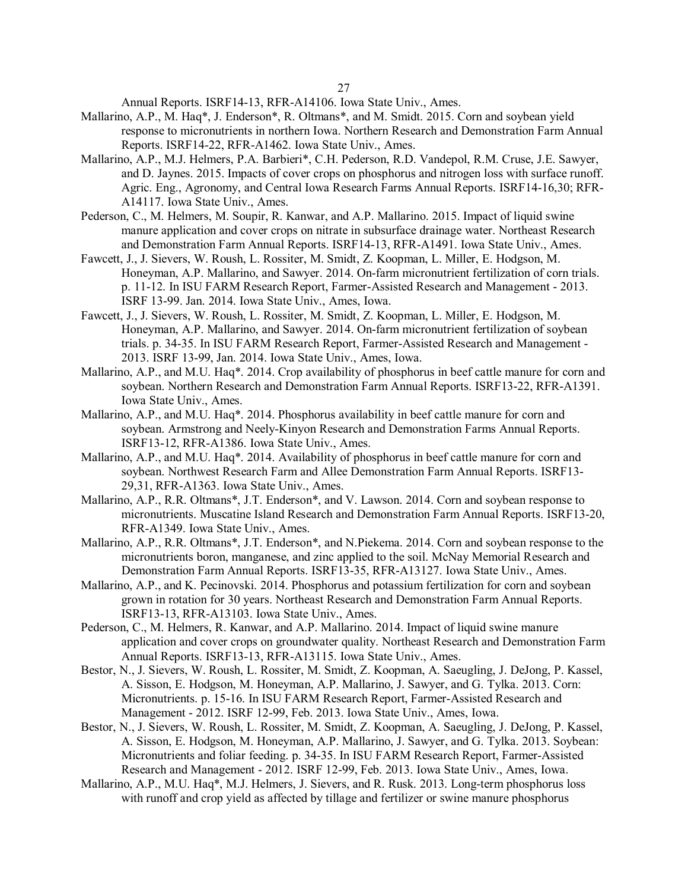Annual Reports. ISRF14-13, RFR-A14106. Iowa State Univ., Ames.

Mallarino, A.P., M. Haq*, J. Enderson*, R. Oltmans*, and M. Smidt. 2015. Corn and soybean yield response to micronutrients in northern Iowa. Northern Research and Demonstration Farm Annual Reports. ISRF14-22, RFR-A1462. Iowa State Univ., Ames.

Mallarino, A.P., M.J. Helmers, P.A. Barbieri*, C.H. Pederson, R.D. Vandepol, R.M. Cruse, J.E. Sawyer, and D. Jaynes. 2015. Impacts of cover crops on phosphorus and nitrogen loss with surface runoff. Agric. Eng., Agronomy, and Central Iowa Research Farms Annual Reports. ISRF14-16,30; RFR-A14117. Iowa State Univ., Ames.

Pederson, C., M. Helmers, M. Soupir, R. Kanwar, and A.P. Mallarino. 2015. Impact of liquid swine manure application and cover crops on nitrate in subsurface drainage water. Northeast Research and Demonstration Farm Annual Reports. ISRF14-13, RFR-A1491. Iowa State Univ., Ames.

Fawcett, J., J. Sievers, W. Roush, L. Rossiter, M. Smidt, Z. Koopman, L. Miller, E. Hodgson, M. Honeyman, A.P. Mallarino, and Sawyer. 2014. On-farm micronutrient fertilization of corn trials. p. 11-12. In ISU FARM Research Report, Farmer-Assisted Research and Management - 2013. ISRF 13-99. Jan. 2014. Iowa State Univ., Ames, Iowa.

Fawcett, J., J. Sievers, W. Roush, L. Rossiter, M. Smidt, Z. Koopman, L. Miller, E. Hodgson, M. Honeyman, A.P. Mallarino, and Sawyer. 2014. On-farm micronutrient fertilization of soybean trials. p. 34-35. In ISU FARM Research Report, Farmer-Assisted Research and Management - 2013. ISRF 13-99, Jan. 2014. Iowa State Univ., Ames, Iowa.

Mallarino, A.P., and M.U. Haq*. 2014. Crop availability of phosphorus in beef cattle manure for corn and soybean. Northern Research and Demonstration Farm Annual Reports. ISRF13-22, RFR-A1391. Iowa State Univ., Ames.

Mallarino, A.P., and M.U. Haq*. 2014. Phosphorus availability in beef cattle manure for corn and soybean. Armstrong and Neely-Kinyon Research and Demonstration Farms Annual Reports. ISRF13-12, RFR-A1386. Iowa State Univ., Ames.

Mallarino, A.P., and M.U. Haq*. 2014. Availability of phosphorus in beef cattle manure for corn and soybean. Northwest Research Farm and Allee Demonstration Farm Annual Reports. ISRF13-29,31, RFR-A1363. Iowa State Univ., Ames.

Mallarino, A.P., R.R. Oltmans*, J.T. Enderson*, and V. Lawson. 2014. Corn and soybean response to micronutrients. Muscatine Island Research and Demonstration Farm Annual Reports. ISRF13-20, RFR-A1349. Iowa State Univ., Ames.

Mallarino, A.P., R.R. Oltmans*, J.T. Enderson*, and N.Piekema. 2014. Corn and soybean response to the micronutrients boron, manganese, and zinc applied to the soil. McNay Memorial Research and Demonstration Farm Annual Reports. ISRF13-35, RFR-A13127. Iowa State Univ., Ames.

Mallarino, A.P., and K. Pecinovski. 2014. Phosphorus and potassium fertilization for corn and soybean grown in rotation for 30 years. Northeast Research and Demonstration Farm Annual Reports. ISRF13-13, RFR-A13103. Iowa State Univ., Ames.

Pederson, C., M. Helmers, R. Kanwar, and A.P. Mallarino. 2014. Impact of liquid swine manure application and cover crops on groundwater quality. Northeast Research and Demonstration Farm Annual Reports. ISRF13-13, RFR-A13115. Iowa State Univ., Ames.

Bestor, N., J. Sievers, W. Roush, L. Rossiter, M. Smidt, Z. Koopman, A. Saeugling, J. DeJong, P. Kassel, A. Sisson, E. Hodgson, M. Honeyman, A.P. Mallarino, J. Sawyer, and G. Tylka. 2013. Corn: Micronutrients. p. 15-16. In ISU FARM Research Report, Farmer-Assisted Research and Management - 2012. ISRF 12-99, Feb. 2013. Iowa State Univ., Ames, Iowa.

Bestor, N., J. Sievers, W. Roush, L. Rossiter, M. Smidt, Z. Koopman, A. Saeugling, J. DeJong, P. Kassel, A. Sisson, E. Hodgson, M. Honeyman, A.P. Mallarino, J. Sawyer, and G. Tylka. 2013. Soybean: Micronutrients and foliar feeding. p. 34-35. In ISU FARM Research Report, Farmer-Assisted Research and Management - 2012. ISRF 12-99, Feb. 2013. Iowa State Univ., Ames, Iowa.

Mallarino, A.P., M.U. Haq*, M.J. Helmers, J. Sievers, and R. Rusk. 2013. Long-term phosphorus loss with runoff and crop yield as affected by tillage and fertilizer or swine manure phosphorus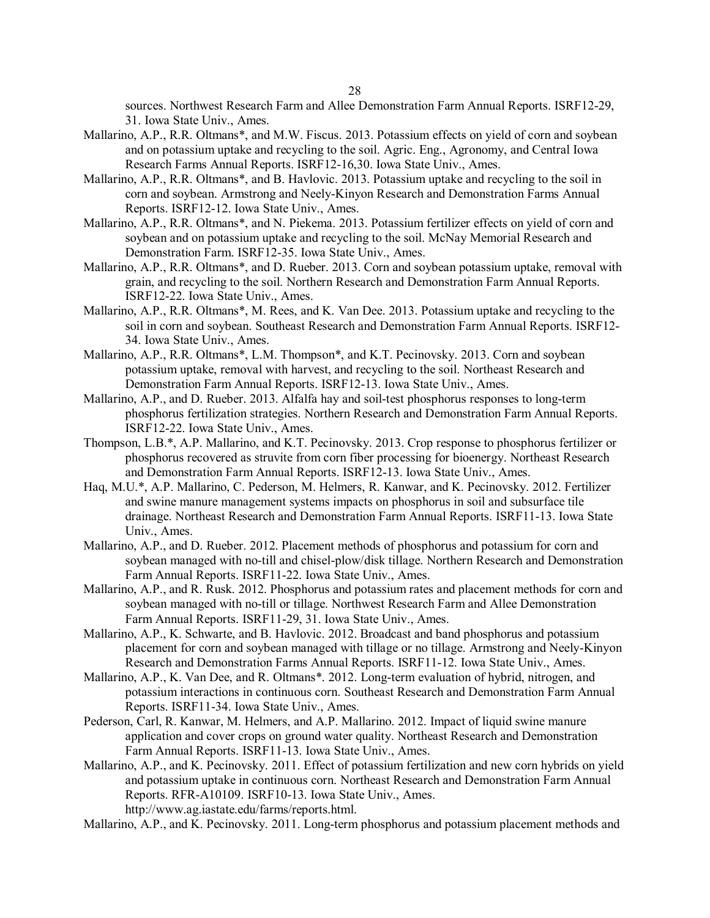sources. Northwest Research Farm and Allee Demonstration Farm Annual Reports. ISRF12-29, 31. Iowa State Univ., Ames.

Mallarino, A.P., R.R. Oltmans*, and M.W. Fiscus. 2013. Potassium effects on yield of corn and soybean and on potassium uptake and recycling to the soil. Agric. Eng., Agronomy, and Central Iowa Research Farms Annual Reports. ISRF12-16,30. Iowa State Univ., Ames.

Mallarino, A.P., R.R. Oltmans*, and B. Havlovic. 2013. Potassium uptake and recycling to the soil in corn and soybean. Armstrong and Neely-Kinyon Research and Demonstration Farms Annual Reports. ISRF12-12. Iowa State Univ., Ames.

Mallarino, A.P., R.R. Oltmans*, and N. Piekema. 2013. Potassium fertilizer effects on yield of corn and soybean and on potassium uptake and recycling to the soil. McNay Memorial Research and Demonstration Farm. ISRF12-35. Iowa State Univ., Ames.

Mallarino, A.P., R.R. Oltmans*, and D. Rueber. 2013. Corn and soybean potassium uptake, removal with grain, and recycling to the soil. Northern Research and Demonstration Farm Annual Reports. ISRF12-22. Iowa State Univ., Ames.

Mallarino, A.P., R.R. Oltmans*, M. Rees, and K. Van Dee. 2013. Potassium uptake and recycling to the soil in corn and soybean. Southeast Research and Demonstration Farm Annual Reports. ISRF12-34. Iowa State Univ., Ames.

Mallarino, A.P., R.R. Oltmans*, L.M. Thompson*, and K.T. Pecinovsky. 2013. Corn and soybean potassium uptake, removal with harvest, and recycling to the soil. Northeast Research and Demonstration Farm Annual Reports. ISRF12-13. Iowa State Univ., Ames.

Mallarino, A.P., and D. Rueber. 2013. Alfalfa hay and soil-test phosphorus responses to long-term phosphorus fertilization strategies. Northern Research and Demonstration Farm Annual Reports. ISRF12-22. Iowa State Univ., Ames.

Thompson, L.B.*, A.P. Mallarino, and K.T. Pecinovsky. 2013. Crop response to phosphorus fertilizer or phosphorus recovered as struvite from corn fiber processing for bioenergy. Northeast Research and Demonstration Farm Annual Reports. ISRF12-13. Iowa State Univ., Ames.

Haq, M.U.*, A.P. Mallarino, C. Pederson, M. Helmers, R. Kanwar, and K. Pecinovsky. 2012. Fertilizer and swine manure management systems impacts on phosphorus in soil and subsurface tile drainage. Northeast Research and Demonstration Farm Annual Reports. ISRF11-13. Iowa State Univ., Ames.

Mallarino, A.P., and D. Rueber. 2012. Placement methods of phosphorus and potassium for corn and soybean managed with no-till and chisel-plow/disk tillage. Northern Research and Demonstration Farm Annual Reports. ISRF11-22. Iowa State Univ., Ames.

Mallarino, A.P., and R. Rusk. 2012. Phosphorus and potassium rates and placement methods for corn and soybean managed with no-till or tillage. Northwest Research Farm and Allee Demonstration Farm Annual Reports. ISRF11-29, 31. Iowa State Univ., Ames.

Mallarino, A.P., K. Schwarte, and B. Havlovic. 2012. Broadcast and band phosphorus and potassium placement for corn and soybean managed with tillage or no tillage. Armstrong and Neely-Kinyon Research and Demonstration Farms Annual Reports. ISRF11-12. Iowa State Univ., Ames.

Mallarino, A.P., K. Van Dee, and R. Oltmans*. 2012. Long-term evaluation of hybrid, nitrogen, and potassium interactions in continuous corn. Southeast Research and Demonstration Farm Annual Reports. ISRF11-34. Iowa State Univ., Ames.

Pederson, Carl, R. Kanwar, M. Helmers, and A.P. Mallarino. 2012. Impact of liquid swine manure application and cover crops on ground water quality. Northeast Research and Demonstration Farm Annual Reports. ISRF11-13. Iowa State Univ., Ames.

Mallarino, A.P., and K. Pecinovsky. 2011. Effect of potassium fertilization and new corn hybrids on yield and potassium uptake in continuous corn. Northeast Research and Demonstration Farm Annual Reports. RFR-A10109. ISRF10-13. Iowa State Univ., Ames. http://www.ag.iastate.edu/farms/reports.html.

Mallarino, A.P., and K. Pecinovsky. 2011. Long-term phosphorus and potassium placement methods and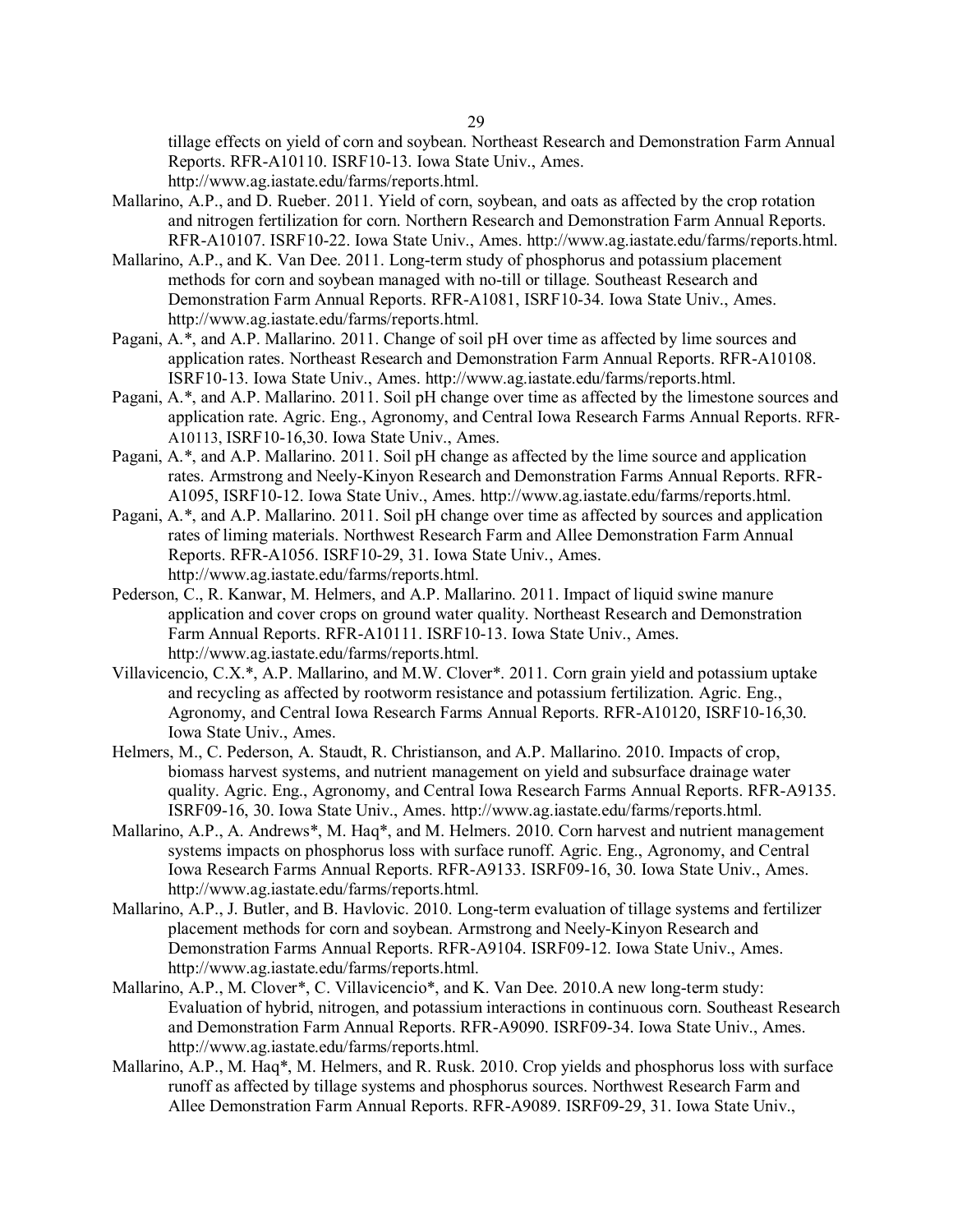tillage effects on yield of corn and soybean. Northeast Research and Demonstration Farm Annual Reports. RFR-A10110. ISRF10-13. Iowa State Univ., Ames. http://www.ag.iastate.edu/farms/reports.html.

Mallarino, A.P., and D. Rueber. 2011. Yield of corn, soybean, and oats as affected by the crop rotation and nitrogen fertilization for corn. Northern Research and Demonstration Farm Annual Reports. RFR-A10107. ISRF10-22. Iowa State Univ., Ames. http://www.ag.iastate.edu/farms/reports.html.

Mallarino, A.P., and K. Van Dee. 2011. Long-term study of phosphorus and potassium placement methods for corn and soybean managed with no-till or tillage. Southeast Research and Demonstration Farm Annual Reports. RFR-A1081, ISRF10-34. Iowa State Univ., Ames. http://www.ag.iastate.edu/farms/reports.html.

Pagani, A.*, and A.P. Mallarino. 2011. Change of soil pH over time as affected by lime sources and application rates. Northeast Research and Demonstration Farm Annual Reports. RFR-A10108. ISRF10-13. Iowa State Univ., Ames. http://www.ag.iastate.edu/farms/reports.html.

Pagani, A.*, and A.P. Mallarino. 2011. Soil pH change over time as affected by the limestone sources and application rate. Agric. Eng., Agronomy, and Central Iowa Research Farms Annual Reports. RFR-A10113, ISRF10-16,30. Iowa State Univ., Ames.

Pagani, A.*, and A.P. Mallarino. 2011. Soil pH change as affected by the lime source and application rates. Armstrong and Neely-Kinyon Research and Demonstration Farms Annual Reports. RFR-A1095, ISRF10-12. Iowa State Univ., Ames. http://www.ag.iastate.edu/farms/reports.html.

Pagani, A.*, and A.P. Mallarino. 2011. Soil pH change over time as affected by sources and application rates of liming materials. Northwest Research Farm and Allee Demonstration Farm Annual Reports. RFR-A1056. ISRF10-29, 31. Iowa State Univ., Ames. http://www.ag.iastate.edu/farms/reports.html.

Pederson, C., R. Kanwar, M. Helmers, and A.P. Mallarino. 2011. Impact of liquid swine manure application and cover crops on ground water quality. Northeast Research and Demonstration Farm Annual Reports. RFR-A10111. ISRF10-13. Iowa State Univ., Ames. http://www.ag.iastate.edu/farms/reports.html.

Villavicencio, C.X.*, A.P. Mallarino, and M.W. Clover*. 2011. Corn grain yield and potassium uptake and recycling as affected by rootworm resistance and potassium fertilization. Agric. Eng., Agronomy, and Central Iowa Research Farms Annual Reports. RFR-A10120, ISRF10-16,30. Iowa State Univ., Ames.

Helmers, M., C. Pederson, A. Staudt, R. Christianson, and A.P. Mallarino. 2010. Impacts of crop, biomass harvest systems, and nutrient management on yield and subsurface drainage water quality. Agric. Eng., Agronomy, and Central Iowa Research Farms Annual Reports. RFR-A9135. ISRF09-16, 30. Iowa State Univ., Ames. http://www.ag.iastate.edu/farms/reports.html.

Mallarino, A.P., A. Andrews*, M. Haq*, and M. Helmers. 2010. Corn harvest and nutrient management systems impacts on phosphorus loss with surface runoff. Agric. Eng., Agronomy, and Central Iowa Research Farms Annual Reports. RFR-A9133. ISRF09-16, 30. Iowa State Univ., Ames. http://www.ag.iastate.edu/farms/reports.html.

Mallarino, A.P., J. Butler, and B. Havlovic. 2010. Long-term evaluation of tillage systems and fertilizer placement methods for corn and soybean. Armstrong and Neely-Kinyon Research and Demonstration Farms Annual Reports. RFR-A9104. ISRF09-12. Iowa State Univ., Ames. http://www.ag.iastate.edu/farms/reports.html.

Mallarino, A.P., M. Clover*, C. Villavicencio*, and K. Van Dee. 2010.A new long-term study: Evaluation of hybrid, nitrogen, and potassium interactions in continuous corn. Southeast Research and Demonstration Farm Annual Reports. RFR-A9090. ISRF09-34. Iowa State Univ., Ames. http://www.ag.iastate.edu/farms/reports.html.

Mallarino, A.P., M. Haq*, M. Helmers, and R. Rusk. 2010. Crop yields and phosphorus loss with surface runoff as affected by tillage systems and phosphorus sources. Northwest Research Farm and Allee Demonstration Farm Annual Reports. RFR-A9089. ISRF09-29, 31. Iowa State Univ.,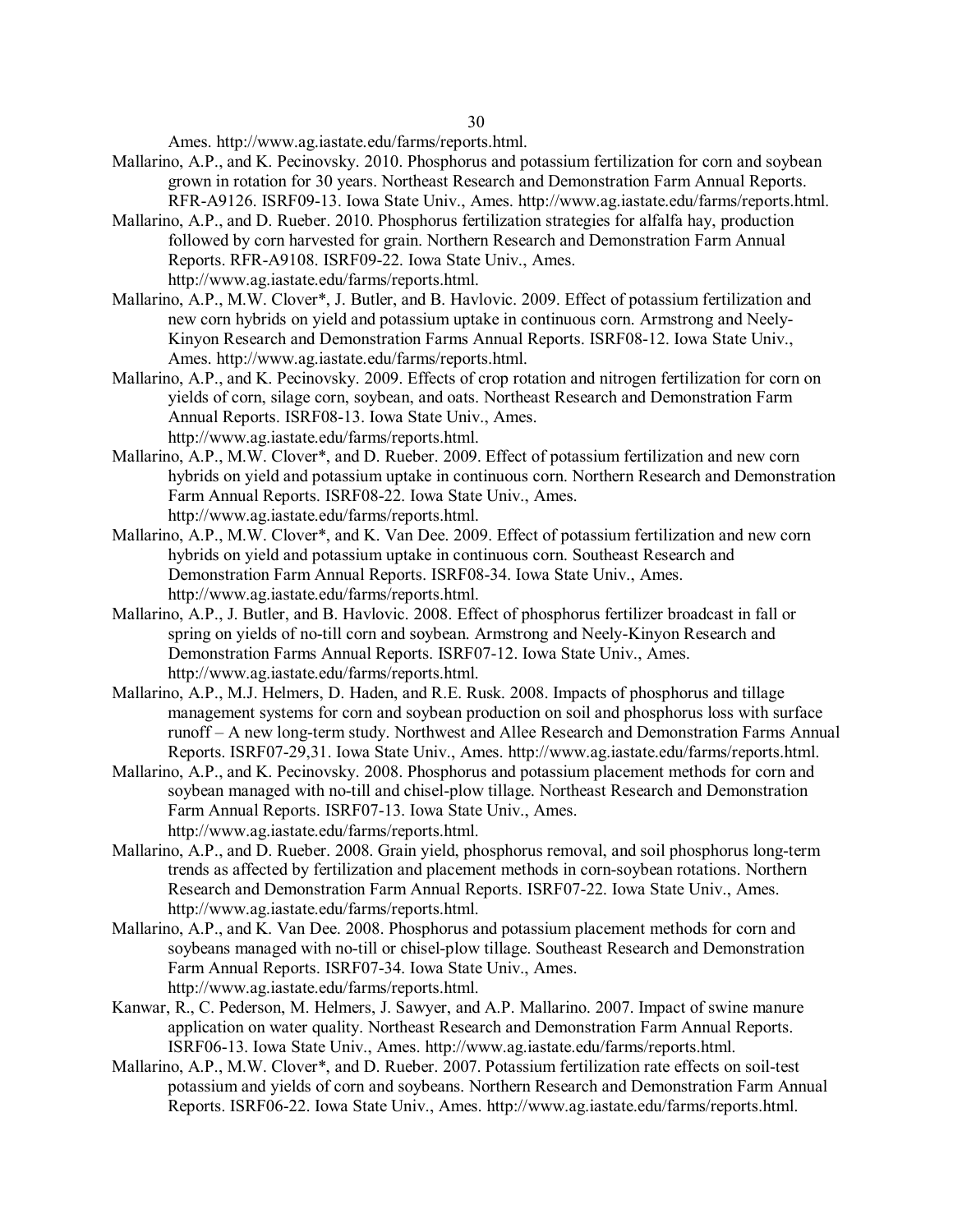Ames. http://www.ag.iastate.edu/farms/reports.html.

Mallarino, A.P., and K. Pecinovsky. 2010. Phosphorus and potassium fertilization for corn and soybean grown in rotation for 30 years. Northeast Research and Demonstration Farm Annual Reports. RFR-A9126. ISRF09-13. Iowa State Univ., Ames. http://www.ag.iastate.edu/farms/reports.html.

Mallarino, A.P., and D. Rueber. 2010. Phosphorus fertilization strategies for alfalfa hay, production followed by corn harvested for grain. Northern Research and Demonstration Farm Annual Reports. RFR-A9108. ISRF09-22. Iowa State Univ., Ames. http://www.ag.iastate.edu/farms/reports.html.

Mallarino, A.P., M.W. Clover*, J. Butler, and B. Havlovic. 2009. Effect of potassium fertilization and new corn hybrids on yield and potassium uptake in continuous corn. Armstrong and Neely-Kinyon Research and Demonstration Farms Annual Reports. ISRF08-12. Iowa State Univ., Ames. http://www.ag.iastate.edu/farms/reports.html.

Mallarino, A.P., and K. Pecinovsky. 2009. Effects of crop rotation and nitrogen fertilization for corn on yields of corn, silage corn, soybean, and oats. Northeast Research and Demonstration Farm Annual Reports. ISRF08-13. Iowa State Univ., Ames. http://www.ag.iastate.edu/farms/reports.html.

Mallarino, A.P., M.W. Clover*, and D. Rueber. 2009. Effect of potassium fertilization and new corn hybrids on yield and potassium uptake in continuous corn. Northern Research and Demonstration Farm Annual Reports. ISRF08-22. Iowa State Univ., Ames. http://www.ag.iastate.edu/farms/reports.html.

Mallarino, A.P., M.W. Clover*, and K. Van Dee. 2009. Effect of potassium fertilization and new corn hybrids on yield and potassium uptake in continuous corn. Southeast Research and Demonstration Farm Annual Reports. ISRF08-34. Iowa State Univ., Ames. http://www.ag.iastate.edu/farms/reports.html.

Mallarino, A.P., J. Butler, and B. Havlovic. 2008. Effect of phosphorus fertilizer broadcast in fall or spring on yields of no-till corn and soybean. Armstrong and Neely-Kinyon Research and Demonstration Farms Annual Reports. ISRF07-12. Iowa State Univ., Ames. http://www.ag.iastate.edu/farms/reports.html.

Mallarino, A.P., M.J. Helmers, D. Haden, and R.E. Rusk. 2008. Impacts of phosphorus and tillage management systems for corn and soybean production on soil and phosphorus loss with surface runoff – A new long-term study. Northwest and Allee Research and Demonstration Farms Annual Reports. ISRF07-29,31. Iowa State Univ., Ames. http://www.ag.iastate.edu/farms/reports.html.

Mallarino, A.P., and K. Pecinovsky. 2008. Phosphorus and potassium placement methods for corn and soybean managed with no-till and chisel-plow tillage. Northeast Research and Demonstration Farm Annual Reports. ISRF07-13. Iowa State Univ., Ames. http://www.ag.iastate.edu/farms/reports.html.

Mallarino, A.P., and D. Rueber. 2008. Grain yield, phosphorus removal, and soil phosphorus long-term trends as affected by fertilization and placement methods in corn-soybean rotations. Northern Research and Demonstration Farm Annual Reports. ISRF07-22. Iowa State Univ., Ames. http://www.ag.iastate.edu/farms/reports.html.

Mallarino, A.P., and K. Van Dee. 2008. Phosphorus and potassium placement methods for corn and soybeans managed with no-till or chisel-plow tillage. Southeast Research and Demonstration Farm Annual Reports. ISRF07-34. Iowa State Univ., Ames. http://www.ag.iastate.edu/farms/reports.html.

Kanwar, R., C. Pederson, M. Helmers, J. Sawyer, and A.P. Mallarino. 2007. Impact of swine manure application on water quality. Northeast Research and Demonstration Farm Annual Reports. ISRF06-13. Iowa State Univ., Ames. http://www.ag.iastate.edu/farms/reports.html.

Mallarino, A.P., M.W. Clover*, and D. Rueber. 2007. Potassium fertilization rate effects on soil-test potassium and yields of corn and soybeans. Northern Research and Demonstration Farm Annual Reports. ISRF06-22. Iowa State Univ., Ames. http://www.ag.iastate.edu/farms/reports.html.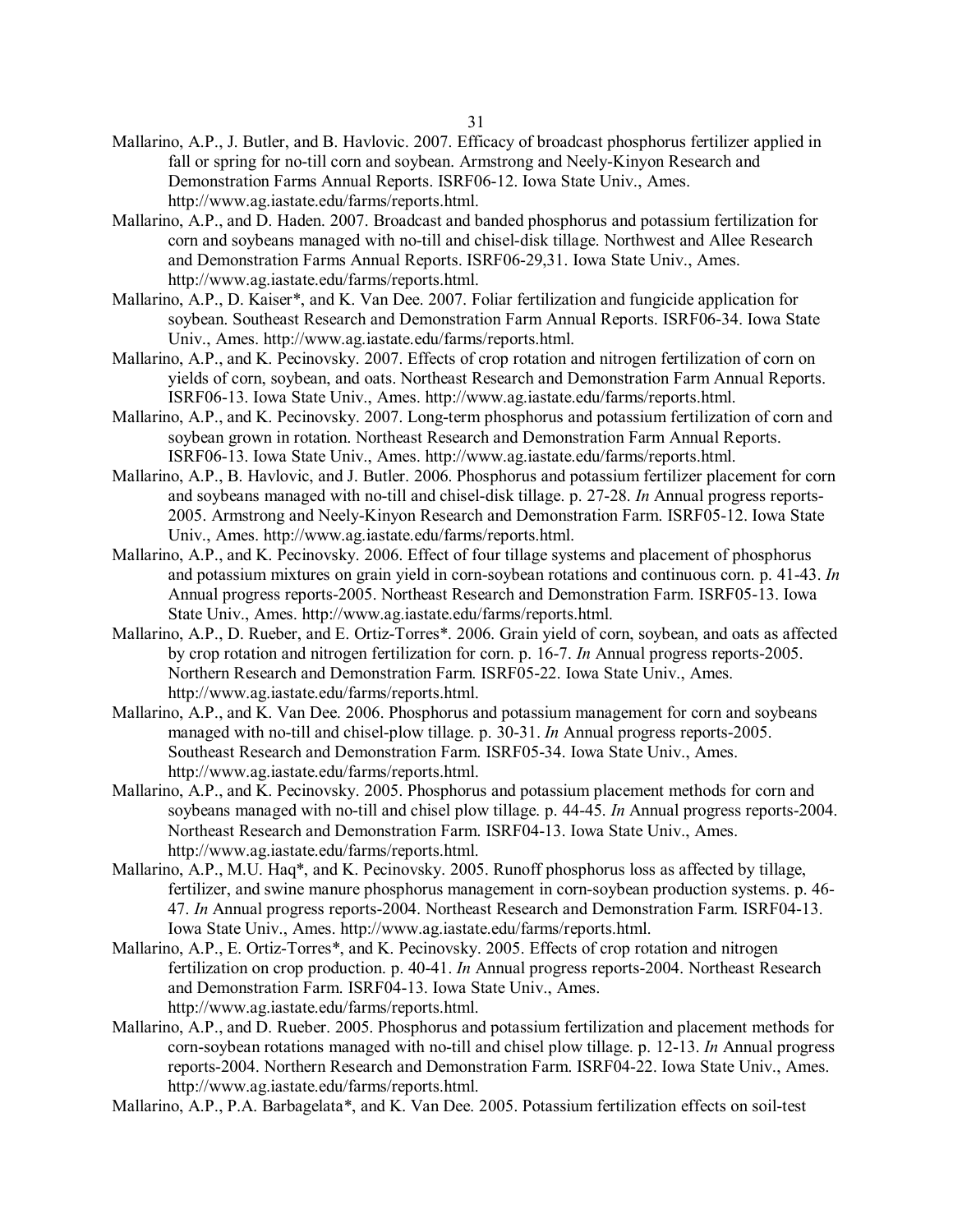Mallarino, A.P., J. Butler, and B. Havlovic. 2007. Efficacy of broadcast phosphorus fertilizer applied in fall or spring for no-till corn and soybean. Armstrong and Neely-Kinyon Research and Demonstration Farms Annual Reports. ISRF06-12. Iowa State Univ., Ames. http://www.ag.iastate.edu/farms/reports.html.

Mallarino, A.P., and D. Haden. 2007. Broadcast and banded phosphorus and potassium fertilization for corn and soybeans managed with no-till and chisel-disk tillage. Northwest and Allee Research and Demonstration Farms Annual Reports. ISRF06-29,31. Iowa State Univ., Ames. http://www.ag.iastate.edu/farms/reports.html.

Mallarino, A.P., D. Kaiser*, and K. Van Dee. 2007. Foliar fertilization and fungicide application for soybean. Southeast Research and Demonstration Farm Annual Reports. ISRF06-34. Iowa State Univ., Ames. http://www.ag.iastate.edu/farms/reports.html.

Mallarino, A.P., and K. Pecinovsky. 2007. Effects of crop rotation and nitrogen fertilization of corn on yields of corn, soybean, and oats. Northeast Research and Demonstration Farm Annual Reports. ISRF06-13. Iowa State Univ., Ames. http://www.ag.iastate.edu/farms/reports.html.

Mallarino, A.P., and K. Pecinovsky. 2007. Long-term phosphorus and potassium fertilization of corn and soybean grown in rotation. Northeast Research and Demonstration Farm Annual Reports. ISRF06-13. Iowa State Univ., Ames. http://www.ag.iastate.edu/farms/reports.html.

Mallarino, A.P., B. Havlovic, and J. Butler. 2006. Phosphorus and potassium fertilizer placement for corn and soybeans managed with no-till and chisel-disk tillage. p. 27-28. *In* Annual progress reports-2005. Armstrong and Neely-Kinyon Research and Demonstration Farm. ISRF05-12. Iowa State Univ., Ames. http://www.ag.iastate.edu/farms/reports.html.

Mallarino, A.P., and K. Pecinovsky. 2006. Effect of four tillage systems and placement of phosphorus and potassium mixtures on grain yield in corn-soybean rotations and continuous corn. p. 41-43. *In* Annual progress reports-2005. Northeast Research and Demonstration Farm. ISRF05-13. Iowa State Univ., Ames. http://www.ag.iastate.edu/farms/reports.html.

Mallarino, A.P., D. Rueber, and E. Ortiz-Torres*. 2006. Grain yield of corn, soybean, and oats as affected by crop rotation and nitrogen fertilization for corn. p. 16-7. *In* Annual progress reports-2005. Northern Research and Demonstration Farm. ISRF05-22. Iowa State Univ., Ames. http://www.ag.iastate.edu/farms/reports.html.

Mallarino, A.P., and K. Van Dee. 2006. Phosphorus and potassium management for corn and soybeans managed with no-till and chisel-plow tillage. p. 30-31. *In* Annual progress reports-2005. Southeast Research and Demonstration Farm. ISRF05-34. Iowa State Univ., Ames. http://www.ag.iastate.edu/farms/reports.html.

Mallarino, A.P., and K. Pecinovsky. 2005. Phosphorus and potassium placement methods for corn and soybeans managed with no-till and chisel plow tillage. p. 44-45. *In* Annual progress reports-2004. Northeast Research and Demonstration Farm. ISRF04-13. Iowa State Univ., Ames. http://www.ag.iastate.edu/farms/reports.html.

Mallarino, A.P., M.U. Haq*, and K. Pecinovsky. 2005. Runoff phosphorus loss as affected by tillage, fertilizer, and swine manure phosphorus management in corn-soybean production systems. p. 46-47. *In* Annual progress reports-2004. Northeast Research and Demonstration Farm. ISRF04-13. Iowa State Univ., Ames. http://www.ag.iastate.edu/farms/reports.html.

Mallarino, A.P., E. Ortiz-Torres*, and K. Pecinovsky. 2005. Effects of crop rotation and nitrogen fertilization on crop production. p. 40-41. *In* Annual progress reports-2004. Northeast Research and Demonstration Farm. ISRF04-13. Iowa State Univ., Ames. http://www.ag.iastate.edu/farms/reports.html.

Mallarino, A.P., and D. Rueber. 2005. Phosphorus and potassium fertilization and placement methods for corn-soybean rotations managed with no-till and chisel plow tillage. p. 12-13. *In* Annual progress reports-2004. Northern Research and Demonstration Farm. ISRF04-22. Iowa State Univ., Ames. http://www.ag.iastate.edu/farms/reports.html.

Mallarino, A.P., P.A. Barbagelata*, and K. Van Dee. 2005. Potassium fertilization effects on soil-test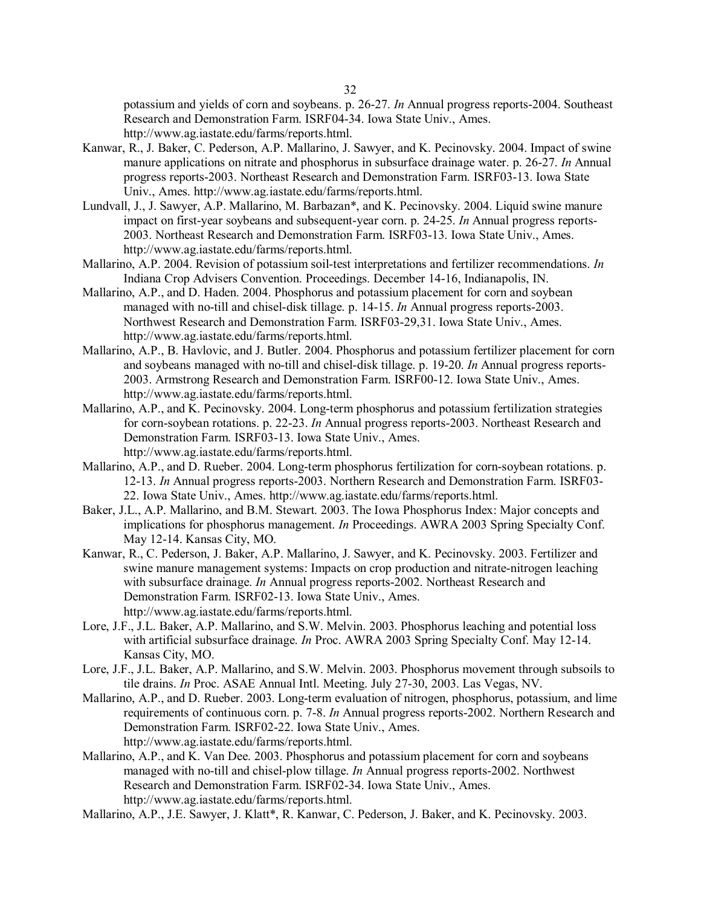potassium and yields of corn and soybeans. p. 26-27. *In* Annual progress reports-2004. Southeast Research and Demonstration Farm. ISRF04-34. Iowa State Univ., Ames. http://www.ag.iastate.edu/farms/reports.html.

Kanwar, R., J. Baker, C. Pederson, A.P. Mallarino, J. Sawyer, and K. Pecinovsky. 2004. Impact of swine manure applications on nitrate and phosphorus in subsurface drainage water. p. 26-27. *In* Annual progress reports-2003. Northeast Research and Demonstration Farm. ISRF03-13. Iowa State Univ., Ames. http://www.ag.iastate.edu/farms/reports.html.

Lundvall, J., J. Sawyer, A.P. Mallarino, M. Barbazan*, and K. Pecinovsky. 2004. Liquid swine manure impact on first-year soybeans and subsequent-year corn. p. 24-25. *In* Annual progress reports-2003. Northeast Research and Demonstration Farm. ISRF03-13. Iowa State Univ., Ames. http://www.ag.iastate.edu/farms/reports.html.

Mallarino, A.P. 2004. Revision of potassium soil-test interpretations and fertilizer recommendations. *In* Indiana Crop Advisers Convention. Proceedings. December 14-16, Indianapolis, IN.

Mallarino, A.P., and D. Haden. 2004. Phosphorus and potassium placement for corn and soybean managed with no-till and chisel-disk tillage. p. 14-15. *In* Annual progress reports-2003. Northwest Research and Demonstration Farm. ISRF03-29,31. Iowa State Univ., Ames. http://www.ag.iastate.edu/farms/reports.html.

Mallarino, A.P., B. Havlovic, and J. Butler. 2004. Phosphorus and potassium fertilizer placement for corn and soybeans managed with no-till and chisel-disk tillage. p. 19-20. *In* Annual progress reports-2003. Armstrong Research and Demonstration Farm. ISRF00-12. Iowa State Univ., Ames. http://www.ag.iastate.edu/farms/reports.html.

Mallarino, A.P., and K. Pecinovsky. 2004. Long-term phosphorus and potassium fertilization strategies for corn-soybean rotations. p. 22-23. *In* Annual progress reports-2003. Northeast Research and Demonstration Farm. ISRF03-13. Iowa State Univ., Ames. http://www.ag.iastate.edu/farms/reports.html.

Mallarino, A.P., and D. Rueber. 2004. Long-term phosphorus fertilization for corn-soybean rotations. p. 12-13. *In* Annual progress reports-2003. Northern Research and Demonstration Farm. ISRF03-22. Iowa State Univ., Ames. http://www.ag.iastate.edu/farms/reports.html.

Baker, J.L., A.P. Mallarino, and B.M. Stewart. 2003. The Iowa Phosphorus Index: Major concepts and implications for phosphorus management. *In* Proceedings. AWRA 2003 Spring Specialty Conf. May 12-14. Kansas City, MO.

Kanwar, R., C. Pederson, J. Baker, A.P. Mallarino, J. Sawyer, and K. Pecinovsky. 2003. Fertilizer and swine manure management systems: Impacts on crop production and nitrate-nitrogen leaching with subsurface drainage. *In* Annual progress reports-2002. Northeast Research and Demonstration Farm. ISRF02-13. Iowa State Univ., Ames. http://www.ag.iastate.edu/farms/reports.html.

Lore, J.F., J.L. Baker, A.P. Mallarino, and S.W. Melvin. 2003. Phosphorus leaching and potential loss with artificial subsurface drainage. *In* Proc. AWRA 2003 Spring Specialty Conf. May 12-14. Kansas City, MO.

Lore, J.F., J.L. Baker, A.P. Mallarino, and S.W. Melvin. 2003. Phosphorus movement through subsoils to tile drains. *In* Proc. ASAE Annual Intl. Meeting. July 27-30, 2003. Las Vegas, NV.

Mallarino, A.P., and D. Rueber. 2003. Long-term evaluation of nitrogen, phosphorus, potassium, and lime requirements of continuous corn. p. 7-8. *In* Annual progress reports-2002. Northern Research and Demonstration Farm. ISRF02-22. Iowa State Univ., Ames. http://www.ag.iastate.edu/farms/reports.html.

Mallarino, A.P., and K. Van Dee. 2003. Phosphorus and potassium placement for corn and soybeans managed with no-till and chisel-plow tillage. *In* Annual progress reports-2002. Northwest Research and Demonstration Farm. ISRF02-34. Iowa State Univ., Ames. http://www.ag.iastate.edu/farms/reports.html.

Mallarino, A.P., J.E. Sawyer, J. Klatt*, R. Kanwar, C. Pederson, J. Baker, and K. Pecinovsky. 2003.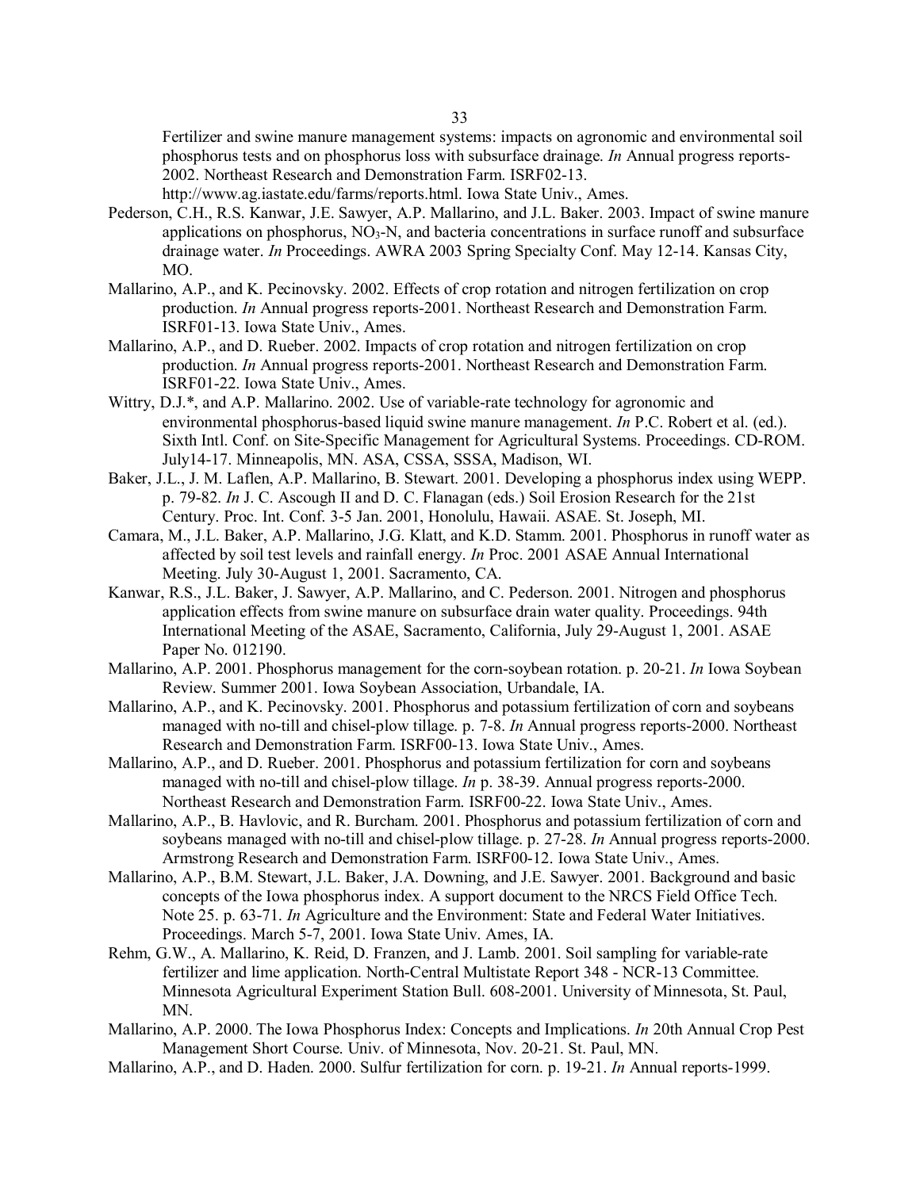Fertilizer and swine manure management systems: impacts on agronomic and environmental soil phosphorus tests and on phosphorus loss with subsurface drainage. *In* Annual progress reports-2002. Northeast Research and Demonstration Farm. ISRF02-13. http://www.ag.iastate.edu/farms/reports.html. Iowa State Univ., Ames.

Pederson, C.H., R.S. Kanwar, J.E. Sawyer, A.P. Mallarino, and J.L. Baker. 2003. Impact of swine manure applications on phosphorus, $NO_3$-N, and bacteria concentrations in surface runoff and subsurface drainage water. *In* Proceedings. AWRA 2003 Spring Specialty Conf. May 12-14. Kansas City, MO.

Mallarino, A.P., and K. Pecinovsky. 2002. Effects of crop rotation and nitrogen fertilization on crop production. *In* Annual progress reports-2001. Northeast Research and Demonstration Farm. ISRF01-13. Iowa State Univ., Ames.

Mallarino, A.P., and D. Rueber. 2002. Impacts of crop rotation and nitrogen fertilization on crop production. *In* Annual progress reports-2001. Northeast Research and Demonstration Farm. ISRF01-22. Iowa State Univ., Ames.

Wittry, D.J.*, and A.P. Mallarino. 2002. Use of variable-rate technology for agronomic and environmental phosphorus-based liquid swine manure management. *In* P.C. Robert et al. (ed.). Sixth Intl. Conf. on Site-Specific Management for Agricultural Systems. Proceedings. CD-ROM. July14-17. Minneapolis, MN. ASA, CSSA, SSSA, Madison, WI.

Baker, J.L., J. M. Laflen, A.P. Mallarino, B. Stewart. 2001. Developing a phosphorus index using WEPP. p. 79-82. *In* J. C. Ascough II and D. C. Flanagan (eds.) Soil Erosion Research for the 21st Century. Proc. Int. Conf. 3-5 Jan. 2001, Honolulu, Hawaii. ASAE. St. Joseph, MI.

Camara, M., J.L. Baker, A.P. Mallarino, J.G. Klatt, and K.D. Stamm. 2001. Phosphorus in runoff water as affected by soil test levels and rainfall energy. *In* Proc. 2001 ASAE Annual International Meeting. July 30-August 1, 2001. Sacramento, CA.

Kanwar, R.S., J.L. Baker, J. Sawyer, A.P. Mallarino, and C. Pederson. 2001. Nitrogen and phosphorus application effects from swine manure on subsurface drain water quality. Proceedings. 94th International Meeting of the ASAE, Sacramento, California, July 29-August 1, 2001. ASAE Paper No. 012190.

Mallarino, A.P. 2001. Phosphorus management for the corn-soybean rotation. p. 20-21. *In* Iowa Soybean Review. Summer 2001. Iowa Soybean Association, Urbandale, IA.

Mallarino, A.P., and K. Pecinovsky. 2001. Phosphorus and potassium fertilization of corn and soybeans managed with no-till and chisel-plow tillage. p. 7-8. *In* Annual progress reports-2000. Northeast Research and Demonstration Farm. ISRF00-13. Iowa State Univ., Ames.

Mallarino, A.P., and D. Rueber. 2001. Phosphorus and potassium fertilization for corn and soybeans managed with no-till and chisel-plow tillage. *In* p. 38-39. Annual progress reports-2000. Northeast Research and Demonstration Farm. ISRF00-22. Iowa State Univ., Ames.

Mallarino, A.P., B. Havlovic, and R. Burcham. 2001. Phosphorus and potassium fertilization of corn and soybeans managed with no-till and chisel-plow tillage. p. 27-28. *In* Annual progress reports-2000. Armstrong Research and Demonstration Farm. ISRF00-12. Iowa State Univ., Ames.

Mallarino, A.P., B.M. Stewart, J.L. Baker, J.A. Downing, and J.E. Sawyer. 2001. Background and basic concepts of the Iowa phosphorus index. A support document to the NRCS Field Office Tech. Note 25. p. 63-71. *In* Agriculture and the Environment: State and Federal Water Initiatives. Proceedings. March 5-7, 2001. Iowa State Univ. Ames, IA.

Rehm, G.W., A. Mallarino, K. Reid, D. Franzen, and J. Lamb. 2001. Soil sampling for variable-rate fertilizer and lime application. North-Central Multistate Report 348 - NCR-13 Committee. Minnesota Agricultural Experiment Station Bull. 608-2001. University of Minnesota, St. Paul, MN.

Mallarino, A.P. 2000. The Iowa Phosphorus Index: Concepts and Implications. *In* 20th Annual Crop Pest Management Short Course. Univ. of Minnesota, Nov. 20-21. St. Paul, MN.

Mallarino, A.P., and D. Haden. 2000. Sulfur fertilization for corn. p. 19-21. *In* Annual reports-1999.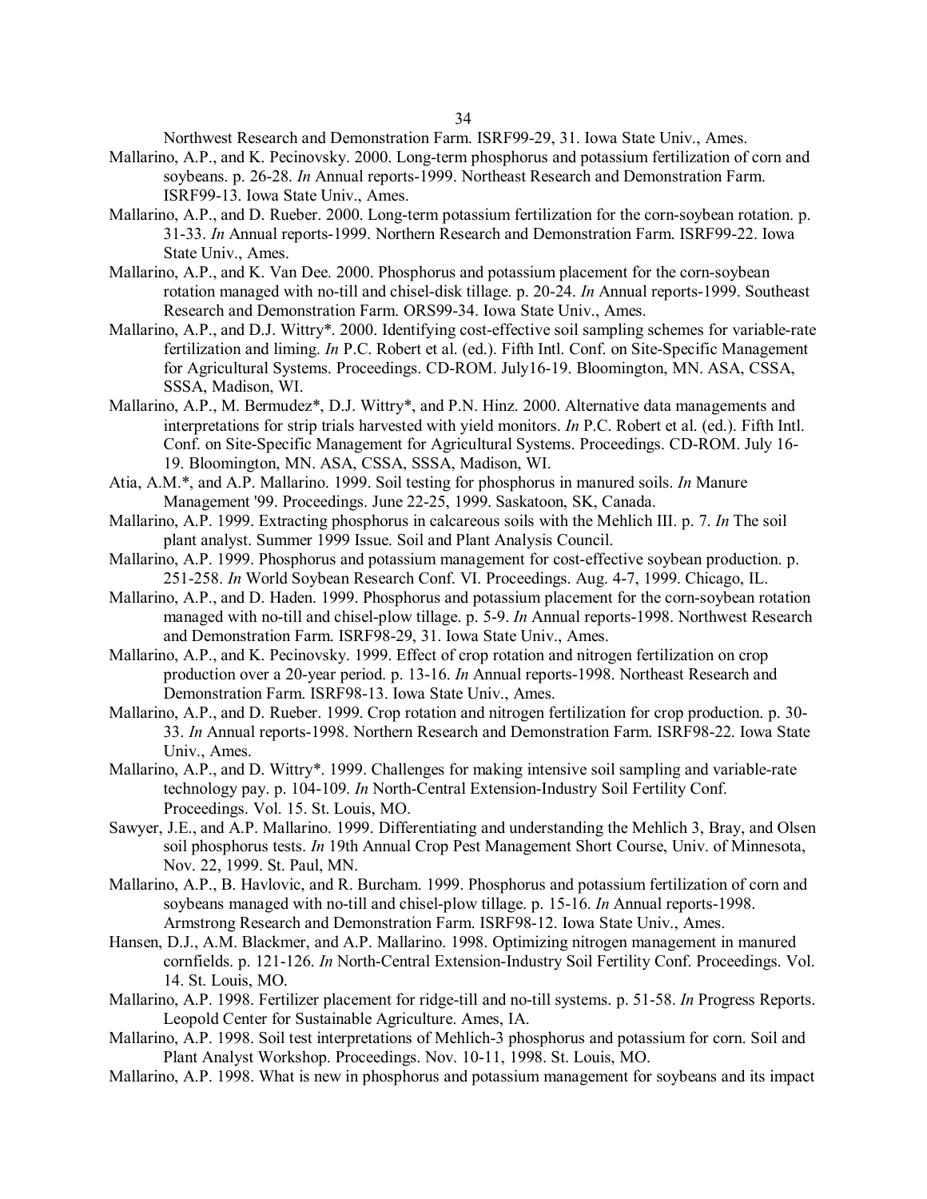Northwest Research and Demonstration Farm. ISRF99-29, 31. Iowa State Univ., Ames.

Mallarino, A.P., and K. Pecinovsky. 2000. Long-term phosphorus and potassium fertilization of corn and soybeans. p. 26-28. *In* Annual reports-1999. Northeast Research and Demonstration Farm. ISRF99-13. Iowa State Univ., Ames.

Mallarino, A.P., and D. Rueber. 2000. Long-term potassium fertilization for the corn-soybean rotation. p. 31-33. *In* Annual reports-1999. Northern Research and Demonstration Farm. ISRF99-22. Iowa State Univ., Ames.

Mallarino, A.P., and K. Van Dee. 2000. Phosphorus and potassium placement for the corn-soybean rotation managed with no-till and chisel-disk tillage. p. 20-24. *In* Annual reports-1999. Southeast Research and Demonstration Farm. ORS99-34. Iowa State Univ., Ames.

Mallarino, A.P., and D.J. Wittry*. 2000. Identifying cost-effective soil sampling schemes for variable-rate fertilization and liming. *In* P.C. Robert et al. (ed.). Fifth Intl. Conf. on Site-Specific Management for Agricultural Systems. Proceedings. CD-ROM. July16-19. Bloomington, MN. ASA, CSSA, SSSA, Madison, WI.

Mallarino, A.P., M. Bermudez*, D.J. Wittry*, and P.N. Hinz. 2000. Alternative data managements and interpretations for strip trials harvested with yield monitors. *In* P.C. Robert et al. (ed.). Fifth Intl. Conf. on Site-Specific Management for Agricultural Systems. Proceedings. CD-ROM. July 16-19. Bloomington, MN. ASA, CSSA, SSSA, Madison, WI.

Atia, A.M.*, and A.P. Mallarino. 1999. Soil testing for phosphorus in manured soils. *In* Manure Management '99. Proceedings. June 22-25, 1999. Saskatoon, SK, Canada.

Mallarino, A.P. 1999. Extracting phosphorus in calcareous soils with the Mehlich III. p. 7. *In* The soil plant analyst. Summer 1999 Issue. Soil and Plant Analysis Council.

Mallarino, A.P. 1999. Phosphorus and potassium management for cost-effective soybean production. p. 251-258. *In* World Soybean Research Conf. VI. Proceedings. Aug. 4-7, 1999. Chicago, IL.

Mallarino, A.P., and D. Haden. 1999. Phosphorus and potassium placement for the corn-soybean rotation managed with no-till and chisel-plow tillage. p. 5-9. *In* Annual reports-1998. Northwest Research and Demonstration Farm. ISRF98-29, 31. Iowa State Univ., Ames.

Mallarino, A.P., and K. Pecinovsky. 1999. Effect of crop rotation and nitrogen fertilization on crop production over a 20-year period. p. 13-16. *In* Annual reports-1998. Northeast Research and Demonstration Farm. ISRF98-13. Iowa State Univ., Ames.

Mallarino, A.P., and D. Rueber. 1999. Crop rotation and nitrogen fertilization for crop production. p. 30-33. *In* Annual reports-1998. Northern Research and Demonstration Farm. ISRF98-22. Iowa State Univ., Ames.

Mallarino, A.P., and D. Wittry*. 1999. Challenges for making intensive soil sampling and variable-rate technology pay. p. 104-109. *In* North-Central Extension-Industry Soil Fertility Conf. Proceedings. Vol. 15. St. Louis, MO.

Sawyer, J.E., and A.P. Mallarino. 1999. Differentiating and understanding the Mehlich 3, Bray, and Olsen soil phosphorus tests. *In* 19th Annual Crop Pest Management Short Course, Univ. of Minnesota, Nov. 22, 1999. St. Paul, MN.

Mallarino, A.P., B. Havlovic, and R. Burcham. 1999. Phosphorus and potassium fertilization of corn and soybeans managed with no-till and chisel-plow tillage. p. 15-16. *In* Annual reports-1998. Armstrong Research and Demonstration Farm. ISRF98-12. Iowa State Univ., Ames.

Hansen, D.J., A.M. Blackmer, and A.P. Mallarino. 1998. Optimizing nitrogen management in manured cornfields. p. 121-126. *In* North-Central Extension-Industry Soil Fertility Conf. Proceedings. Vol. 14. St. Louis, MO.

Mallarino, A.P. 1998. Fertilizer placement for ridge-till and no-till systems. p. 51-58. *In* Progress Reports. Leopold Center for Sustainable Agriculture. Ames, IA.

Mallarino, A.P. 1998. Soil test interpretations of Mehlich-3 phosphorus and potassium for corn. Soil and Plant Analyst Workshop. Proceedings. Nov. 10-11, 1998. St. Louis, MO.

Mallarino, A.P. 1998. What is new in phosphorus and potassium management for soybeans and its impact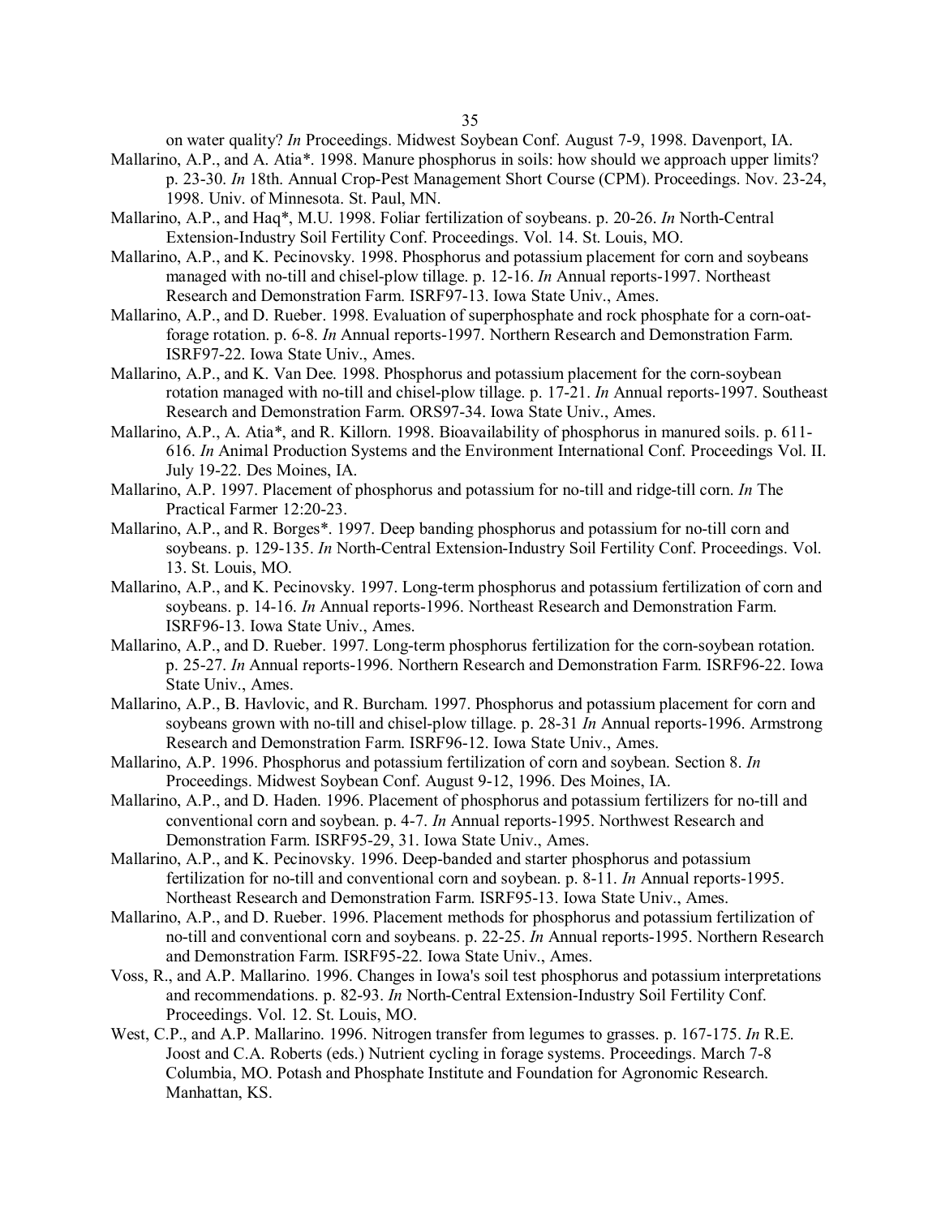on water quality? *In* Proceedings. Midwest Soybean Conf. August 7-9, 1998. Davenport, IA.

Mallarino, A.P., and A. Atia*. 1998. Manure phosphorus in soils: how should we approach upper limits? p. 23-30. *In* 18th. Annual Crop-Pest Management Short Course (CPM). Proceedings. Nov. 23-24, 1998. Univ. of Minnesota. St. Paul, MN.

Mallarino, A.P., and Haq*, M.U. 1998. Foliar fertilization of soybeans. p. 20-26. *In* North-Central Extension-Industry Soil Fertility Conf. Proceedings. Vol. 14. St. Louis, MO.

Mallarino, A.P., and K. Pecinovsky. 1998. Phosphorus and potassium placement for corn and soybeans managed with no-till and chisel-plow tillage. p. 12-16. *In* Annual reports-1997. Northeast Research and Demonstration Farm. ISRF97-13. Iowa State Univ., Ames.

Mallarino, A.P., and D. Rueber. 1998. Evaluation of superphosphate and rock phosphate for a corn-oat-forage rotation. p. 6-8. *In* Annual reports-1997. Northern Research and Demonstration Farm. ISRF97-22. Iowa State Univ., Ames.

Mallarino, A.P., and K. Van Dee. 1998. Phosphorus and potassium placement for the corn-soybean rotation managed with no-till and chisel-plow tillage. p. 17-21. *In* Annual reports-1997. Southeast Research and Demonstration Farm. ORS97-34. Iowa State Univ., Ames.

Mallarino, A.P., A. Atia*, and R. Killorn. 1998. Bioavailability of phosphorus in manured soils. p. 611-616. *In* Animal Production Systems and the Environment International Conf. Proceedings Vol. II. July 19-22. Des Moines, IA.

Mallarino, A.P. 1997. Placement of phosphorus and potassium for no-till and ridge-till corn. *In* The Practical Farmer 12:20-23.

Mallarino, A.P., and R. Borges*. 1997. Deep banding phosphorus and potassium for no-till corn and soybeans. p. 129-135. *In* North-Central Extension-Industry Soil Fertility Conf. Proceedings. Vol. 13. St. Louis, MO.

Mallarino, A.P., and K. Pecinovsky. 1997. Long-term phosphorus and potassium fertilization of corn and soybeans. p. 14-16. *In* Annual reports-1996. Northeast Research and Demonstration Farm. ISRF96-13. Iowa State Univ., Ames.

Mallarino, A.P., and D. Rueber. 1997. Long-term phosphorus fertilization for the corn-soybean rotation. p. 25-27. *In* Annual reports-1996. Northern Research and Demonstration Farm. ISRF96-22. Iowa State Univ., Ames.

Mallarino, A.P., B. Havlovic, and R. Burcham. 1997. Phosphorus and potassium placement for corn and soybeans grown with no-till and chisel-plow tillage. p. 28-31 *In* Annual reports-1996. Armstrong Research and Demonstration Farm. ISRF96-12. Iowa State Univ., Ames.

Mallarino, A.P. 1996. Phosphorus and potassium fertilization of corn and soybean. Section 8. *In* Proceedings. Midwest Soybean Conf. August 9-12, 1996. Des Moines, IA.

Mallarino, A.P., and D. Haden. 1996. Placement of phosphorus and potassium fertilizers for no-till and conventional corn and soybean. p. 4-7. *In* Annual reports-1995. Northwest Research and Demonstration Farm. ISRF95-29, 31. Iowa State Univ., Ames.

Mallarino, A.P., and K. Pecinovsky. 1996. Deep-banded and starter phosphorus and potassium fertilization for no-till and conventional corn and soybean. p. 8-11. *In* Annual reports-1995. Northeast Research and Demonstration Farm. ISRF95-13. Iowa State Univ., Ames.

Mallarino, A.P., and D. Rueber. 1996. Placement methods for phosphorus and potassium fertilization of no-till and conventional corn and soybeans. p. 22-25. *In* Annual reports-1995. Northern Research and Demonstration Farm. ISRF95-22. Iowa State Univ., Ames.

Voss, R., and A.P. Mallarino. 1996. Changes in Iowa's soil test phosphorus and potassium interpretations and recommendations. p. 82-93. *In* North-Central Extension-Industry Soil Fertility Conf. Proceedings. Vol. 12. St. Louis, MO.

West, C.P., and A.P. Mallarino. 1996. Nitrogen transfer from legumes to grasses. p. 167-175. *In* R.E. Joost and C.A. Roberts (eds.) Nutrient cycling in forage systems. Proceedings. March 7-8 Columbia, MO. Potash and Phosphate Institute and Foundation for Agronomic Research. Manhattan, KS.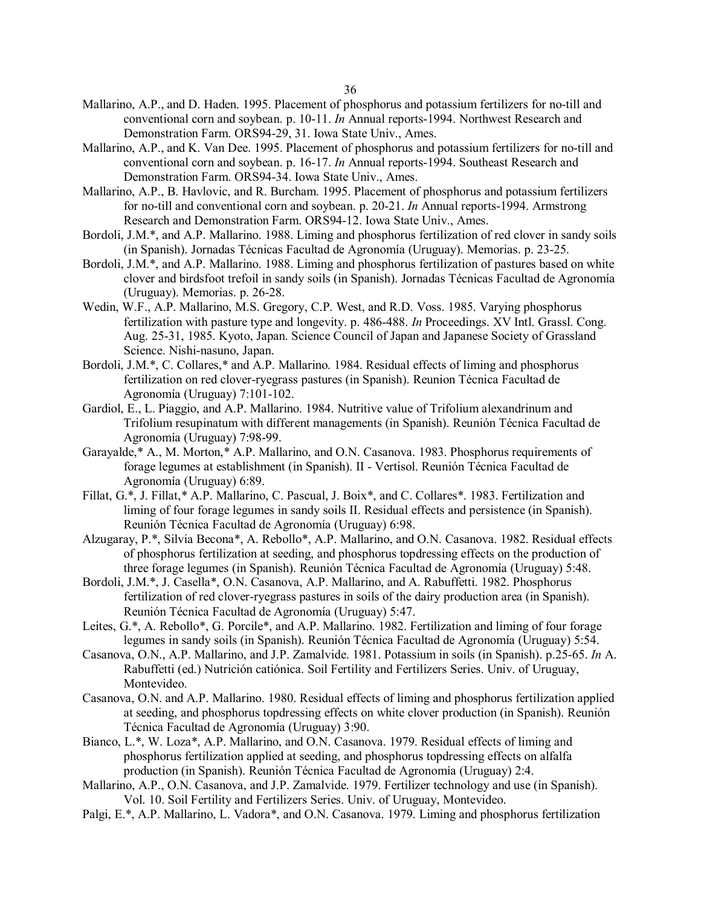Mallarino, A.P., and D. Haden. 1995. Placement of phosphorus and potassium fertilizers for no-till and conventional corn and soybean. p. 10-11. *In* Annual reports-1994. Northwest Research and Demonstration Farm. ORS94-29, 31. Iowa State Univ., Ames.

Mallarino, A.P., and K. Van Dee. 1995. Placement of phosphorus and potassium fertilizers for no-till and conventional corn and soybean. p. 16-17. *In* Annual reports-1994. Southeast Research and Demonstration Farm. ORS94-34. Iowa State Univ., Ames.

Mallarino, A.P., B. Havlovic, and R. Burcham. 1995. Placement of phosphorus and potassium fertilizers for no-till and conventional corn and soybean. p. 20-21. *In* Annual reports-1994. Armstrong Research and Demonstration Farm. ORS94-12. Iowa State Univ., Ames.

Bordoli, J.M.*, and A.P. Mallarino. 1988. Liming and phosphorus fertilization of red clover in sandy soils (in Spanish). Jornadas Técnicas Facultad de Agronomía (Uruguay). Memorias. p. 23-25.

Bordoli, J.M.*, and A.P. Mallarino. 1988. Liming and phosphorus fertilization of pastures based on white clover and birdsfoot trefoil in sandy soils (in Spanish). Jornadas Técnicas Facultad de Agronomía (Uruguay). Memorias. p. 26-28.

Wedin, W.F., A.P. Mallarino, M.S. Gregory, C.P. West, and R.D. Voss. 1985. Varying phosphorus fertilization with pasture type and longevity. p. 486-488. *In* Proceedings. XV Intl. Grassl. Cong. Aug. 25-31, 1985. Kyoto, Japan. Science Council of Japan and Japanese Society of Grassland Science. Nishi-nasuno, Japan.

Bordoli, J.M.*, C. Collares,* and A.P. Mallarino. 1984. Residual effects of liming and phosphorus fertilization on red clover-ryegrass pastures (in Spanish). Reunion Técnica Facultad de Agronomía (Uruguay) 7:101-102.

Gardiol, E., L. Piaggio, and A.P. Mallarino. 1984. Nutritive value of Trifolium alexandrinum and Trifolium resupinatum with different managements (in Spanish). Reunión Técnica Facultad de Agronomía (Uruguay) 7:98-99.

Garayalde,* A., M. Morton,* A.P. Mallarino, and O.N. Casanova. 1983. Phosphorus requirements of forage legumes at establishment (in Spanish). II - Vertisol. Reunión Técnica Facultad de Agronomía (Uruguay) 6:89.

Fillat, G.*, J. Fillat,* A.P. Mallarino, C. Pascual, J. Boix*, and C. Collares*. 1983. Fertilization and liming of four forage legumes in sandy soils II. Residual effects and persistence (in Spanish). Reunión Técnica Facultad de Agronomía (Uruguay) 6:98.

Alzugaray, P.*, Silvia Becona*, A. Rebollo*, A.P. Mallarino, and O.N. Casanova. 1982. Residual effects of phosphorus fertilization at seeding, and phosphorus topdressing effects on the production of three forage legumes (in Spanish). Reunión Técnica Facultad de Agronomía (Uruguay) 5:48.

Bordoli, J.M.*, J. Casella*, O.N. Casanova, A.P. Mallarino, and A. Rabuffetti. 1982. Phosphorus fertilization of red clover-ryegrass pastures in soils of the dairy production area (in Spanish). Reunión Técnica Facultad de Agronomía (Uruguay) 5:47.

Leites, G.*, A. Rebollo*, G. Porcile*, and A.P. Mallarino. 1982. Fertilization and liming of four forage legumes in sandy soils (in Spanish). Reunión Técnica Facultad de Agronomía (Uruguay) 5:54.

Casanova, O.N., A.P. Mallarino, and J.P. Zamalvide. 1981. Potassium in soils (in Spanish). p.25-65. *In* A. Rabuffetti (ed.) Nutrición catiónica. Soil Fertility and Fertilizers Series. Univ. of Uruguay, Montevideo.

Casanova, O.N. and A.P. Mallarino. 1980. Residual effects of liming and phosphorus fertilization applied at seeding, and phosphorus topdressing effects on white clover production (in Spanish). Reunión Técnica Facultad de Agronomía (Uruguay) 3:90.

Bianco, L.*, W. Loza*, A.P. Mallarino, and O.N. Casanova. 1979. Residual effects of liming and phosphorus fertilization applied at seeding, and phosphorus topdressing effects on alfalfa production (in Spanish). Reunión Técnica Facultad de Agronomía (Uruguay) 2:4.

Mallarino, A.P., O.N. Casanova, and J.P. Zamalvide. 1979. Fertilizer technology and use (in Spanish). Vol. 10. Soil Fertility and Fertilizers Series. Univ. of Uruguay, Montevideo.

Palgi, E.*, A.P. Mallarino, L. Vadora*, and O.N. Casanova. 1979. Liming and phosphorus fertilization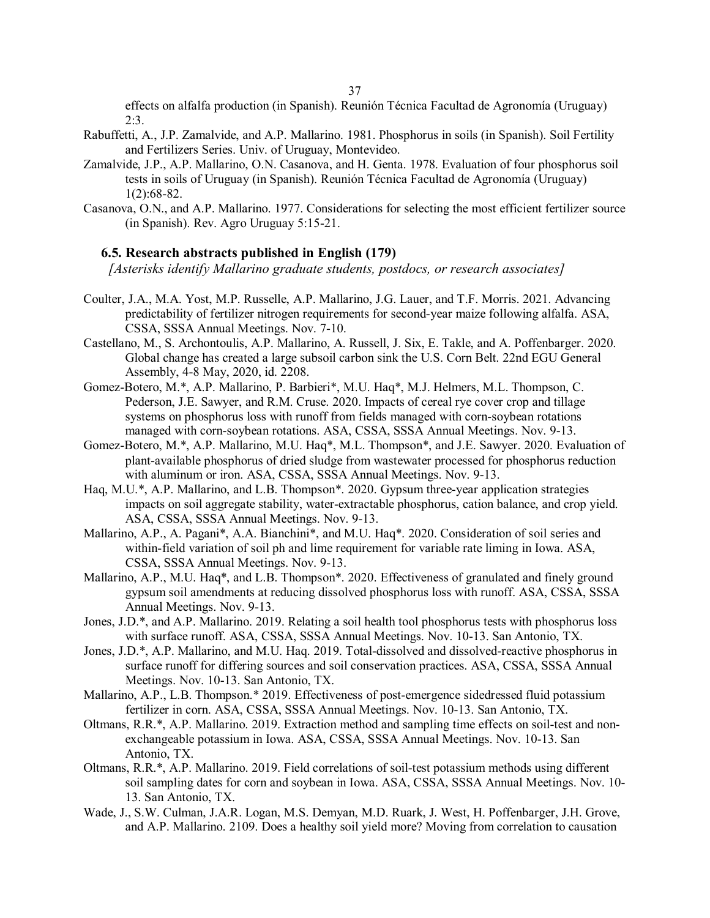effects on alfalfa production (in Spanish). Reunión Técnica Facultad de Agronomía (Uruguay) 2:3.

Rabuffetti, A., J.P. Zamalvide, and A.P. Mallarino. 1981. Phosphorus in soils (in Spanish). Soil Fertility and Fertilizers Series. Univ. of Uruguay, Montevideo.

Zamalvide, J.P., A.P. Mallarino, O.N. Casanova, and H. Genta. 1978. Evaluation of four phosphorus soil tests in soils of Uruguay (in Spanish). Reunión Técnica Facultad de Agronomía (Uruguay) 1(2):68-82.

Casanova, O.N., and A.P. Mallarino. 1977. Considerations for selecting the most efficient fertilizer source (in Spanish). Rev. Agro Uruguay 5:15-21.

### 6.5. Research abstracts published in English (179)

*[Asterisks identify Mallarino graduate students, postdocs, or research associates]*

Coulter, J.A., M.A. Yost, M.P. Russelle, A.P. Mallarino, J.G. Lauer, and T.F. Morris. 2021. Advancing predictability of fertilizer nitrogen requirements for second-year maize following alfalfa. ASA, CSSA, SSSA Annual Meetings. Nov. 7-10.

Castellano, M., S. Archontoulis, A.P. Mallarino, A. Russell, J. Six, E. Takle, and A. Poffenbarger. 2020. Global change has created a large subsoil carbon sink the U.S. Corn Belt. 22nd EGU General Assembly, 4-8 May, 2020, id. 2208.

Gomez-Botero, M.*, A.P. Mallarino, P. Barbieri*, M.U. Haq*, M.J. Helmers, M.L. Thompson, C. Pederson, J.E. Sawyer, and R.M. Cruse. 2020. Impacts of cereal rye cover crop and tillage systems on phosphorus loss with runoff from fields managed with corn-soybean rotations managed with corn-soybean rotations. ASA, CSSA, SSSA Annual Meetings. Nov. 9-13.

Gomez-Botero, M.*, A.P. Mallarino, M.U. Haq*, M.L. Thompson*, and J.E. Sawyer. 2020. Evaluation of plant-available phosphorus of dried sludge from wastewater processed for phosphorus reduction with aluminum or iron. ASA, CSSA, SSSA Annual Meetings. Nov. 9-13.

Haq, M.U.*, A.P. Mallarino, and L.B. Thompson*. 2020. Gypsum three-year application strategies impacts on soil aggregate stability, water-extractable phosphorus, cation balance, and crop yield. ASA, CSSA, SSSA Annual Meetings. Nov. 9-13.

Mallarino, A.P., A. Pagani*, A.A. Bianchini*, and M.U. Haq*. 2020. Consideration of soil series and within-field variation of soil ph and lime requirement for variable rate liming in Iowa. ASA, CSSA, SSSA Annual Meetings. Nov. 9-13.

Mallarino, A.P., M.U. Haq*, and L.B. Thompson*. 2020. Effectiveness of granulated and finely ground gypsum soil amendments at reducing dissolved phosphorus loss with runoff. ASA, CSSA, SSSA Annual Meetings. Nov. 9-13.

Jones, J.D.*, and A.P. Mallarino. 2019. Relating a soil health tool phosphorus tests with phosphorus loss with surface runoff. ASA, CSSA, SSSA Annual Meetings. Nov. 10-13. San Antonio, TX.

Jones, J.D.*, A.P. Mallarino, and M.U. Haq. 2019. Total-dissolved and dissolved-reactive phosphorus in surface runoff for differing sources and soil conservation practices. ASA, CSSA, SSSA Annual Meetings. Nov. 10-13. San Antonio, TX.

Mallarino, A.P., L.B. Thompson.* 2019. Effectiveness of post-emergence sidedressed fluid potassium fertilizer in corn. ASA, CSSA, SSSA Annual Meetings. Nov. 10-13. San Antonio, TX.

Oltmans, R.R.*, A.P. Mallarino. 2019. Extraction method and sampling time effects on soil-test and non-exchangeable potassium in Iowa. ASA, CSSA, SSSA Annual Meetings. Nov. 10-13. San Antonio, TX.

Oltmans, R.R.*, A.P. Mallarino. 2019. Field correlations of soil-test potassium methods using different soil sampling dates for corn and soybean in Iowa. ASA, CSSA, SSSA Annual Meetings. Nov. 10-13. San Antonio, TX.

Wade, J., S.W. Culman, J.A.R. Logan, M.S. Demyan, M.D. Ruark, J. West, H. Poffenbarger, J.H. Grove, and A.P. Mallarino. 2109. Does a healthy soil yield more? Moving from correlation to causation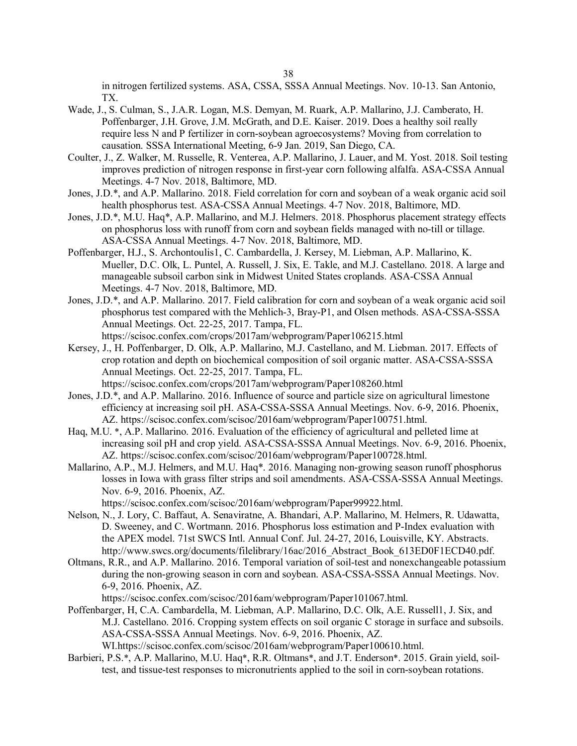in nitrogen fertilized systems. ASA, CSSA, SSSA Annual Meetings. Nov. 10-13. San Antonio, TX.

Wade, J., S. Culman, S., J.A.R. Logan, M.S. Demyan, M. Ruark, A.P. Mallarino, J.J. Camberato, H. Poffenbarger, J.H. Grove, J.M. McGrath, and D.E. Kaiser. 2019. Does a healthy soil really require less N and P fertilizer in corn-soybean agroecosystems? Moving from correlation to causation. SSSA International Meeting, 6-9 Jan. 2019, San Diego, CA.

Coulter, J., Z. Walker, M. Russelle, R. Venterea, A.P. Mallarino, J. Lauer, and M. Yost. 2018. Soil testing improves prediction of nitrogen response in first-year corn following alfalfa. ASA-CSSA Annual Meetings. 4-7 Nov. 2018, Baltimore, MD.

Jones, J.D.*, and A.P. Mallarino. 2018. Field correlation for corn and soybean of a weak organic acid soil health phosphorus test. ASA-CSSA Annual Meetings. 4-7 Nov. 2018, Baltimore, MD.

Jones, J.D.*, M.U. Haq*, A.P. Mallarino, and M.J. Helmers. 2018. Phosphorus placement strategy effects on phosphorus loss with runoff from corn and soybean fields managed with no-till or tillage. ASA-CSSA Annual Meetings. 4-7 Nov. 2018, Baltimore, MD.

Poffenbarger, H.J., S. Archontoulis1, C. Cambardella, J. Kersey, M. Liebman, A.P. Mallarino, K. Mueller, D.C. Olk, L. Puntel, A. Russell, J. Six, E. Takle, and M.J. Castellano. 2018. A large and manageable subsoil carbon sink in Midwest United States croplands. ASA-CSSA Annual Meetings. 4-7 Nov. 2018, Baltimore, MD.

Jones, J.D.*, and A.P. Mallarino. 2017. Field calibration for corn and soybean of a weak organic acid soil phosphorus test compared with the Mehlich-3, Bray-P1, and Olsen methods. ASA-CSSA-SSSA Annual Meetings. Oct. 22-25, 2017. Tampa, FL. https://scisoc.confex.com/crops/2017am/webprogram/Paper106215.html

Kersey, J., H. Poffenbarger, D. Olk, A.P. Mallarino, M.J. Castellano, and M. Liebman. 2017. Effects of crop rotation and depth on biochemical composition of soil organic matter. ASA-CSSA-SSSA Annual Meetings. Oct. 22-25, 2017. Tampa, FL. https://scisoc.confex.com/crops/2017am/webprogram/Paper108260.html

Jones, J.D.*, and A.P. Mallarino. 2016. Influence of source and particle size on agricultural limestone efficiency at increasing soil pH. ASA-CSSA-SSSA Annual Meetings. Nov. 6-9, 2016. Phoenix, AZ. https://scisoc.confex.com/scisoc/2016am/webprogram/Paper100751.html.

Haq, M.U. *, A.P. Mallarino. 2016. Evaluation of the efficiency of agricultural and pelleted lime at increasing soil pH and crop yield. ASA-CSSA-SSSA Annual Meetings. Nov. 6-9, 2016. Phoenix, AZ. https://scisoc.confex.com/scisoc/2016am/webprogram/Paper100728.html.

Mallarino, A.P., M.J. Helmers, and M.U. Haq*. 2016. Managing non-growing season runoff phosphorus losses in Iowa with grass filter strips and soil amendments. ASA-CSSA-SSSA Annual Meetings. Nov. 6-9, 2016. Phoenix, AZ. https://scisoc.confex.com/scisoc/2016am/webprogram/Paper99922.html.

Nelson, N., J. Lory, C. Baffaut, A. Senaviratne, A. Bhandari, A.P. Mallarino, M. Helmers, R. Udawatta, D. Sweeney, and C. Wortmann. 2016. Phosphorus loss estimation and P-Index evaluation with the APEX model. 71st SWCS Intl. Annual Conf. Jul. 24-27, 2016, Louisville, KY. Abstracts. http://www.swcs.org/documents/filelibrary/16ac/2016_Abstract_Book_613ED0F1ECD40.pdf.

Oltmans, R.R., and A.P. Mallarino. 2016. Temporal variation of soil-test and nonexchangeable potassium during the non-growing season in corn and soybean. ASA-CSSA-SSSA Annual Meetings. Nov. 6-9, 2016. Phoenix, AZ. https://scisoc.confex.com/scisoc/2016am/webprogram/Paper101067.html.

Poffenbarger, H, C.A. Cambardella, M. Liebman, A.P. Mallarino, D.C. Olk, A.E. Russell1, J. Six, and M.J. Castellano. 2016. Cropping system effects on soil organic C storage in surface and subsoils. ASA-CSSA-SSSA Annual Meetings. Nov. 6-9, 2016. Phoenix, AZ. WI.https://scisoc.confex.com/scisoc/2016am/webprogram/Paper100610.html.

Barbieri, P.S.*, A.P. Mallarino, M.U. Haq*, R.R. Oltmans*, and J.T. Enderson*. 2015. Grain yield, soil-test, and tissue-test responses to micronutrients applied to the soil in corn-soybean rotations.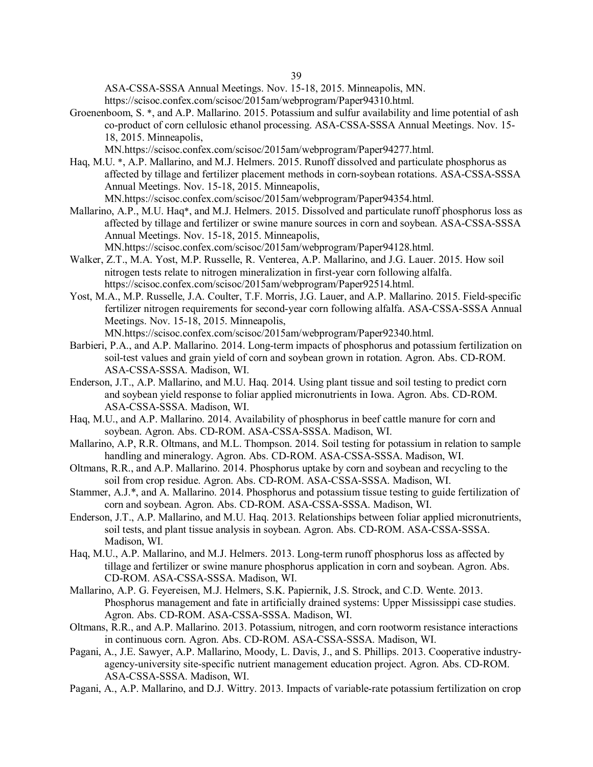ASA-CSSA-SSSA Annual Meetings. Nov. 15-18, 2015. Minneapolis, MN. https://scisoc.confex.com/scisoc/2015am/webprogram/Paper94310.html.

Groenenboom, S. *, and A.P. Mallarino. 2015. Potassium and sulfur availability and lime potential of ash co-product of corn cellulosic ethanol processing. ASA-CSSA-SSSA Annual Meetings. Nov. 15-18, 2015. Minneapolis, MN.https://scisoc.confex.com/scisoc/2015am/webprogram/Paper94277.html.

Haq, M.U. *, A.P. Mallarino, and M.J. Helmers. 2015. Runoff dissolved and particulate phosphorus as affected by tillage and fertilizer placement methods in corn-soybean rotations. ASA-CSSA-SSSA Annual Meetings. Nov. 15-18, 2015. Minneapolis, MN.https://scisoc.confex.com/scisoc/2015am/webprogram/Paper94354.html.

Mallarino, A.P., M.U. Haq*, and M.J. Helmers. 2015. Dissolved and particulate runoff phosphorus loss as affected by tillage and fertilizer or swine manure sources in corn and soybean. ASA-CSSA-SSSA Annual Meetings. Nov. 15-18, 2015. Minneapolis, MN.https://scisoc.confex.com/scisoc/2015am/webprogram/Paper94128.html.

Walker, Z.T., M.A. Yost, M.P. Russelle, R. Venterea, A.P. Mallarino, and J.G. Lauer. 2015. How soil nitrogen tests relate to nitrogen mineralization in first-year corn following alfalfa. https://scisoc.confex.com/scisoc/2015am/webprogram/Paper92514.html.

Yost, M.A., M.P. Russelle, J.A. Coulter, T.F. Morris, J.G. Lauer, and A.P. Mallarino. 2015. Field-specific fertilizer nitrogen requirements for second-year corn following alfalfa. ASA-CSSA-SSSA Annual Meetings. Nov. 15-18, 2015. Minneapolis, MN.https://scisoc.confex.com/scisoc/2015am/webprogram/Paper92340.html.

Barbieri, P.A., and A.P. Mallarino. 2014. Long-term impacts of phosphorus and potassium fertilization on soil-test values and grain yield of corn and soybean grown in rotation. Agron. Abs. CD-ROM. ASA-CSSA-SSSA. Madison, WI.

Enderson, J.T., A.P. Mallarino, and M.U. Haq. 2014. Using plant tissue and soil testing to predict corn and soybean yield response to foliar applied micronutrients in Iowa. Agron. Abs. CD-ROM. ASA-CSSA-SSSA. Madison, WI.

Haq, M.U., and A.P. Mallarino. 2014. Availability of phosphorus in beef cattle manure for corn and soybean. Agron. Abs. CD-ROM. ASA-CSSA-SSSA. Madison, WI.

Mallarino, A.P, R.R. Oltmans, and M.L. Thompson. 2014. Soil testing for potassium in relation to sample handling and mineralogy. Agron. Abs. CD-ROM. ASA-CSSA-SSSA. Madison, WI.

Oltmans, R.R., and A.P. Mallarino. 2014. Phosphorus uptake by corn and soybean and recycling to the soil from crop residue. Agron. Abs. CD-ROM. ASA-CSSA-SSSA. Madison, WI.

Stammer, A.J.*, and A. Mallarino. 2014. Phosphorus and potassium tissue testing to guide fertilization of corn and soybean. Agron. Abs. CD-ROM. ASA-CSSA-SSSA. Madison, WI.

Enderson, J.T., A.P. Mallarino, and M.U. Haq. 2013. Relationships between foliar applied micronutrients, soil tests, and plant tissue analysis in soybean. Agron. Abs. CD-ROM. ASA-CSSA-SSSA. Madison, WI.

Haq, M.U., A.P. Mallarino, and M.J. Helmers. 2013. Long-term runoff phosphorus loss as affected by tillage and fertilizer or swine manure phosphorus application in corn and soybean. Agron. Abs. CD-ROM. ASA-CSSA-SSSA. Madison, WI.

Mallarino, A.P. G. Feyereisen, M.J. Helmers, S.K. Papiernik, J.S. Strock, and C.D. Wente. 2013. Phosphorus management and fate in artificially drained systems: Upper Mississippi case studies. Agron. Abs. CD-ROM. ASA-CSSA-SSSA. Madison, WI.

Oltmans, R.R., and A.P. Mallarino. 2013. Potassium, nitrogen, and corn rootworm resistance interactions in continuous corn. Agron. Abs. CD-ROM. ASA-CSSA-SSSA. Madison, WI.

Pagani, A., J.E. Sawyer, A.P. Mallarino, Moody, L. Davis, J., and S. Phillips. 2013. Cooperative industry-agency-university site-specific nutrient management education project. Agron. Abs. CD-ROM. ASA-CSSA-SSSA. Madison, WI.

Pagani, A., A.P. Mallarino, and D.J. Wittry. 2013. Impacts of variable-rate potassium fertilization on crop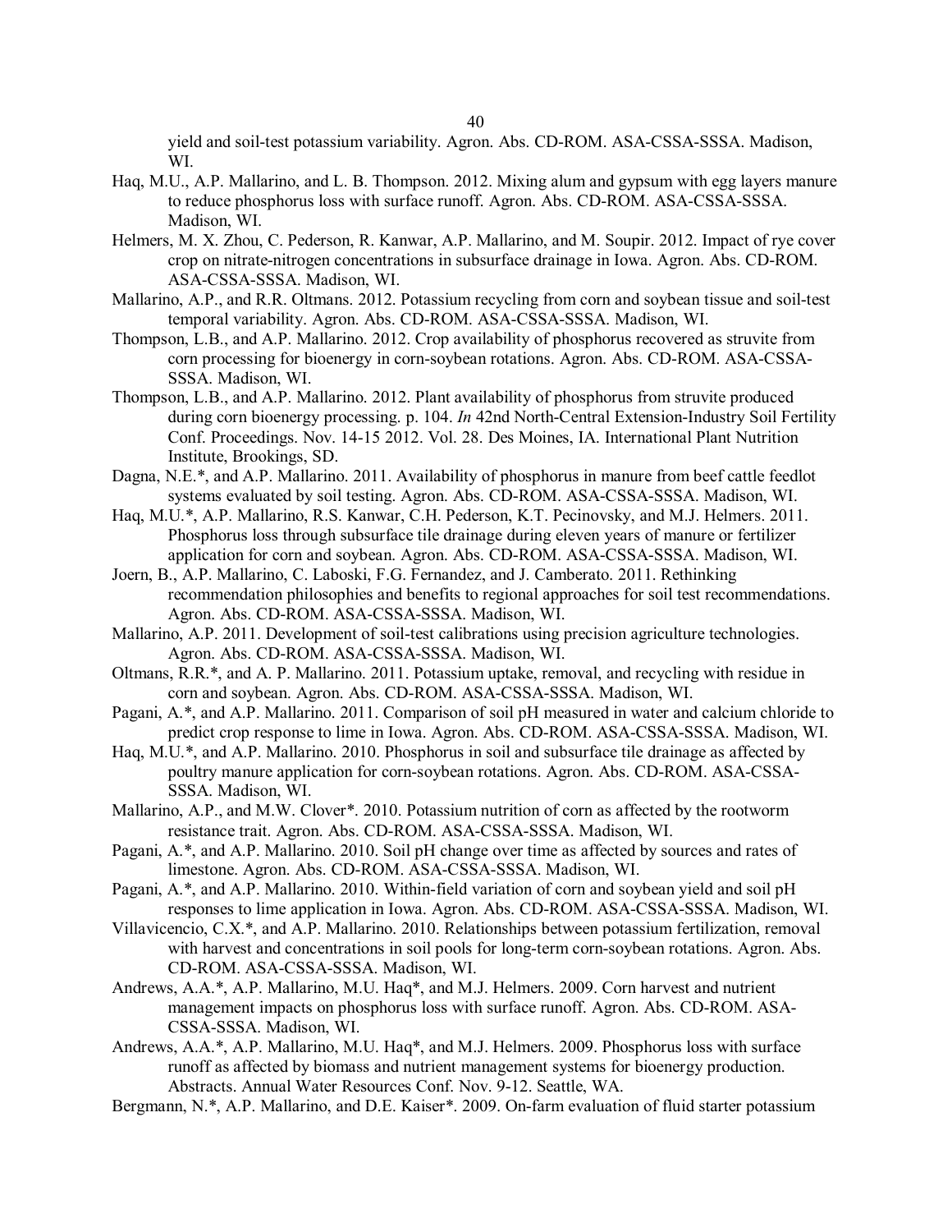yield and soil-test potassium variability. Agron. Abs. CD-ROM. ASA-CSSA-SSSA. Madison, WI.

Haq, M.U., A.P. Mallarino, and L. B. Thompson. 2012. Mixing alum and gypsum with egg layers manure to reduce phosphorus loss with surface runoff. Agron. Abs. CD-ROM. ASA-CSSA-SSSA. Madison, WI.

Helmers, M. X. Zhou, C. Pederson, R. Kanwar, A.P. Mallarino, and M. Soupir. 2012. Impact of rye cover crop on nitrate-nitrogen concentrations in subsurface drainage in Iowa. Agron. Abs. CD-ROM. ASA-CSSA-SSSA. Madison, WI.

Mallarino, A.P., and R.R. Oltmans. 2012. Potassium recycling from corn and soybean tissue and soil-test temporal variability. Agron. Abs. CD-ROM. ASA-CSSA-SSSA. Madison, WI.

Thompson, L.B., and A.P. Mallarino. 2012. Crop availability of phosphorus recovered as struvite from corn processing for bioenergy in corn-soybean rotations. Agron. Abs. CD-ROM. ASA-CSSA-SSSA. Madison, WI.

Thompson, L.B., and A.P. Mallarino. 2012. Plant availability of phosphorus from struvite produced during corn bioenergy processing. p. 104. *In* 42nd North-Central Extension-Industry Soil Fertility Conf. Proceedings. Nov. 14-15 2012. Vol. 28. Des Moines, IA. International Plant Nutrition Institute, Brookings, SD.

Dagna, N.E.*, and A.P. Mallarino. 2011. Availability of phosphorus in manure from beef cattle feedlot systems evaluated by soil testing. Agron. Abs. CD-ROM. ASA-CSSA-SSSA. Madison, WI.

Haq, M.U.*, A.P. Mallarino, R.S. Kanwar, C.H. Pederson, K.T. Pecinovsky, and M.J. Helmers. 2011. Phosphorus loss through subsurface tile drainage during eleven years of manure or fertilizer application for corn and soybean. Agron. Abs. CD-ROM. ASA-CSSA-SSSA. Madison, WI.

Joern, B., A.P. Mallarino, C. Laboski, F.G. Fernandez, and J. Camberato. 2011. Rethinking recommendation philosophies and benefits to regional approaches for soil test recommendations. Agron. Abs. CD-ROM. ASA-CSSA-SSSA. Madison, WI.

Mallarino, A.P. 2011. Development of soil-test calibrations using precision agriculture technologies. Agron. Abs. CD-ROM. ASA-CSSA-SSSA. Madison, WI.

Oltmans, R.R.*, and A. P. Mallarino. 2011. Potassium uptake, removal, and recycling with residue in corn and soybean. Agron. Abs. CD-ROM. ASA-CSSA-SSSA. Madison, WI.

Pagani, A.*, and A.P. Mallarino. 2011. Comparison of soil pH measured in water and calcium chloride to predict crop response to lime in Iowa. Agron. Abs. CD-ROM. ASA-CSSA-SSSA. Madison, WI.

Haq, M.U.*, and A.P. Mallarino. 2010. Phosphorus in soil and subsurface tile drainage as affected by poultry manure application for corn-soybean rotations. Agron. Abs. CD-ROM. ASA-CSSA-SSSA. Madison, WI.

Mallarino, A.P., and M.W. Clover*. 2010. Potassium nutrition of corn as affected by the rootworm resistance trait. Agron. Abs. CD-ROM. ASA-CSSA-SSSA. Madison, WI.

Pagani, A.*, and A.P. Mallarino. 2010. Soil pH change over time as affected by sources and rates of limestone. Agron. Abs. CD-ROM. ASA-CSSA-SSSA. Madison, WI.

Pagani, A.*, and A.P. Mallarino. 2010. Within-field variation of corn and soybean yield and soil pH responses to lime application in Iowa. Agron. Abs. CD-ROM. ASA-CSSA-SSSA. Madison, WI.

Villavicencio, C.X.*, and A.P. Mallarino. 2010. Relationships between potassium fertilization, removal with harvest and concentrations in soil pools for long-term corn-soybean rotations. Agron. Abs. CD-ROM. ASA-CSSA-SSSA. Madison, WI.

Andrews, A.A.*, A.P. Mallarino, M.U. Haq*, and M.J. Helmers. 2009. Corn harvest and nutrient management impacts on phosphorus loss with surface runoff. Agron. Abs. CD-ROM. ASA-CSSA-SSSA. Madison, WI.

Andrews, A.A.*, A.P. Mallarino, M.U. Haq*, and M.J. Helmers. 2009. Phosphorus loss with surface runoff as affected by biomass and nutrient management systems for bioenergy production. Abstracts. Annual Water Resources Conf. Nov. 9-12. Seattle, WA.

Bergmann, N.*, A.P. Mallarino, and D.E. Kaiser*. 2009. On-farm evaluation of fluid starter potassium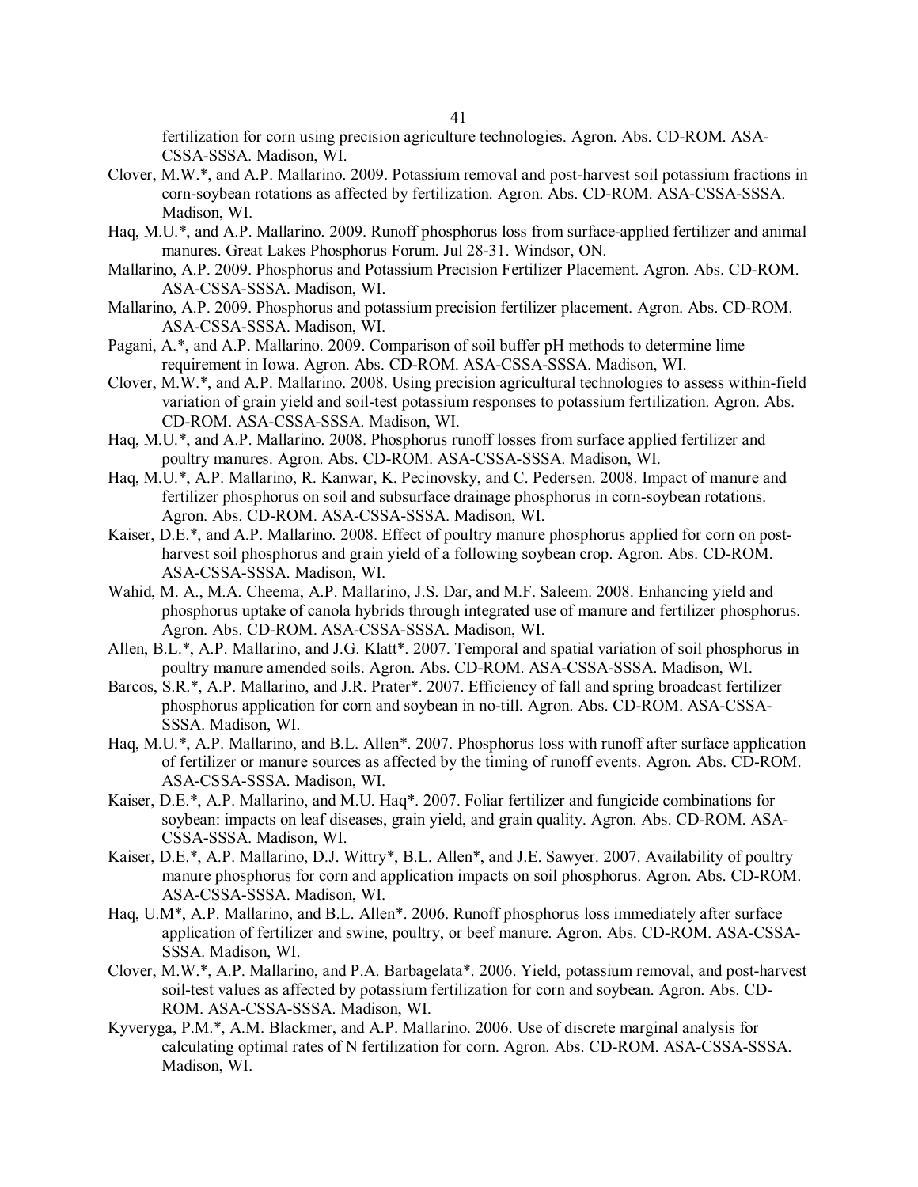fertilization for corn using precision agriculture technologies. Agron. Abs. CD-ROM. ASA-CSSA-SSSA. Madison, WI.

Clover, M.W.*, and A.P. Mallarino. 2009. Potassium removal and post-harvest soil potassium fractions in corn-soybean rotations as affected by fertilization. Agron. Abs. CD-ROM. ASA-CSSA-SSSA. Madison, WI.

Haq, M.U.*, and A.P. Mallarino. 2009. Runoff phosphorus loss from surface-applied fertilizer and animal manures. Great Lakes Phosphorus Forum. Jul 28-31. Windsor, ON.

Mallarino, A.P. 2009. Phosphorus and Potassium Precision Fertilizer Placement. Agron. Abs. CD-ROM. ASA-CSSA-SSSA. Madison, WI.

Mallarino, A.P. 2009. Phosphorus and potassium precision fertilizer placement. Agron. Abs. CD-ROM. ASA-CSSA-SSSA. Madison, WI.

Pagani, A.*, and A.P. Mallarino. 2009. Comparison of soil buffer pH methods to determine lime requirement in Iowa. Agron. Abs. CD-ROM. ASA-CSSA-SSSA. Madison, WI.

Clover, M.W.*, and A.P. Mallarino. 2008. Using precision agricultural technologies to assess within-field variation of grain yield and soil-test potassium responses to potassium fertilization. Agron. Abs. CD-ROM. ASA-CSSA-SSSA. Madison, WI.

Haq, M.U.*, and A.P. Mallarino. 2008. Phosphorus runoff losses from surface applied fertilizer and poultry manures. Agron. Abs. CD-ROM. ASA-CSSA-SSSA. Madison, WI.

Haq, M.U.*, A.P. Mallarino, R. Kanwar, K. Pecinovsky, and C. Pedersen. 2008. Impact of manure and fertilizer phosphorus on soil and subsurface drainage phosphorus in corn-soybean rotations. Agron. Abs. CD-ROM. ASA-CSSA-SSSA. Madison, WI.

Kaiser, D.E.*, and A.P. Mallarino. 2008. Effect of poultry manure phosphorus applied for corn on post-harvest soil phosphorus and grain yield of a following soybean crop. Agron. Abs. CD-ROM. ASA-CSSA-SSSA. Madison, WI.

Wahid, M. A., M.A. Cheema, A.P. Mallarino, J.S. Dar, and M.F. Saleem. 2008. Enhancing yield and phosphorus uptake of canola hybrids through integrated use of manure and fertilizer phosphorus. Agron. Abs. CD-ROM. ASA-CSSA-SSSA. Madison, WI.

Allen, B.L.*, A.P. Mallarino, and J.G. Klatt*. 2007. Temporal and spatial variation of soil phosphorus in poultry manure amended soils. Agron. Abs. CD-ROM. ASA-CSSA-SSSA. Madison, WI.

Barcos, S.R.*, A.P. Mallarino, and J.R. Prater*. 2007. Efficiency of fall and spring broadcast fertilizer phosphorus application for corn and soybean in no-till. Agron. Abs. CD-ROM. ASA-CSSA-SSSA. Madison, WI.

Haq, M.U.*, A.P. Mallarino, and B.L. Allen*. 2007. Phosphorus loss with runoff after surface application of fertilizer or manure sources as affected by the timing of runoff events. Agron. Abs. CD-ROM. ASA-CSSA-SSSA. Madison, WI.

Kaiser, D.E.*, A.P. Mallarino, and M.U. Haq*. 2007. Foliar fertilizer and fungicide combinations for soybean: impacts on leaf diseases, grain yield, and grain quality. Agron. Abs. CD-ROM. ASA-CSSA-SSSA. Madison, WI.

Kaiser, D.E.*, A.P. Mallarino, D.J. Wittry*, B.L. Allen*, and J.E. Sawyer. 2007. Availability of poultry manure phosphorus for corn and application impacts on soil phosphorus. Agron. Abs. CD-ROM. ASA-CSSA-SSSA. Madison, WI.

Haq, U.M*, A.P. Mallarino, and B.L. Allen*. 2006. Runoff phosphorus loss immediately after surface application of fertilizer and swine, poultry, or beef manure. Agron. Abs. CD-ROM. ASA-CSSA-SSSA. Madison, WI.

Clover, M.W.*, A.P. Mallarino, and P.A. Barbagelata*. 2006. Yield, potassium removal, and post-harvest soil-test values as affected by potassium fertilization for corn and soybean. Agron. Abs. CD-ROM. ASA-CSSA-SSSA. Madison, WI.

Kyveryga, P.M.*, A.M. Blackmer, and A.P. Mallarino. 2006. Use of discrete marginal analysis for calculating optimal rates of N fertilization for corn. Agron. Abs. CD-ROM. ASA-CSSA-SSSA. Madison, WI.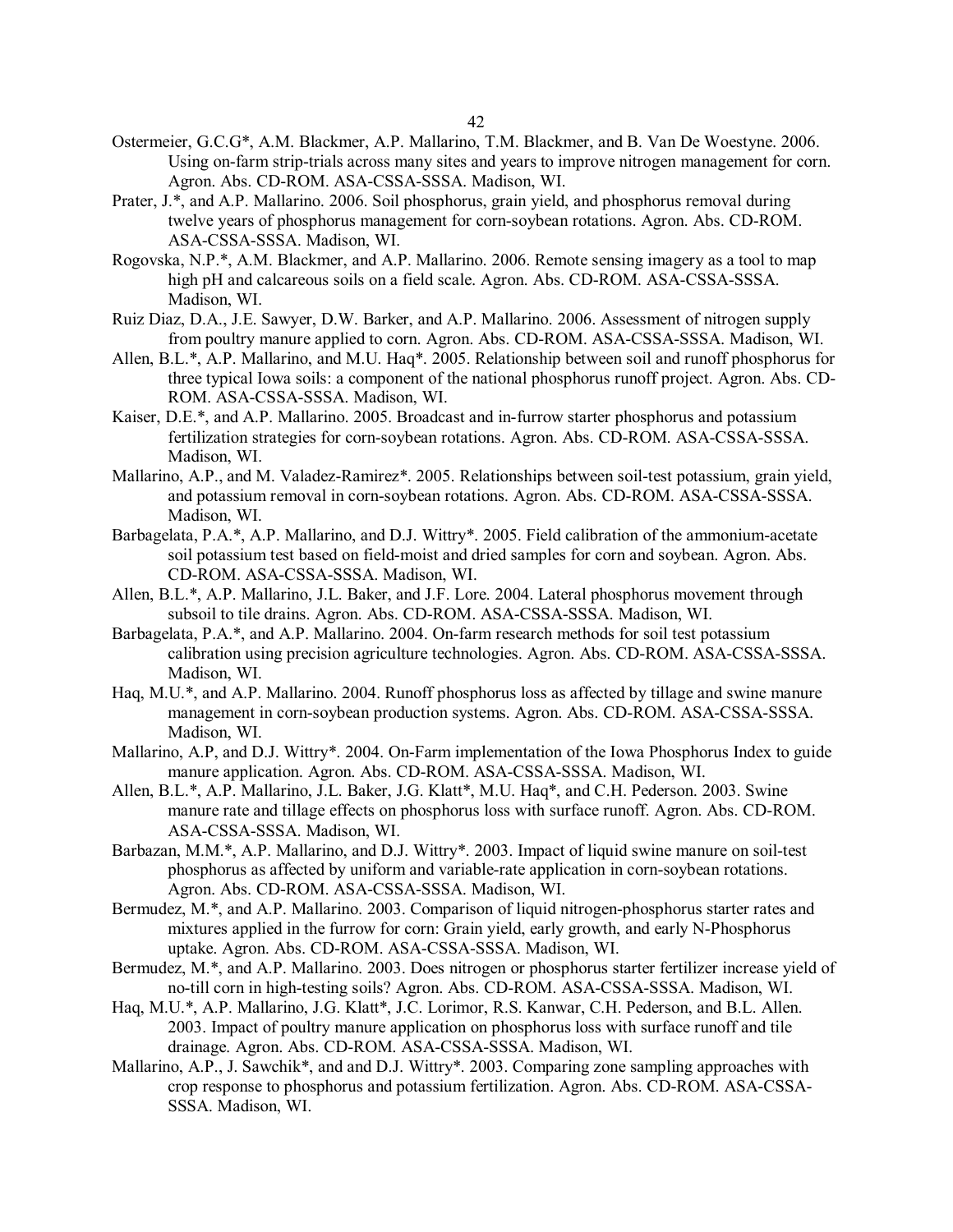Ostermeier, G.C.G*, A.M. Blackmer, A.P. Mallarino, T.M. Blackmer, and B. Van De Woestyne. 2006. Using on-farm strip-trials across many sites and years to improve nitrogen management for corn. Agron. Abs. CD-ROM. ASA-CSSA-SSSA. Madison, WI.

Prater, J.*, and A.P. Mallarino. 2006. Soil phosphorus, grain yield, and phosphorus removal during twelve years of phosphorus management for corn-soybean rotations. Agron. Abs. CD-ROM. ASA-CSSA-SSSA. Madison, WI.

Rogovska, N.P.*, A.M. Blackmer, and A.P. Mallarino. 2006. Remote sensing imagery as a tool to map high pH and calcareous soils on a field scale. Agron. Abs. CD-ROM. ASA-CSSA-SSSA. Madison, WI.

Ruiz Diaz, D.A., J.E. Sawyer, D.W. Barker, and A.P. Mallarino. 2006. Assessment of nitrogen supply from poultry manure applied to corn. Agron. Abs. CD-ROM. ASA-CSSA-SSSA. Madison, WI.

Allen, B.L.*, A.P. Mallarino, and M.U. Haq*. 2005. Relationship between soil and runoff phosphorus for three typical Iowa soils: a component of the national phosphorus runoff project. Agron. Abs. CD-ROM. ASA-CSSA-SSSA. Madison, WI.

Kaiser, D.E.*, and A.P. Mallarino. 2005. Broadcast and in-furrow starter phosphorus and potassium fertilization strategies for corn-soybean rotations. Agron. Abs. CD-ROM. ASA-CSSA-SSSA. Madison, WI.

Mallarino, A.P., and M. Valadez-Ramirez*. 2005. Relationships between soil-test potassium, grain yield, and potassium removal in corn-soybean rotations. Agron. Abs. CD-ROM. ASA-CSSA-SSSA. Madison, WI.

Barbagelata, P.A.*, A.P. Mallarino, and D.J. Wittry*. 2005. Field calibration of the ammonium-acetate soil potassium test based on field-moist and dried samples for corn and soybean. Agron. Abs. CD-ROM. ASA-CSSA-SSSA. Madison, WI.

Allen, B.L.*, A.P. Mallarino, J.L. Baker, and J.F. Lore. 2004. Lateral phosphorus movement through subsoil to tile drains. Agron. Abs. CD-ROM. ASA-CSSA-SSSA. Madison, WI.

Barbagelata, P.A.*, and A.P. Mallarino. 2004. On-farm research methods for soil test potassium calibration using precision agriculture technologies. Agron. Abs. CD-ROM. ASA-CSSA-SSSA. Madison, WI.

Haq, M.U.*, and A.P. Mallarino. 2004. Runoff phosphorus loss as affected by tillage and swine manure management in corn-soybean production systems. Agron. Abs. CD-ROM. ASA-CSSA-SSSA. Madison, WI.

Mallarino, A.P, and D.J. Wittry*. 2004. On-Farm implementation of the Iowa Phosphorus Index to guide manure application. Agron. Abs. CD-ROM. ASA-CSSA-SSSA. Madison, WI.

Allen, B.L.*, A.P. Mallarino, J.L. Baker, J.G. Klatt*, M.U. Haq*, and C.H. Pederson. 2003. Swine manure rate and tillage effects on phosphorus loss with surface runoff. Agron. Abs. CD-ROM. ASA-CSSA-SSSA. Madison, WI.

Barbazan, M.M.*, A.P. Mallarino, and D.J. Wittry*. 2003. Impact of liquid swine manure on soil-test phosphorus as affected by uniform and variable-rate application in corn-soybean rotations. Agron. Abs. CD-ROM. ASA-CSSA-SSSA. Madison, WI.

Bermudez, M.*, and A.P. Mallarino. 2003. Comparison of liquid nitrogen-phosphorus starter rates and mixtures applied in the furrow for corn: Grain yield, early growth, and early N-Phosphorus uptake. Agron. Abs. CD-ROM. ASA-CSSA-SSSA. Madison, WI.

Bermudez, M.*, and A.P. Mallarino. 2003. Does nitrogen or phosphorus starter fertilizer increase yield of no-till corn in high-testing soils? Agron. Abs. CD-ROM. ASA-CSSA-SSSA. Madison, WI.

Haq, M.U.*, A.P. Mallarino, J.G. Klatt*, J.C. Lorimor, R.S. Kanwar, C.H. Pederson, and B.L. Allen. 2003. Impact of poultry manure application on phosphorus loss with surface runoff and tile drainage. Agron. Abs. CD-ROM. ASA-CSSA-SSSA. Madison, WI.

Mallarino, A.P., J. Sawchik*, and and D.J. Wittry*. 2003. Comparing zone sampling approaches with crop response to phosphorus and potassium fertilization. Agron. Abs. CD-ROM. ASA-CSSA-SSSA. Madison, WI.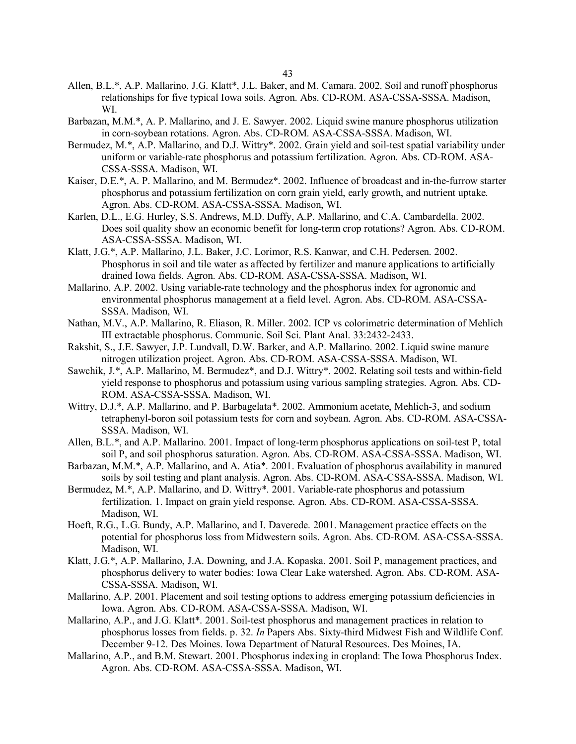Allen, B.L.*, A.P. Mallarino, J.G. Klatt*, J.L. Baker, and M. Camara. 2002. Soil and runoff phosphorus relationships for five typical Iowa soils. Agron. Abs. CD-ROM. ASA-CSSA-SSSA. Madison, WI.

Barbazan, M.M.*, A. P. Mallarino, and J. E. Sawyer. 2002. Liquid swine manure phosphorus utilization in corn-soybean rotations. Agron. Abs. CD-ROM. ASA-CSSA-SSSA. Madison, WI.

Bermudez, M.*, A.P. Mallarino, and D.J. Wittry*. 2002. Grain yield and soil-test spatial variability under uniform or variable-rate phosphorus and potassium fertilization. Agron. Abs. CD-ROM. ASA-CSSA-SSSA. Madison, WI.

Kaiser, D.E.*, A. P. Mallarino, and M. Bermudez*. 2002. Influence of broadcast and in-the-furrow starter phosphorus and potassium fertilization on corn grain yield, early growth, and nutrient uptake. Agron. Abs. CD-ROM. ASA-CSSA-SSSA. Madison, WI.

Karlen, D.L., E.G. Hurley, S.S. Andrews, M.D. Duffy, A.P. Mallarino, and C.A. Cambardella. 2002. Does soil quality show an economic benefit for long-term crop rotations? Agron. Abs. CD-ROM. ASA-CSSA-SSSA. Madison, WI.

Klatt, J.G.*, A.P. Mallarino, J.L. Baker, J.C. Lorimor, R.S. Kanwar, and C.H. Pedersen. 2002. Phosphorus in soil and tile water as affected by fertilizer and manure applications to artificially drained Iowa fields. Agron. Abs. CD-ROM. ASA-CSSA-SSSA. Madison, WI.

Mallarino, A.P. 2002. Using variable-rate technology and the phosphorus index for agronomic and environmental phosphorus management at a field level. Agron. Abs. CD-ROM. ASA-CSSA-SSSA. Madison, WI.

Nathan, M.V., A.P. Mallarino, R. Eliason, R. Miller. 2002. ICP vs colorimetric determination of Mehlich III extractable phosphorus. Communic. Soil Sci. Plant Anal. 33:2432-2433.

Rakshit, S., J.E. Sawyer, J.P. Lundvall, D.W. Barker, and A.P. Mallarino. 2002. Liquid swine manure nitrogen utilization project. Agron. Abs. CD-ROM. ASA-CSSA-SSSA. Madison, WI.

Sawchik, J.*, A.P. Mallarino, M. Bermudez*, and D.J. Wittry*. 2002. Relating soil tests and within-field yield response to phosphorus and potassium using various sampling strategies. Agron. Abs. CD-ROM. ASA-CSSA-SSSA. Madison, WI.

Wittry, D.J.*, A.P. Mallarino, and P. Barbagelata*. 2002. Ammonium acetate, Mehlich-3, and sodium tetraphenyl-boron soil potassium tests for corn and soybean. Agron. Abs. CD-ROM. ASA-CSSA-SSSA. Madison, WI.

Allen, B.L.*, and A.P. Mallarino. 2001. Impact of long-term phosphorus applications on soil-test P, total soil P, and soil phosphorus saturation. Agron. Abs. CD-ROM. ASA-CSSA-SSSA. Madison, WI.

Barbazan, M.M.*, A.P. Mallarino, and A. Atia*. 2001. Evaluation of phosphorus availability in manured soils by soil testing and plant analysis. Agron. Abs. CD-ROM. ASA-CSSA-SSSA. Madison, WI.

Bermudez, M.*, A.P. Mallarino, and D. Wittry*. 2001. Variable-rate phosphorus and potassium fertilization. 1. Impact on grain yield response. Agron. Abs. CD-ROM. ASA-CSSA-SSSA. Madison, WI.

Hoeft, R.G., L.G. Bundy, A.P. Mallarino, and I. Daverede. 2001. Management practice effects on the potential for phosphorus loss from Midwestern soils. Agron. Abs. CD-ROM. ASA-CSSA-SSSA. Madison, WI.

Klatt, J.G.*, A.P. Mallarino, J.A. Downing, and J.A. Kopaska. 2001. Soil P, management practices, and phosphorus delivery to water bodies: Iowa Clear Lake watershed. Agron. Abs. CD-ROM. ASA-CSSA-SSSA. Madison, WI.

Mallarino, A.P. 2001. Placement and soil testing options to address emerging potassium deficiencies in Iowa. Agron. Abs. CD-ROM. ASA-CSSA-SSSA. Madison, WI.

Mallarino, A.P., and J.G. Klatt*. 2001. Soil-test phosphorus and management practices in relation to phosphorus losses from fields. p. 32. *In* Papers Abs. Sixty-third Midwest Fish and Wildlife Conf. December 9-12. Des Moines. Iowa Department of Natural Resources. Des Moines, IA.

Mallarino, A.P., and B.M. Stewart. 2001. Phosphorus indexing in cropland: The Iowa Phosphorus Index. Agron. Abs. CD-ROM. ASA-CSSA-SSSA. Madison, WI.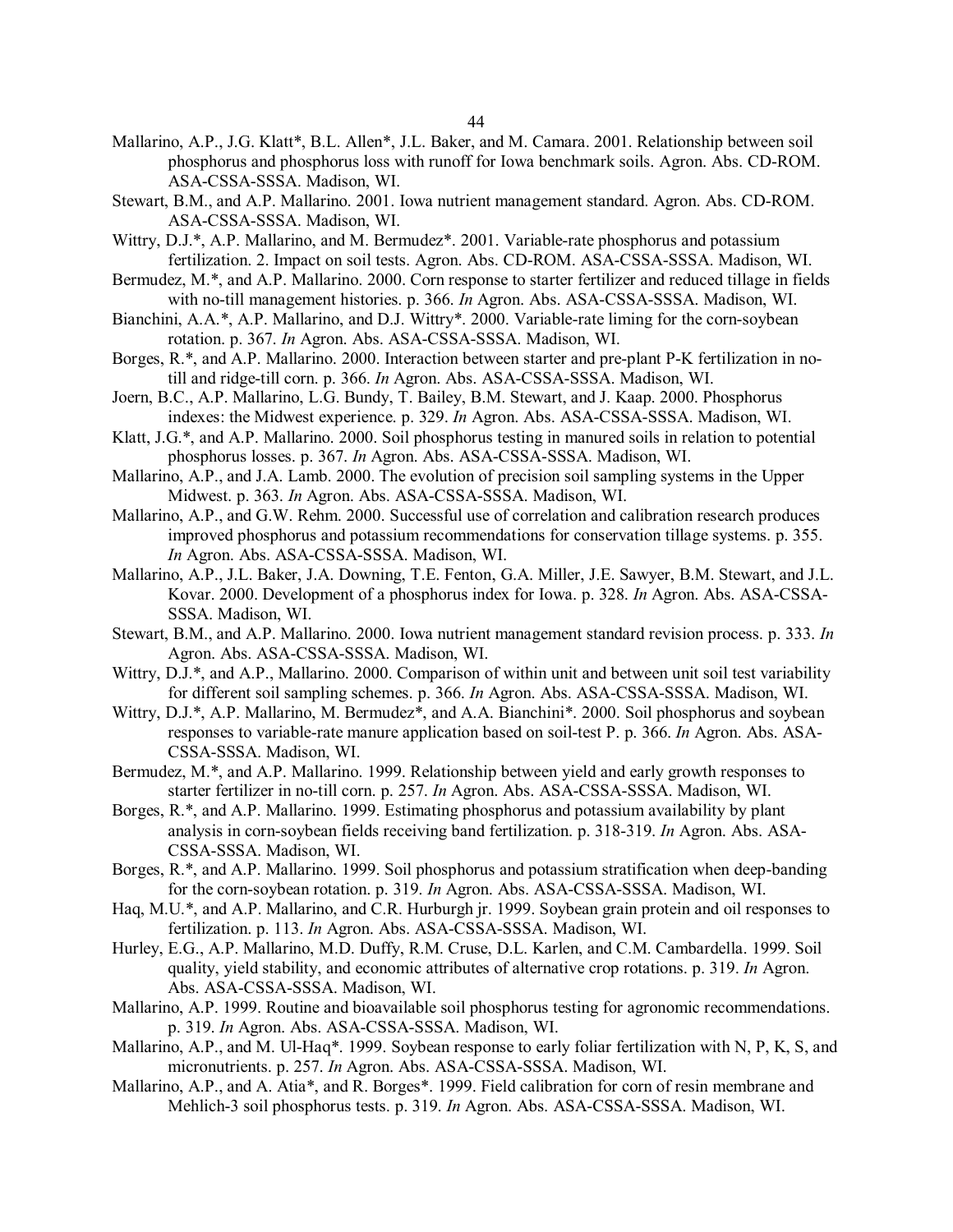Mallarino, A.P., J.G. Klatt*, B.L. Allen*, J.L. Baker, and M. Camara. 2001. Relationship between soil phosphorus and phosphorus loss with runoff for Iowa benchmark soils. Agron. Abs. CD-ROM. ASA-CSSA-SSSA. Madison, WI.

Stewart, B.M., and A.P. Mallarino. 2001. Iowa nutrient management standard. Agron. Abs. CD-ROM. ASA-CSSA-SSSA. Madison, WI.

Wittry, D.J.*, A.P. Mallarino, and M. Bermudez*. 2001. Variable-rate phosphorus and potassium fertilization. 2. Impact on soil tests. Agron. Abs. CD-ROM. ASA-CSSA-SSSA. Madison, WI.

Bermudez, M.*, and A.P. Mallarino. 2000. Corn response to starter fertilizer and reduced tillage in fields with no-till management histories. p. 366. *In* Agron. Abs. ASA-CSSA-SSSA. Madison, WI.

Bianchini, A.A.*, A.P. Mallarino, and D.J. Wittry*. 2000. Variable-rate liming for the corn-soybean rotation. p. 367. *In* Agron. Abs. ASA-CSSA-SSSA. Madison, WI.

Borges, R.*, and A.P. Mallarino. 2000. Interaction between starter and pre-plant P-K fertilization in no-till and ridge-till corn. p. 366. *In* Agron. Abs. ASA-CSSA-SSSA. Madison, WI.

Joern, B.C., A.P. Mallarino, L.G. Bundy, T. Bailey, B.M. Stewart, and J. Kaap. 2000. Phosphorus indexes: the Midwest experience. p. 329. *In* Agron. Abs. ASA-CSSA-SSSA. Madison, WI.

Klatt, J.G.*, and A.P. Mallarino. 2000. Soil phosphorus testing in manured soils in relation to potential phosphorus losses. p. 367. *In* Agron. Abs. ASA-CSSA-SSSA. Madison, WI.

Mallarino, A.P., and J.A. Lamb. 2000. The evolution of precision soil sampling systems in the Upper Midwest. p. 363. *In* Agron. Abs. ASA-CSSA-SSSA. Madison, WI.

Mallarino, A.P., and G.W. Rehm. 2000. Successful use of correlation and calibration research produces improved phosphorus and potassium recommendations for conservation tillage systems. p. 355. *In* Agron. Abs. ASA-CSSA-SSSA. Madison, WI.

Mallarino, A.P., J.L. Baker, J.A. Downing, T.E. Fenton, G.A. Miller, J.E. Sawyer, B.M. Stewart, and J.L. Kovar. 2000. Development of a phosphorus index for Iowa. p. 328. *In* Agron. Abs. ASA-CSSA-SSSA. Madison, WI.

Stewart, B.M., and A.P. Mallarino. 2000. Iowa nutrient management standard revision process. p. 333. *In* Agron. Abs. ASA-CSSA-SSSA. Madison, WI.

Wittry, D.J.*, and A.P., Mallarino. 2000. Comparison of within unit and between unit soil test variability for different soil sampling schemes. p. 366. *In* Agron. Abs. ASA-CSSA-SSSA. Madison, WI.

Wittry, D.J.*, A.P. Mallarino, M. Bermudez*, and A.A. Bianchini*. 2000. Soil phosphorus and soybean responses to variable-rate manure application based on soil-test P. p. 366. *In* Agron. Abs. ASA-CSSA-SSSA. Madison, WI.

Bermudez, M.*, and A.P. Mallarino. 1999. Relationship between yield and early growth responses to starter fertilizer in no-till corn. p. 257. *In* Agron. Abs. ASA-CSSA-SSSA. Madison, WI.

Borges, R.*, and A.P. Mallarino. 1999. Estimating phosphorus and potassium availability by plant analysis in corn-soybean fields receiving band fertilization. p. 318-319. *In* Agron. Abs. ASA-CSSA-SSSA. Madison, WI.

Borges, R.*, and A.P. Mallarino. 1999. Soil phosphorus and potassium stratification when deep-banding for the corn-soybean rotation. p. 319. *In* Agron. Abs. ASA-CSSA-SSSA. Madison, WI.

Haq, M.U.*, and A.P. Mallarino, and C.R. Hurburgh jr. 1999. Soybean grain protein and oil responses to fertilization. p. 113. *In* Agron. Abs. ASA-CSSA-SSSA. Madison, WI.

Hurley, E.G., A.P. Mallarino, M.D. Duffy, R.M. Cruse, D.L. Karlen, and C.M. Cambardella. 1999. Soil quality, yield stability, and economic attributes of alternative crop rotations. p. 319. *In* Agron. Abs. ASA-CSSA-SSSA. Madison, WI.

Mallarino, A.P. 1999. Routine and bioavailable soil phosphorus testing for agronomic recommendations. p. 319. *In* Agron. Abs. ASA-CSSA-SSSA. Madison, WI.

Mallarino, A.P., and M. Ul-Haq*. 1999. Soybean response to early foliar fertilization with N, P, K, S, and micronutrients. p. 257. *In* Agron. Abs. ASA-CSSA-SSSA. Madison, WI.

Mallarino, A.P., and A. Atia*, and R. Borges*. 1999. Field calibration for corn of resin membrane and Mehlich-3 soil phosphorus tests. p. 319. *In* Agron. Abs. ASA-CSSA-SSSA. Madison, WI.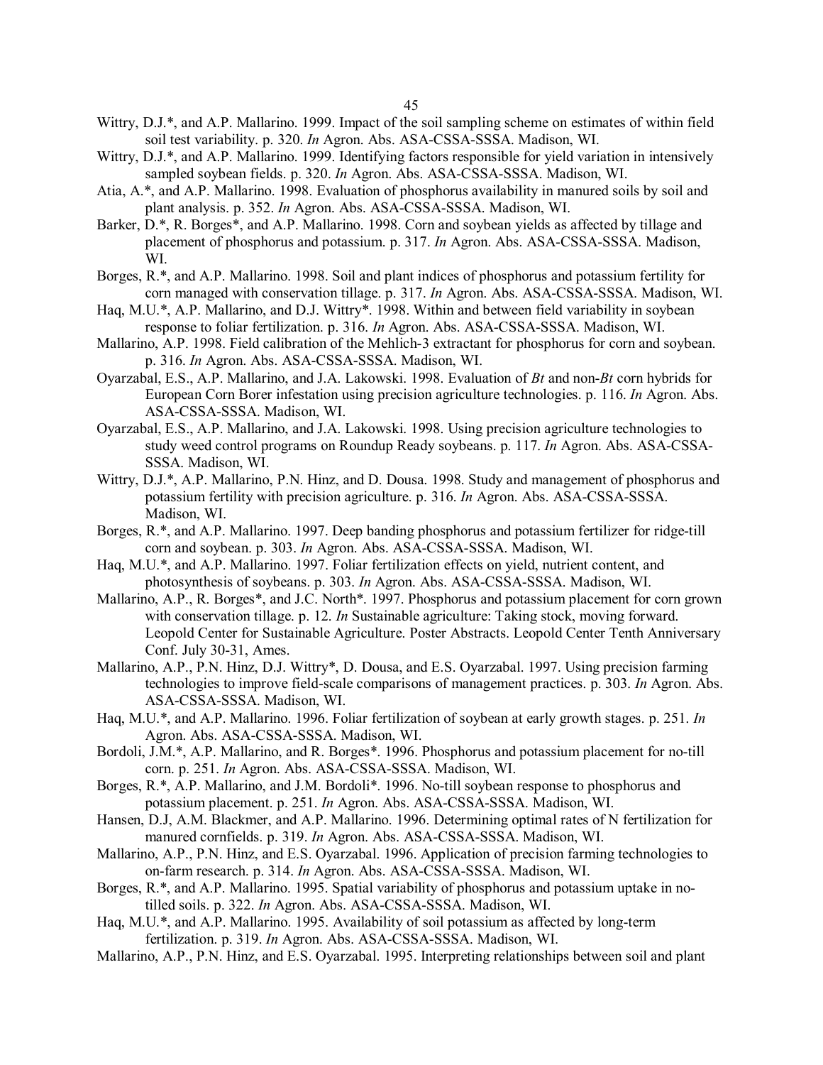Wittry, D.J.*, and A.P. Mallarino. 1999. Impact of the soil sampling scheme on estimates of within field soil test variability. p. 320. *In* Agron. Abs. ASA-CSSA-SSSA. Madison, WI.

Wittry, D.J.*, and A.P. Mallarino. 1999. Identifying factors responsible for yield variation in intensively sampled soybean fields. p. 320. *In* Agron. Abs. ASA-CSSA-SSSA. Madison, WI.

Atia, A.*, and A.P. Mallarino. 1998. Evaluation of phosphorus availability in manured soils by soil and plant analysis. p. 352. *In* Agron. Abs. ASA-CSSA-SSSA. Madison, WI.

Barker, D.*, R. Borges*, and A.P. Mallarino. 1998. Corn and soybean yields as affected by tillage and placement of phosphorus and potassium. p. 317. *In* Agron. Abs. ASA-CSSA-SSSA. Madison, WI.

Borges, R.*, and A.P. Mallarino. 1998. Soil and plant indices of phosphorus and potassium fertility for corn managed with conservation tillage. p. 317. *In* Agron. Abs. ASA-CSSA-SSSA. Madison, WI.

Haq, M.U.*, A.P. Mallarino, and D.J. Wittry*. 1998. Within and between field variability in soybean response to foliar fertilization. p. 316. *In* Agron. Abs. ASA-CSSA-SSSA. Madison, WI.

Mallarino, A.P. 1998. Field calibration of the Mehlich-3 extractant for phosphorus for corn and soybean. p. 316. *In* Agron. Abs. ASA-CSSA-SSSA. Madison, WI.

Oyarzabal, E.S., A.P. Mallarino, and J.A. Lakowski. 1998. Evaluation of *Bt* and non-*Bt* corn hybrids for European Corn Borer infestation using precision agriculture technologies. p. 116. *In* Agron. Abs. ASA-CSSA-SSSA. Madison, WI.

Oyarzabal, E.S., A.P. Mallarino, and J.A. Lakowski. 1998. Using precision agriculture technologies to study weed control programs on Roundup Ready soybeans. p. 117. *In* Agron. Abs. ASA-CSSA-SSSA. Madison, WI.

Wittry, D.J.*, A.P. Mallarino, P.N. Hinz, and D. Dousa. 1998. Study and management of phosphorus and potassium fertility with precision agriculture. p. 316. *In* Agron. Abs. ASA-CSSA-SSSA. Madison, WI.

Borges, R.*, and A.P. Mallarino. 1997. Deep banding phosphorus and potassium fertilizer for ridge-till corn and soybean. p. 303. *In* Agron. Abs. ASA-CSSA-SSSA. Madison, WI.

Haq, M.U.*, and A.P. Mallarino. 1997. Foliar fertilization effects on yield, nutrient content, and photosynthesis of soybeans. p. 303. *In* Agron. Abs. ASA-CSSA-SSSA. Madison, WI.

Mallarino, A.P., R. Borges*, and J.C. North*. 1997. Phosphorus and potassium placement for corn grown with conservation tillage. p. 12. *In* Sustainable agriculture: Taking stock, moving forward. Leopold Center for Sustainable Agriculture. Poster Abstracts. Leopold Center Tenth Anniversary Conf. July 30-31, Ames.

Mallarino, A.P., P.N. Hinz, D.J. Wittry*, D. Dousa, and E.S. Oyarzabal. 1997. Using precision farming technologies to improve field-scale comparisons of management practices. p. 303. *In* Agron. Abs. ASA-CSSA-SSSA. Madison, WI.

Haq, M.U.*, and A.P. Mallarino. 1996. Foliar fertilization of soybean at early growth stages. p. 251. *In* Agron. Abs. ASA-CSSA-SSSA. Madison, WI.

Bordoli, J.M.*, A.P. Mallarino, and R. Borges*. 1996. Phosphorus and potassium placement for no-till corn. p. 251. *In* Agron. Abs. ASA-CSSA-SSSA. Madison, WI.

Borges, R.*, A.P. Mallarino, and J.M. Bordoli*. 1996. No-till soybean response to phosphorus and potassium placement. p. 251. *In* Agron. Abs. ASA-CSSA-SSSA. Madison, WI.

Hansen, D.J, A.M. Blackmer, and A.P. Mallarino. 1996. Determining optimal rates of N fertilization for manured cornfields. p. 319. *In* Agron. Abs. ASA-CSSA-SSSA. Madison, WI.

Mallarino, A.P., P.N. Hinz, and E.S. Oyarzabal. 1996. Application of precision farming technologies to on-farm research. p. 314. *In* Agron. Abs. ASA-CSSA-SSSA. Madison, WI.

Borges, R.*, and A.P. Mallarino. 1995. Spatial variability of phosphorus and potassium uptake in no-tilled soils. p. 322. *In* Agron. Abs. ASA-CSSA-SSSA. Madison, WI.

Haq, M.U.*, and A.P. Mallarino. 1995. Availability of soil potassium as affected by long-term fertilization. p. 319. *In* Agron. Abs. ASA-CSSA-SSSA. Madison, WI.

Mallarino, A.P., P.N. Hinz, and E.S. Oyarzabal. 1995. Interpreting relationships between soil and plant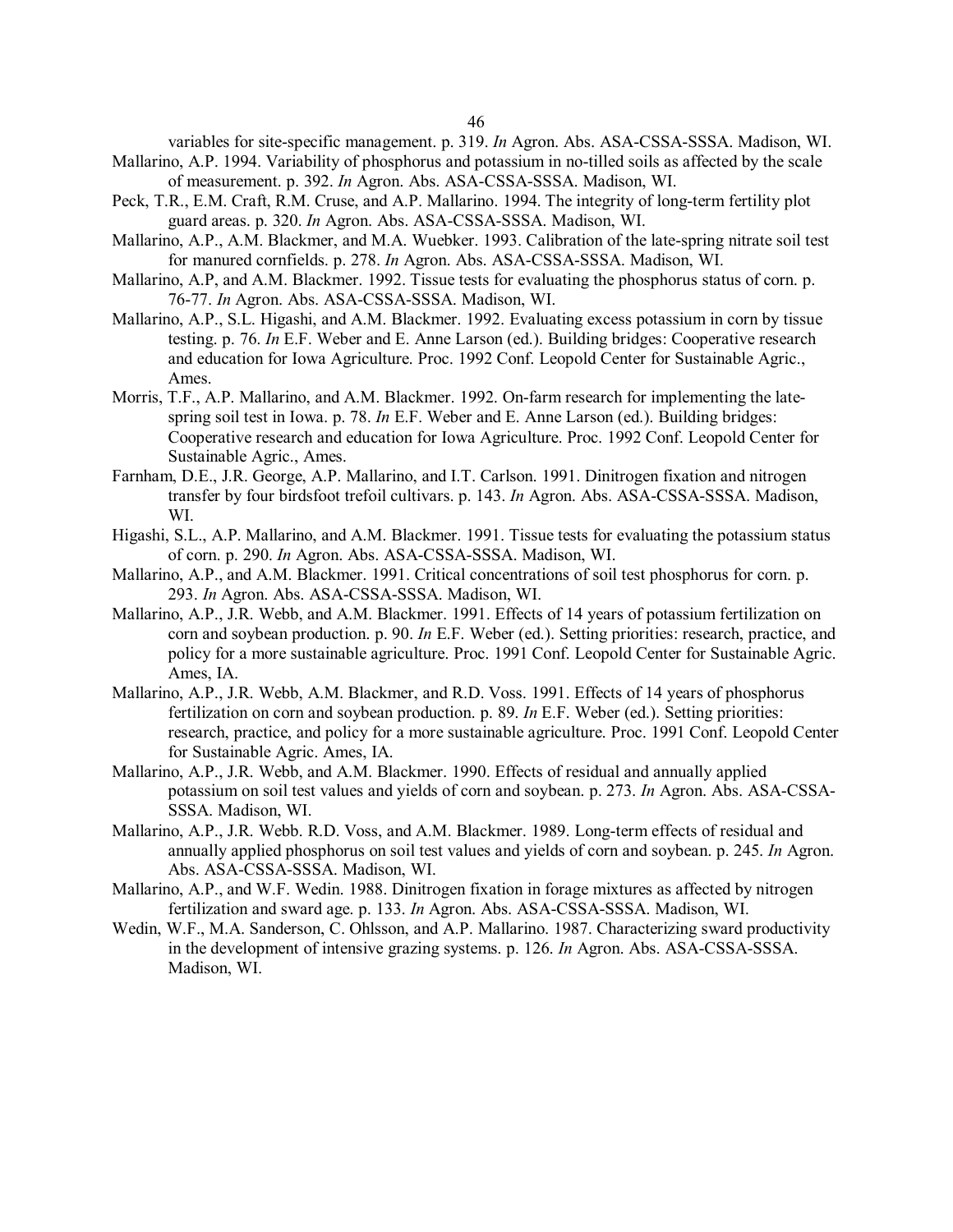variables for site-specific management. p. 319. *In* Agron. Abs. ASA-CSSA-SSSA. Madison, WI.

Mallarino, A.P. 1994. Variability of phosphorus and potassium in no-tilled soils as affected by the scale of measurement. p. 392. *In* Agron. Abs. ASA-CSSA-SSSA. Madison, WI.

Peck, T.R., E.M. Craft, R.M. Cruse, and A.P. Mallarino. 1994. The integrity of long-term fertility plot guard areas. p. 320. *In* Agron. Abs. ASA-CSSA-SSSA. Madison, WI.

Mallarino, A.P., A.M. Blackmer, and M.A. Wuebker. 1993. Calibration of the late-spring nitrate soil test for manured cornfields. p. 278. *In* Agron. Abs. ASA-CSSA-SSSA. Madison, WI.

Mallarino, A.P, and A.M. Blackmer. 1992. Tissue tests for evaluating the phosphorus status of corn. p. 76-77. *In* Agron. Abs. ASA-CSSA-SSSA. Madison, WI.

Mallarino, A.P., S.L. Higashi, and A.M. Blackmer. 1992. Evaluating excess potassium in corn by tissue testing. p. 76. *In* E.F. Weber and E. Anne Larson (ed.). Building bridges: Cooperative research and education for Iowa Agriculture. Proc. 1992 Conf. Leopold Center for Sustainable Agric., Ames.

Morris, T.F., A.P. Mallarino, and A.M. Blackmer. 1992. On-farm research for implementing the late-spring soil test in Iowa. p. 78. *In* E.F. Weber and E. Anne Larson (ed.). Building bridges: Cooperative research and education for Iowa Agriculture. Proc. 1992 Conf. Leopold Center for Sustainable Agric., Ames.

Farnham, D.E., J.R. George, A.P. Mallarino, and I.T. Carlson. 1991. Dinitrogen fixation and nitrogen transfer by four birdsfoot trefoil cultivars. p. 143. *In* Agron. Abs. ASA-CSSA-SSSA. Madison, WI.

Higashi, S.L., A.P. Mallarino, and A.M. Blackmer. 1991. Tissue tests for evaluating the potassium status of corn. p. 290. *In* Agron. Abs. ASA-CSSA-SSSA. Madison, WI.

Mallarino, A.P., and A.M. Blackmer. 1991. Critical concentrations of soil test phosphorus for corn. p. 293. *In* Agron. Abs. ASA-CSSA-SSSA. Madison, WI.

Mallarino, A.P., J.R. Webb, and A.M. Blackmer. 1991. Effects of 14 years of potassium fertilization on corn and soybean production. p. 90. *In* E.F. Weber (ed.). Setting priorities: research, practice, and policy for a more sustainable agriculture. Proc. 1991 Conf. Leopold Center for Sustainable Agric. Ames, IA.

Mallarino, A.P., J.R. Webb, A.M. Blackmer, and R.D. Voss. 1991. Effects of 14 years of phosphorus fertilization on corn and soybean production. p. 89. *In* E.F. Weber (ed.). Setting priorities: research, practice, and policy for a more sustainable agriculture. Proc. 1991 Conf. Leopold Center for Sustainable Agric. Ames, IA.

Mallarino, A.P., J.R. Webb, and A.M. Blackmer. 1990. Effects of residual and annually applied potassium on soil test values and yields of corn and soybean. p. 273. *In* Agron. Abs. ASA-CSSA-SSSA. Madison, WI.

Mallarino, A.P., J.R. Webb. R.D. Voss, and A.M. Blackmer. 1989. Long-term effects of residual and annually applied phosphorus on soil test values and yields of corn and soybean. p. 245. *In* Agron. Abs. ASA-CSSA-SSSA. Madison, WI.

Mallarino, A.P., and W.F. Wedin. 1988. Dinitrogen fixation in forage mixtures as affected by nitrogen fertilization and sward age. p. 133. *In* Agron. Abs. ASA-CSSA-SSSA. Madison, WI.

Wedin, W.F., M.A. Sanderson, C. Ohlsson, and A.P. Mallarino. 1987. Characterizing sward productivity in the development of intensive grazing systems. p. 126. *In* Agron. Abs. ASA-CSSA-SSSA. Madison, WI.